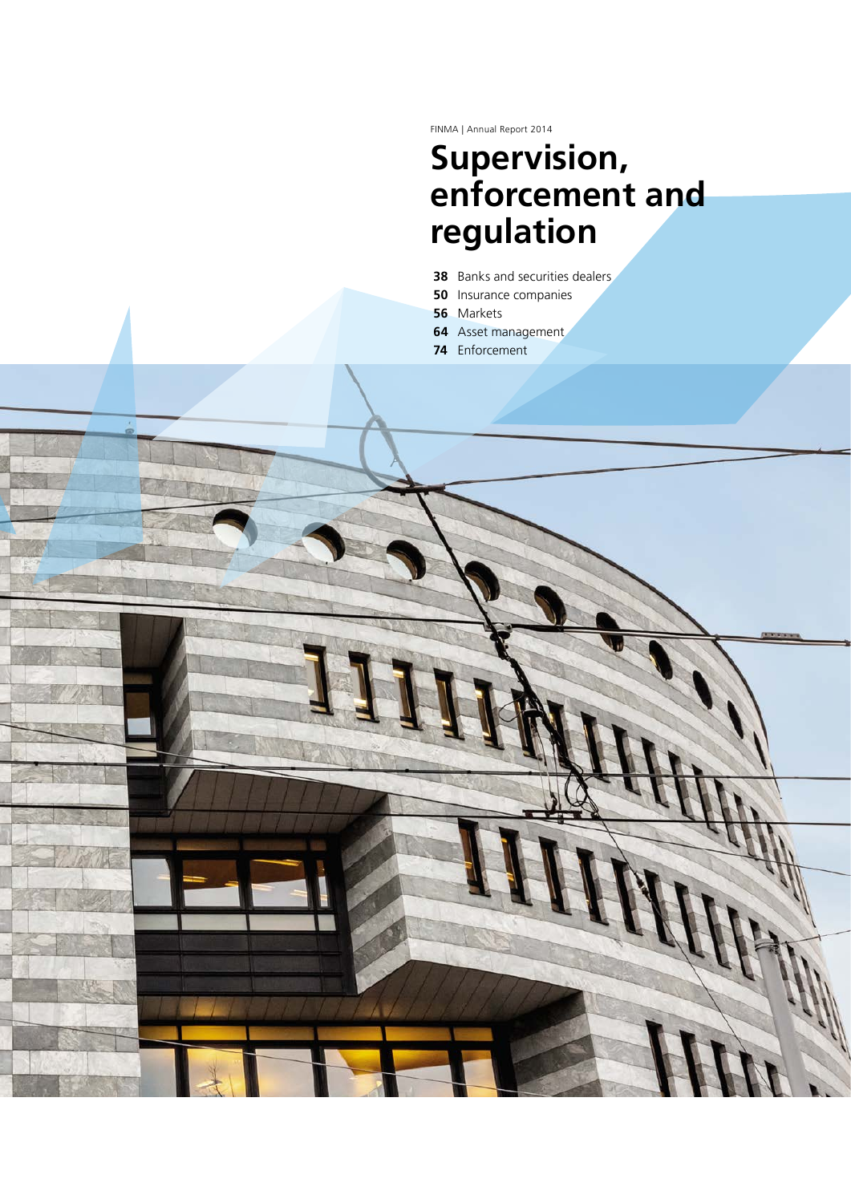# Supervision, enforcement and regulation

- **38** Banks and securities dealers
- **50** Insurance companies
- **56** Markets
- **64** Asset management
- **74** Enforcement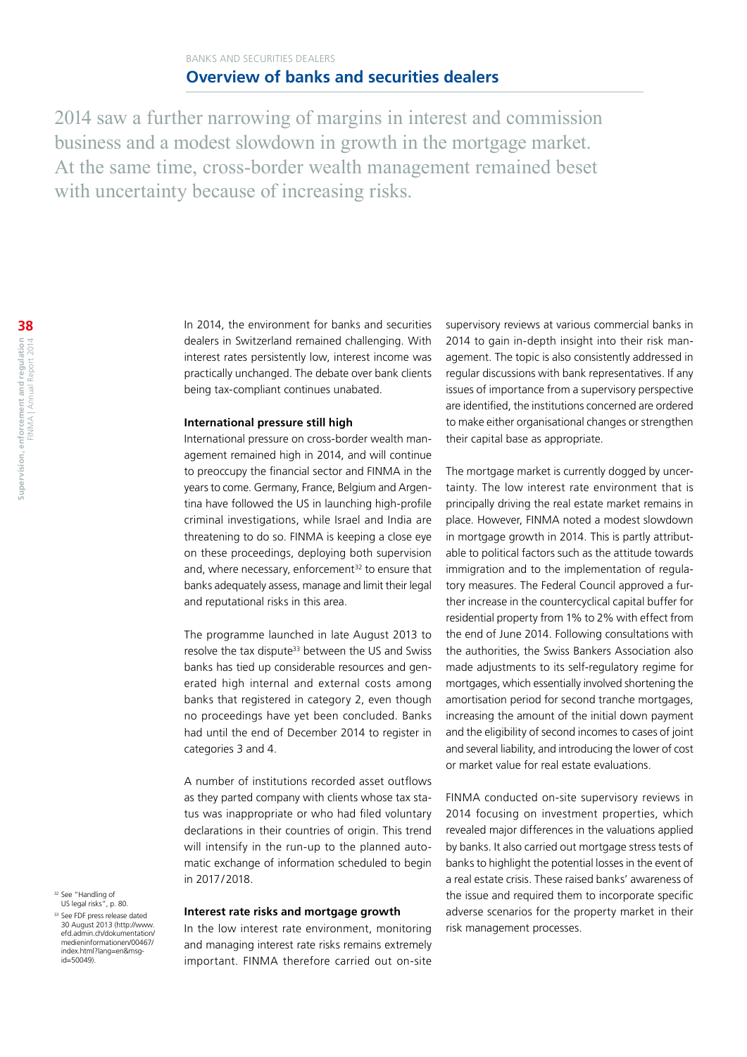## Overview of banks and securities dealers

2014 saw a further narrowing of margins in interest and commission business and a modest slowdown in growth in the mortgage market. At the same time, cross-border wealth management remained beset with uncertainty because of increasing risks.

In 2014, the environment for banks and securities dealers in Switzerland remained challenging. With interest rates persistently low, interest income was practically unchanged. The debate over bank clients being tax-compliant continues unabated.

**International pressure still high**

International pressure on cross-border wealth management remained high in 2014, and will continue to preoccupy the financial sector and FINMA in the years to come. Germany, France, Belgium and Argentina have followed the US in launching high-profile criminal investigations, while Israel and India are threatening to do so. FINMA is keeping a close eye on these proceedings, deploying both supervision and, where necessary, enforcement[32] to ensure that banks adequately assess, manage and limit their legal and reputational risks in this area.

The programme launched in late August 2013 to resolve the tax dispute[33] between the US and Swiss banks has tied up considerable resources and generated high internal and external costs among banks that registered in category 2, even though no proceedings have yet been concluded. Banks had until the end of December 2014 to register in categories 3 and 4.

A number of institutions recorded asset outflows as they parted company with clients whose tax status was inappropriate or who had filed voluntary declarations in their countries of origin. This trend will intensify in the run-up to the planned automatic exchange of information scheduled to begin in 2017/2018.

**Interest rate risks and mortgage growth**

In the low interest rate environment, monitoring and managing interest rate risks remains extremely important. FINMA therefore carried out on-site supervisory reviews at various commercial banks in 2014 to gain in-depth insight into their risk management. The topic is also consistently addressed in regular discussions with bank representatives. If any issues of importance from a supervisory perspective are identified, the institutions concerned are ordered to make either organisational changes or strengthen their capital base as appropriate.

The mortgage market is currently dogged by uncertainty. The low interest rate environment that is principally driving the real estate market remains in place. However, FINMA noted a modest slowdown in mortgage growth in 2014. This is partly attributable to political factors such as the attitude towards immigration and to the implementation of regulatory measures. The Federal Council approved a further increase in the countercyclical capital buffer for residential property from 1% to 2% with effect from the end of June 2014. Following consultations with the authorities, the Swiss Bankers Association also made adjustments to its self-regulatory regime for mortgages, which essentially involved shortening the amortisation period for second tranche mortgages, increasing the amount of the initial down payment and the eligibility of second incomes to cases of joint and several liability, and introducing the lower of cost or market value for real estate evaluations.

FINMA conducted on-site supervisory reviews in 2014 focusing on investment properties, which revealed major differences in the valuations applied by banks. It also carried out mortgage stress tests of banks to highlight the potential losses in the event of a real estate crisis. These raised banks' awareness of the issue and required them to incorporate specific adverse scenarios for the property market in their risk management processes.

[32] See "Handling of US legal risks", p. 80.

[33] See FDF press release dated 30 August 2013 (http://www.efd.admin.ch/dokumentation/medieninformationen/00467/index.html?lang=en&msg-id=50049).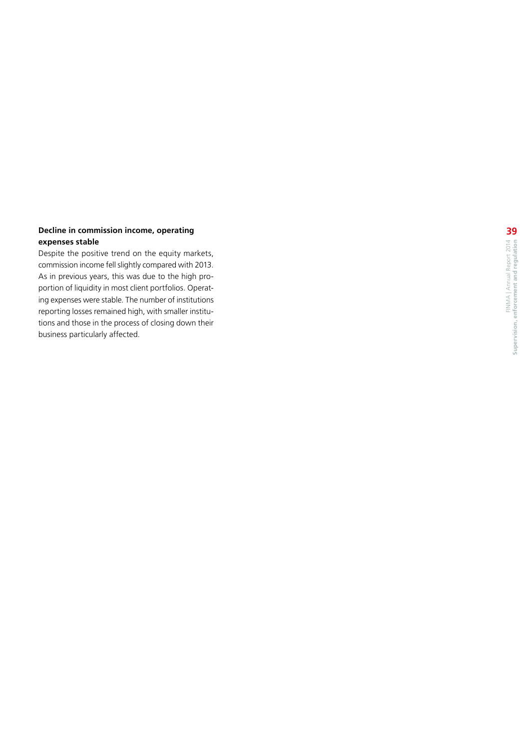### Decline in commission income, operating expenses stable

Despite the positive trend on the equity markets, commission income fell slightly compared with 2013. As in previous years, this was due to the high proportion of liquidity in most client portfolios. Operating expenses were stable. The number of institutions reporting losses remained high, with smaller institutions and those in the process of closing down their business particularly affected.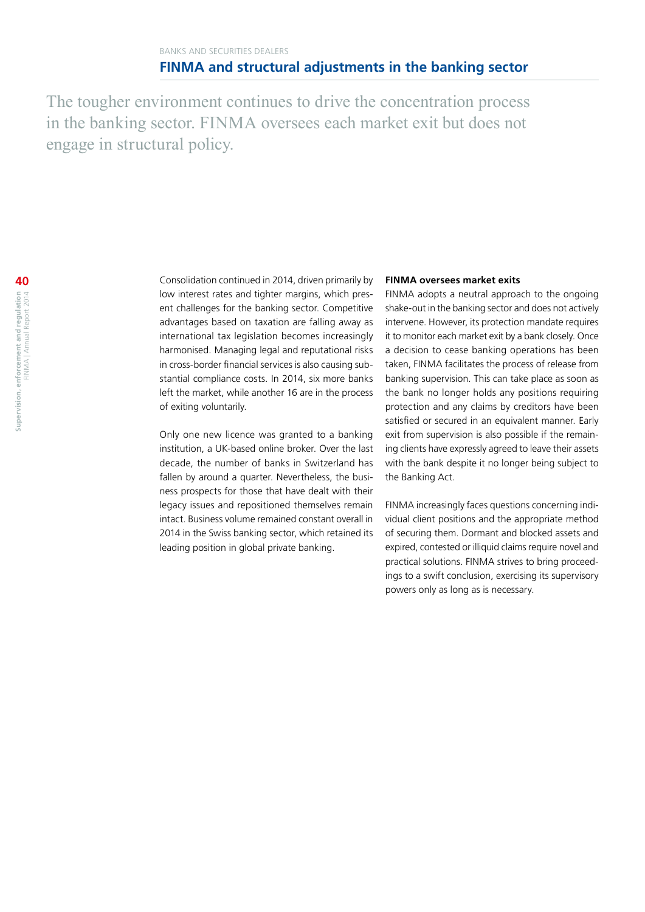BANKS AND SECURITIES DEALERS

## FINMA and structural adjustments in the banking sector

The tougher environment continues to drive the concentration process in the banking sector. FINMA oversees each market exit but does not engage in structural policy.

Consolidation continued in 2014, driven primarily by low interest rates and tighter margins, which present challenges for the banking sector. Competitive advantages based on taxation are falling away as international tax legislation becomes increasingly harmonised. Managing legal and reputational risks in cross-border financial services is also causing substantial compliance costs. In 2014, six more banks left the market, while another 16 are in the process of exiting voluntarily.

Only one new licence was granted to a banking institution, a UK-based online broker. Over the last decade, the number of banks in Switzerland has fallen by around a quarter. Nevertheless, the business prospects for those that have dealt with their legacy issues and repositioned themselves remain intact. Business volume remained constant overall in 2014 in the Swiss banking sector, which retained its leading position in global private banking.

**FINMA oversees market exits**

FINMA adopts a neutral approach to the ongoing shake-out in the banking sector and does not actively intervene. However, its protection mandate requires it to monitor each market exit by a bank closely. Once a decision to cease banking operations has been taken, FINMA facilitates the process of release from banking supervision. This can take place as soon as the bank no longer holds any positions requiring protection and any claims by creditors have been satisfied or secured in an equivalent manner. Early exit from supervision is also possible if the remaining clients have expressly agreed to leave their assets with the bank despite it no longer being subject to the Banking Act.

FINMA increasingly faces questions concerning individual client positions and the appropriate method of securing them. Dormant and blocked assets and expired, contested or illiquid claims require novel and practical solutions. FINMA strives to bring proceedings to a swift conclusion, exercising its supervisory powers only as long as is necessary.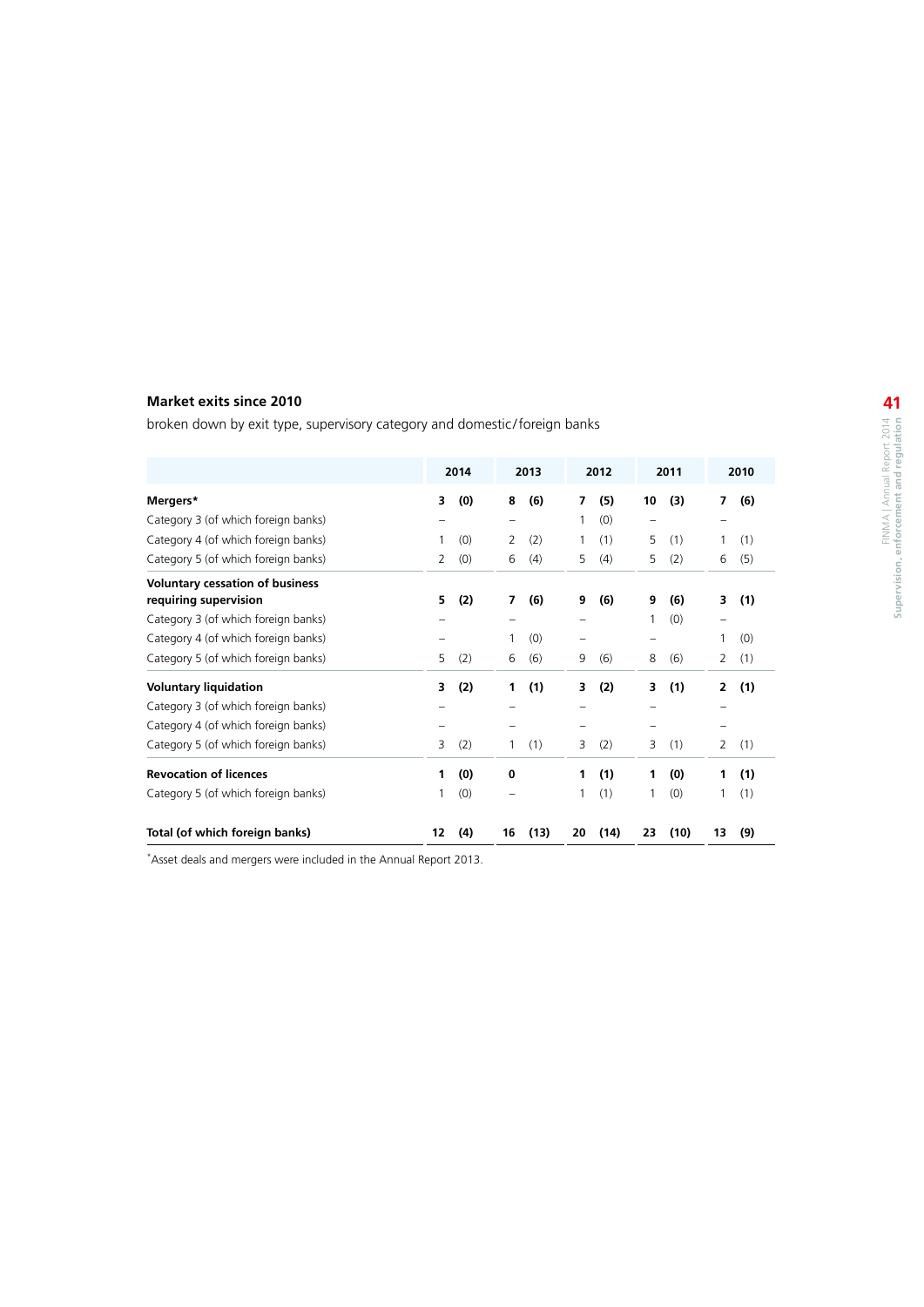**Market exits since 2010**

broken down by exit type, supervisory category and domestic/foreign banks

| | 2014 | | 2013 | | 2012 | | 2011 | | 2010 | |
|---|---|---|---|---|---|---|---|---|---|---|
| **Mergers*** | **3** | **(0)** | **8** | **(6)** | **7** | **(5)** | **10** | **(3)** | **7** | **(6)** |
| Category 3 (of which foreign banks) | – | | – | | 1 | (0) | – | | – | |
| Category 4 (of which foreign banks) | 1 | (0) | 2 | (2) | 1 | (1) | 5 | (1) | 1 | (1) |
| Category 5 (of which foreign banks) | 2 | (0) | 6 | (4) | 5 | (4) | 5 | (2) | 6 | (5) |
| **Voluntary cessation of business requiring supervision** | **5** | **(2)** | **7** | **(6)** | **9** | **(6)** | **9** | **(6)** | **3** | **(1)** |
| Category 3 (of which foreign banks) | – | | – | | – | | 1 | (0) | – | |
| Category 4 (of which foreign banks) | – | | 1 | (0) | – | | – | | 1 | (0) |
| Category 5 (of which foreign banks) | 5 | (2) | 6 | (6) | 9 | (6) | 8 | (6) | 2 | (1) |
| **Voluntary liquidation** | **3** | **(2)** | **1** | **(1)** | **3** | **(2)** | **3** | **(1)** | **2** | **(1)** |
| Category 3 (of which foreign banks) | – | | – | | – | | – | | – | |
| Category 4 (of which foreign banks) | – | | – | | – | | – | | – | |
| Category 5 (of which foreign banks) | 3 | (2) | 1 | (1) | 3 | (2) | 3 | (1) | 2 | (1) |
| **Revocation of licences** | **1** | **(0)** | **0** | | **1** | **(1)** | **1** | **(0)** | **1** | **(1)** |
| Category 5 (of which foreign banks) | 1 | (0) | – | | 1 | (1) | 1 | (0) | 1 | (1) |
| **Total (of which foreign banks)** | **12** | **(4)** | **16** | **(13)** | **20** | **(14)** | **23** | **(10)** | **13** | **(9)** |

*Asset deals and mergers were included in the Annual Report 2013.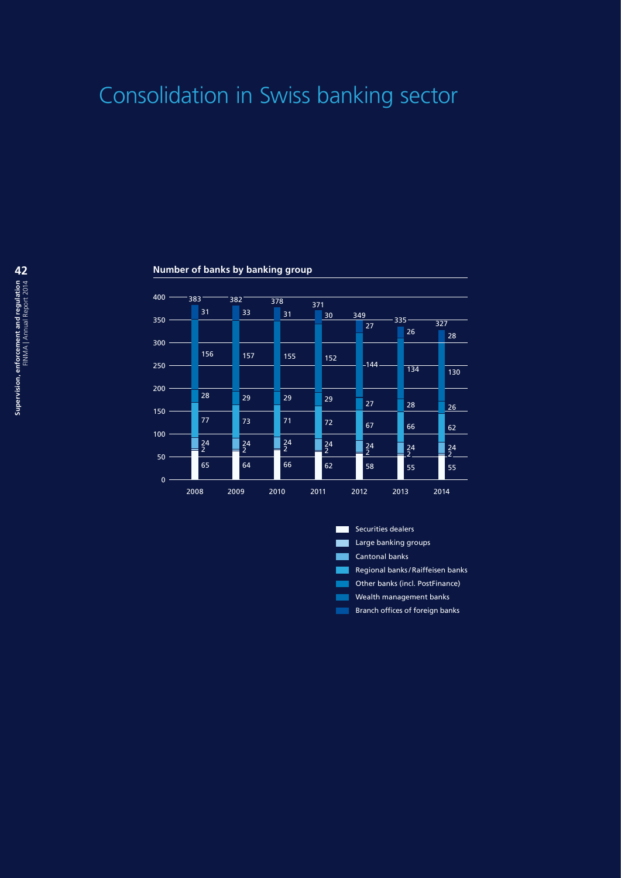# Consolidation in Swiss banking sector

### Number of banks by banking group

| | 2008 | 2009 | 2010 | 2011 | 2012 | 2013 | 2014 |
|---|---|---|---|---|---|---|---|
| Branch offices of foreign banks | 31 | 33 | 31 | 30 | 27 | 26 | 28 |
| Wealth management banks | 156 | 157 | 155 | 152 | 144 | 134 | 130 |
| Other banks (incl. PostFinance) | 28 | 29 | 29 | 29 | 27 | 28 | 26 |
| Regional banks / Raiffeisen banks | 77 | 73 | 71 | 72 | 67 | 66 | 62 |
| Cantonal banks | 24 | 24 | 24 | 24 | 24 | 24 | 24 |
| Large banking groups | 2 | 2 | 2 | 2 | 2 | 2 | 2 |
| Securities dealers | 65 | 64 | 66 | 62 | 58 | 55 | 55 |
| Total | 383 | 382 | 378 | 371 | 349 | 335 | 327 |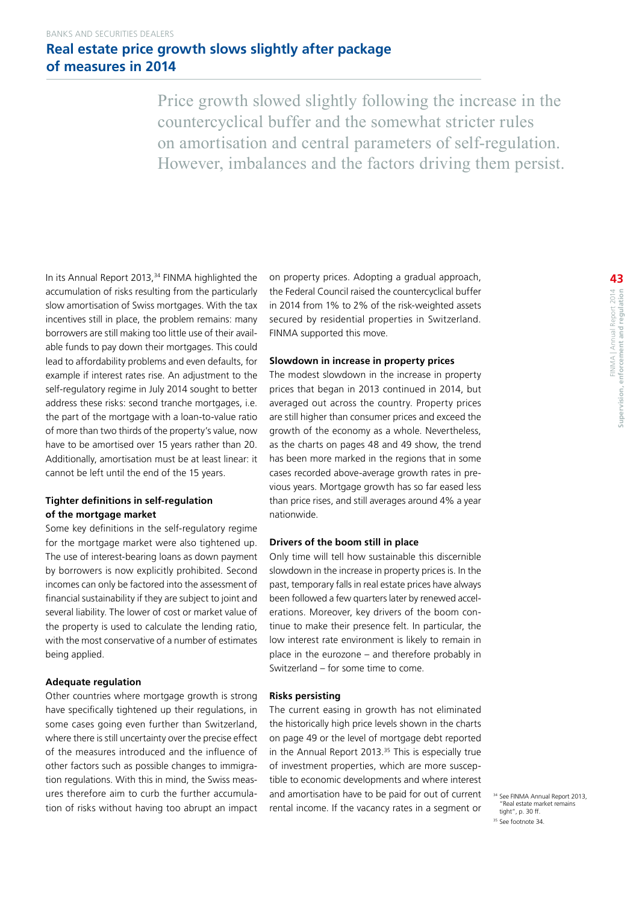## Real estate price growth slows slightly after package of measures in 2014

Price growth slowed slightly following the increase in the countercyclical buffer and the somewhat stricter rules on amortisation and central parameters of self-regulation. However, imbalances and the factors driving them persist.

In its Annual Report 2013,[34] FINMA highlighted the accumulation of risks resulting from the particularly slow amortisation of Swiss mortgages. With the tax incentives still in place, the problem remains: many borrowers are still making too little use of their available funds to pay down their mortgages. This could lead to affordability problems and even defaults, for example if interest rates rise. An adjustment to the self-regulatory regime in July 2014 sought to better address these risks: second tranche mortgages, i.e. the part of the mortgage with a loan-to-value ratio of more than two thirds of the property's value, now have to be amortised over 15 years rather than 20. Additionally, amortisation must be at least linear: it cannot be left until the end of the 15 years.

### Tighter definitions in self-regulation of the mortgage market

Some key definitions in the self-regulatory regime for the mortgage market were also tightened up. The use of interest-bearing loans as down payment by borrowers is now explicitly prohibited. Second incomes can only be factored into the assessment of financial sustainability if they are subject to joint and several liability. The lower of cost or market value of the property is used to calculate the lending ratio, with the most conservative of a number of estimates being applied.

### Adequate regulation

Other countries where mortgage growth is strong have specifically tightened up their regulations, in some cases going even further than Switzerland, where there is still uncertainty over the precise effect of the measures introduced and the influence of other factors such as possible changes to immigration regulations. With this in mind, the Swiss measures therefore aim to curb the further accumulation of risks without having too abrupt an impact on property prices. Adopting a gradual approach, the Federal Council raised the countercyclical buffer in 2014 from 1% to 2% of the risk-weighted assets secured by residential properties in Switzerland. FINMA supported this move.

### Slowdown in increase in property prices

The modest slowdown in the increase in property prices that began in 2013 continued in 2014, but averaged out across the country. Property prices are still higher than consumer prices and exceed the growth of the economy as a whole. Nevertheless, as the charts on pages 48 and 49 show, the trend has been more marked in the regions that in some cases recorded above-average growth rates in previous years. Mortgage growth has so far eased less than price rises, and still averages around 4% a year nationwide.

### Drivers of the boom still in place

Only time will tell how sustainable this discernible slowdown in the increase in property prices is. In the past, temporary falls in real estate prices have always been followed a few quarters later by renewed accelerations. Moreover, key drivers of the boom continue to make their presence felt. In particular, the low interest rate environment is likely to remain in place in the eurozone – and therefore probably in Switzerland – for some time to come.

### Risks persisting

The current easing in growth has not eliminated the historically high price levels shown in the charts on page 49 or the level of mortgage debt reported in the Annual Report 2013.[35] This is especially true of investment properties, which are more susceptible to economic developments and where interest and amortisation have to be paid for out of current rental income. If the vacancy rates in a segment or

[34] See FINMA Annual Report 2013, "Real estate market remains tight", p. 30 ff.

[35] See footnote 34.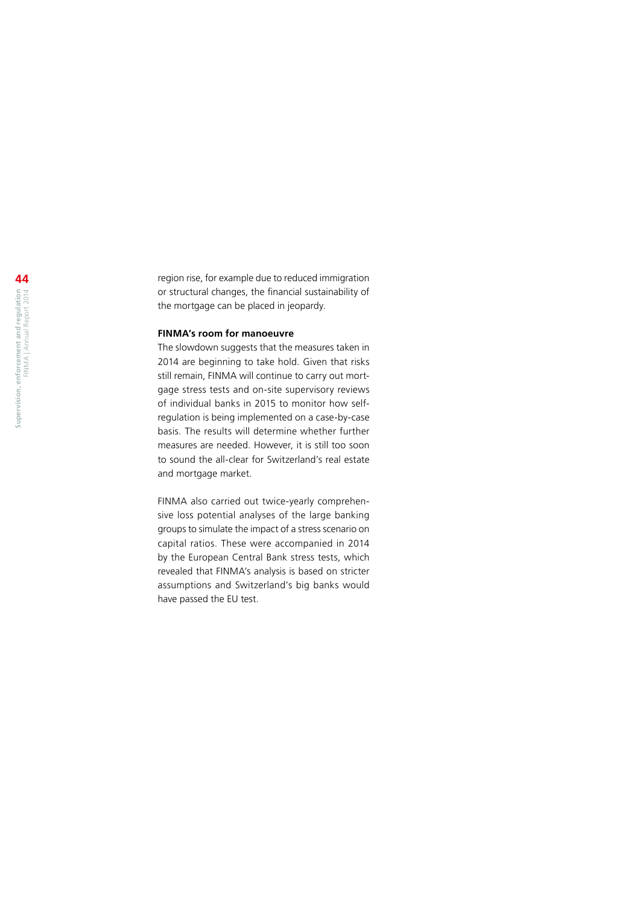region rise, for example due to reduced immigration or structural changes, the financial sustainability of the mortgage can be placed in jeopardy.

**FINMA's room for manoeuvre**

The slowdown suggests that the measures taken in 2014 are beginning to take hold. Given that risks still remain, FINMA will continue to carry out mortgage stress tests and on-site supervisory reviews of individual banks in 2015 to monitor how self-regulation is being implemented on a case-by-case basis. The results will determine whether further measures are needed. However, it is still too soon to sound the all-clear for Switzerland's real estate and mortgage market.

FINMA also carried out twice-yearly comprehensive loss potential analyses of the large banking groups to simulate the impact of a stress scenario on capital ratios. These were accompanied in 2014 by the European Central Bank stress tests, which revealed that FINMA's analysis is based on stricter assumptions and Switzerland's big banks would have passed the EU test.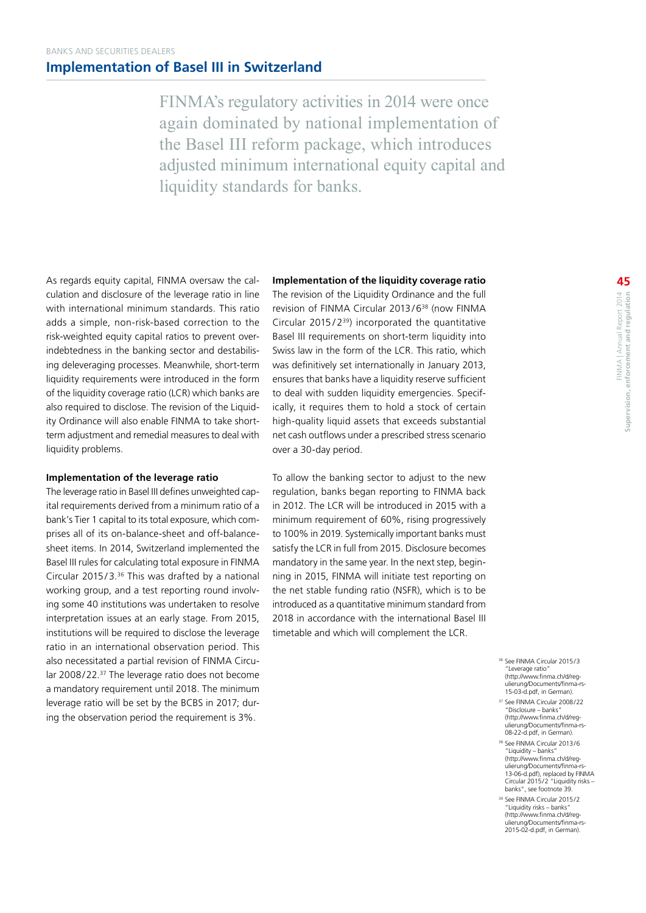BANKS AND SECURITIES DEALERS

# Implementation of Basel III in Switzerland

FINMA's regulatory activities in 2014 were once again dominated by national implementation of the Basel III reform package, which introduces adjusted minimum international equity capital and liquidity standards for banks.

As regards equity capital, FINMA oversaw the calculation and disclosure of the leverage ratio in line with international minimum standards. This ratio adds a simple, non-risk-based correction to the risk-weighted equity capital ratios to prevent over-indebtedness in the banking sector and destabilising deleveraging processes. Meanwhile, short-term liquidity requirements were introduced in the form of the liquidity coverage ratio (LCR) which banks are also required to disclose. The revision of the Liquidity Ordinance will also enable FINMA to take short-term adjustment and remedial measures to deal with liquidity problems.

**Implementation of the leverage ratio**

The leverage ratio in Basel III defines unweighted capital requirements derived from a minimum ratio of a bank's Tier 1 capital to its total exposure, which comprises all of its on-balance-sheet and off-balance-sheet items. In 2014, Switzerland implemented the Basel III rules for calculating total exposure in FINMA Circular 2015/3.[36] This was drafted by a national working group, and a test reporting round involving some 40 institutions was undertaken to resolve interpretation issues at an early stage. From 2015, institutions will be required to disclose the leverage ratio in an international observation period. This also necessitated a partial revision of FINMA Circular 2008/22.[37] The leverage ratio does not become a mandatory requirement until 2018. The minimum leverage ratio will be set by the BCBS in 2017; during the observation period the requirement is 3%.

**Implementation of the liquidity coverage ratio**

The revision of the Liquidity Ordinance and the full revision of FINMA Circular 2013/6[38] (now FINMA Circular 2015/2[39]) incorporated the quantitative Basel III requirements on short-term liquidity into Swiss law in the form of the LCR. This ratio, which was definitively set internationally in January 2013, ensures that banks have a liquidity reserve sufficient to deal with sudden liquidity emergencies. Specifically, it requires them to hold a stock of certain high-quality liquid assets that exceeds substantial net cash outflows under a prescribed stress scenario over a 30-day period.

To allow the banking sector to adjust to the new regulation, banks began reporting to FINMA back in 2012. The LCR will be introduced in 2015 with a minimum requirement of 60%, rising progressively to 100% in 2019. Systemically important banks must satisfy the LCR in full from 2015. Disclosure becomes mandatory in the same year. In the next step, beginning in 2015, FINMA will initiate test reporting on the net stable funding ratio (NSFR), which is to be introduced as a quantitative minimum standard from 2018 in accordance with the international Basel III timetable and which will complement the LCR.

[36] See FINMA Circular 2015/3 "Leverage ratio" (http://www.finma.ch/d/regulierung/Documents/finma-rs-15-03-d.pdf, in German).

[37] See FINMA Circular 2008/22 "Disclosure – banks" (http://www.finma.ch/d/regulierung/Documents/finma-rs-08-22-d.pdf, in German).

[38] See FINMA Circular 2013/6 "Liquidity – banks" (http://www.finma.ch/d/regulierung/Documents/finma-rs-13-06-d.pdf), replaced by FINMA Circular 2015/2 "Liquidity risks – banks", see footnote 39.

[39] See FINMA Circular 2015/2 "Liquidity risks – banks" (http://www.finma.ch/d/regulierung/Documents/finma-rs-2015-02-d.pdf, in German).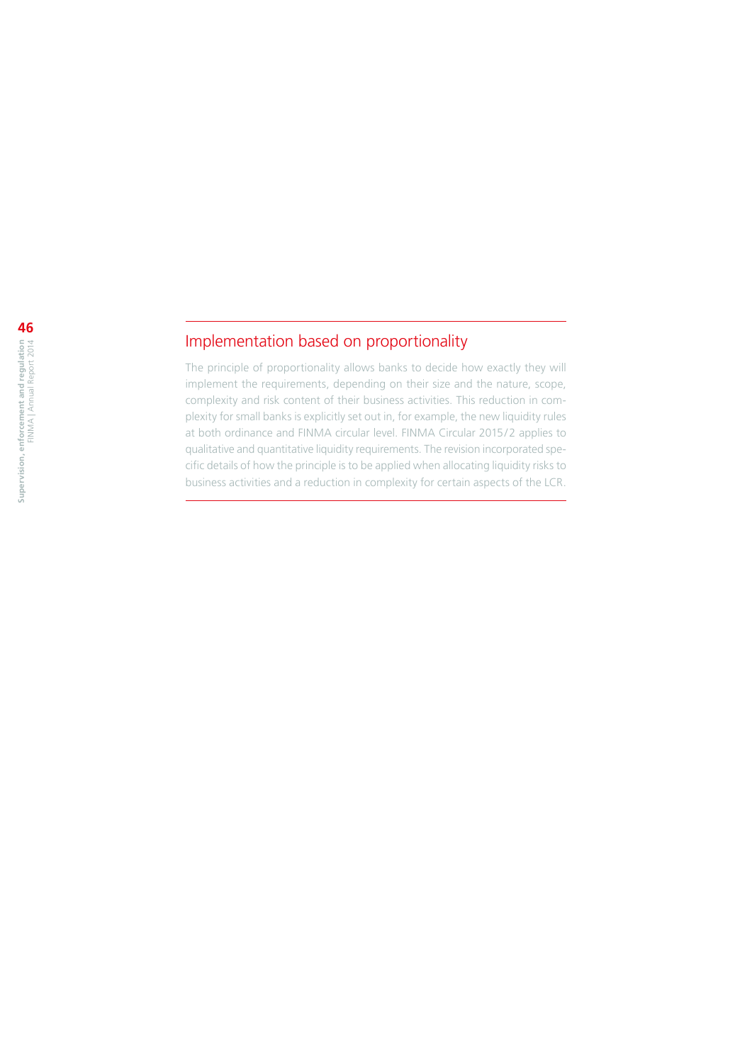## Implementation based on proportionality

The principle of proportionality allows banks to decide how exactly they will implement the requirements, depending on their size and the nature, scope, complexity and risk content of their business activities. This reduction in complexity for small banks is explicitly set out in, for example, the new liquidity rules at both ordinance and FINMA circular level. FINMA Circular 2015/2 applies to qualitative and quantitative liquidity requirements. The revision incorporated specific details of how the principle is to be applied when allocating liquidity risks to business activities and a reduction in complexity for certain aspects of the LCR.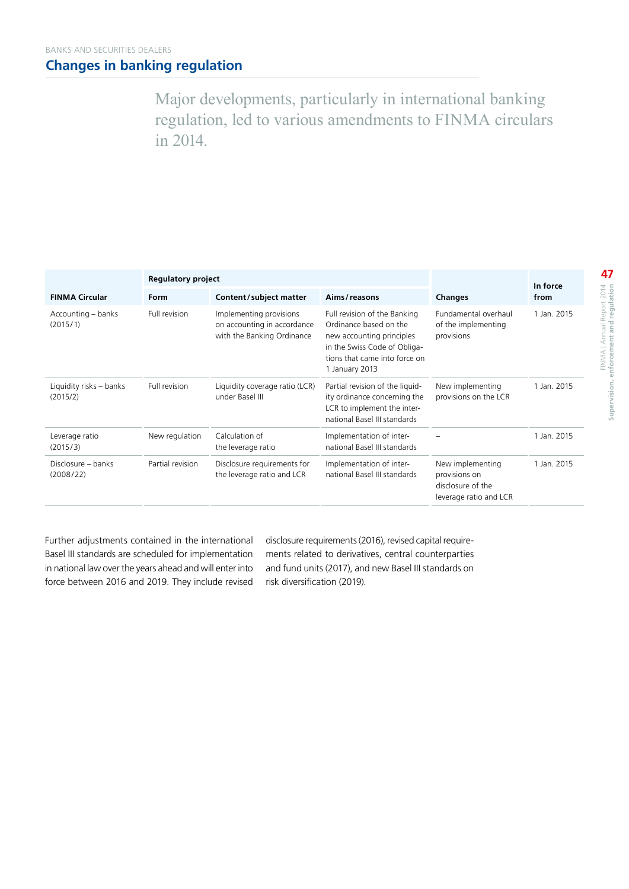BANKS AND SECURITIES DEALERS

## Changes in banking regulation

Major developments, particularly in international banking regulation, led to various amendments to FINMA circulars in 2014.

| FINMA Circular | Regulatory project | | | Changes | In force from |
|---|---|---|---|---|---|
| | Form | Content/subject matter | Aims/reasons | | |
| Accounting – banks (2015/1) | Full revision | Implementing provisions on accounting in accordance with the Banking Ordinance | Full revision of the Banking Ordinance based on the new accounting principles in the Swiss Code of Obligations that came into force on 1 January 2013 | Fundamental overhaul of the implementing provisions | 1 Jan. 2015 |
| Liquidity risks – banks (2015/2) | Full revision | Liquidity coverage ratio (LCR) under Basel III | Partial revision of the liquidity ordinance concerning the LCR to implement the international Basel III standards | New implementing provisions on the LCR | 1 Jan. 2015 |
| Leverage ratio (2015/3) | New regulation | Calculation of the leverage ratio | Implementation of international Basel III standards | – | 1 Jan. 2015 |
| Disclosure – banks (2008/22) | Partial revision | Disclosure requirements for the leverage ratio and LCR | Implementation of international Basel III standards | New implementing provisions on disclosure of the leverage ratio and LCR | 1 Jan. 2015 |

Further adjustments contained in the international Basel III standards are scheduled for implementation in national law over the years ahead and will enter into force between 2016 and 2019. They include revised disclosure requirements (2016), revised capital requirements related to derivatives, central counterparties and fund units (2017), and new Basel III standards on risk diversification (2019).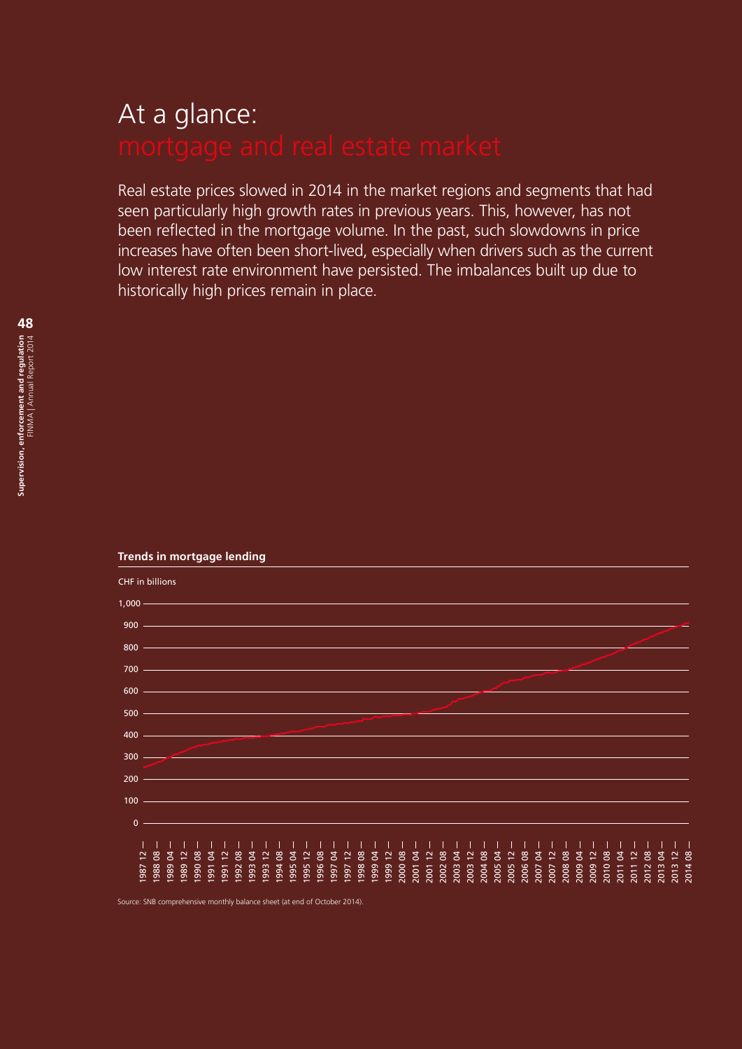# At a glance: mortgage and real estate market

Real estate prices slowed in 2014 in the market regions and segments that had seen particularly high growth rates in previous years. This, however, has not been reflected in the mortgage volume. In the past, such slowdowns in price increases have often been short-lived, especially when drivers such as the current low interest rate environment have persisted. The imbalances built up due to historically high prices remain in place.

**Trends in mortgage lending**

CHF in billions

Source: SNB comprehensive monthly balance sheet (at end of October 2014).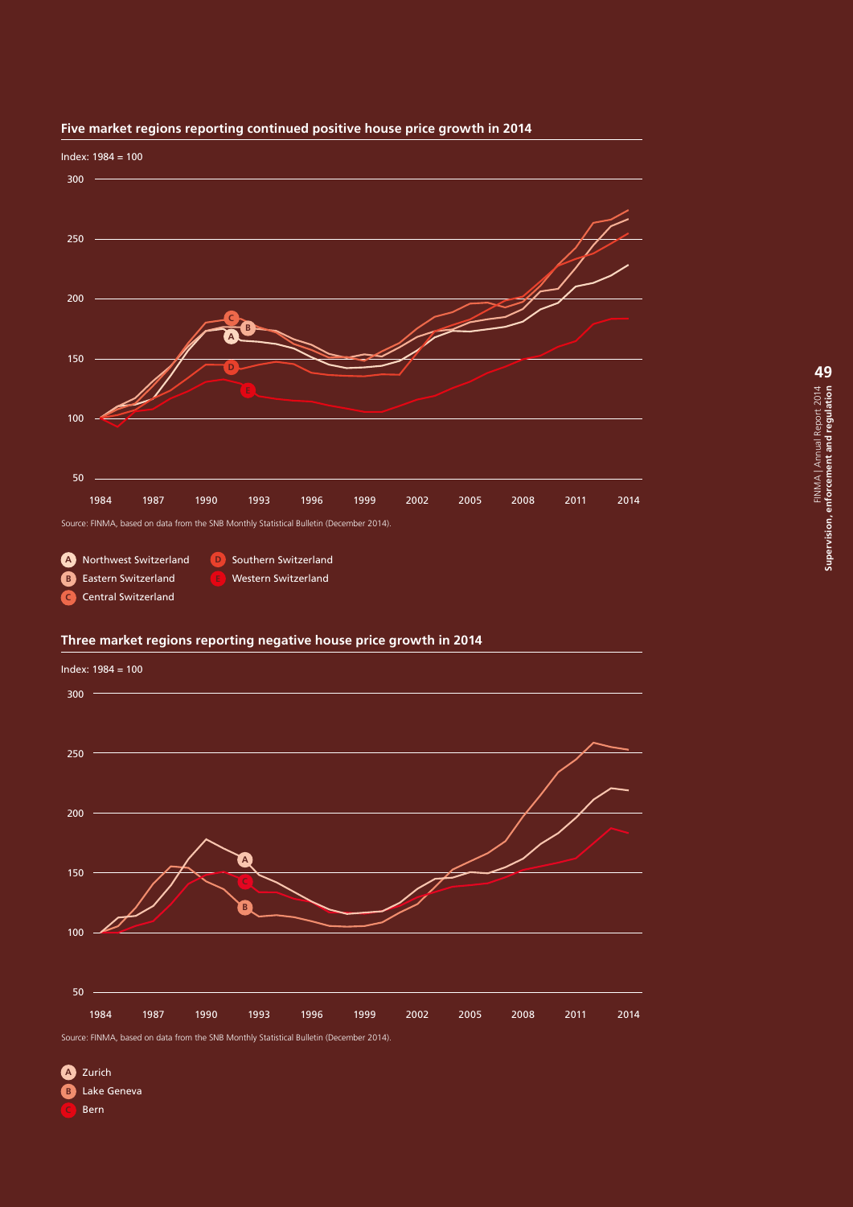**Five market regions reporting continued positive house price growth in 2014**

Index: 1984 = 100

Source: FINMA, based on data from the SNB Monthly Statistical Bulletin (December 2014).

A Northwest Switzerland
B Eastern Switzerland
C Central Switzerland
D Southern Switzerland
E Western Switzerland

**Three market regions reporting negative house price growth in 2014**

Index: 1984 = 100

Source: FINMA, based on data from the SNB Monthly Statistical Bulletin (December 2014).

A Zurich
B Lake Geneva
C Bern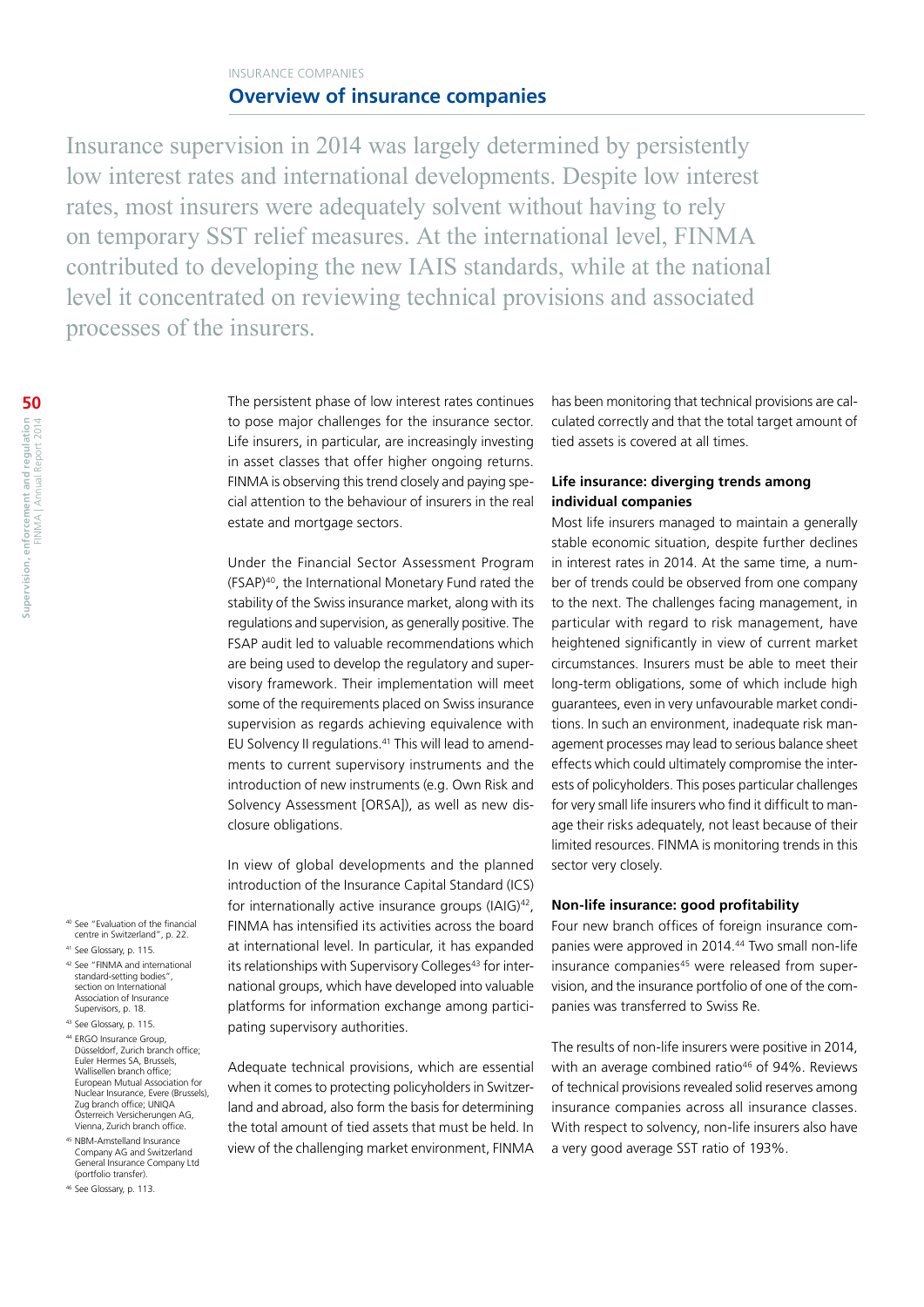INSURANCE COMPANIES

## Overview of insurance companies

Insurance supervision in 2014 was largely determined by persistently low interest rates and international developments. Despite low interest rates, most insurers were adequately solvent without having to rely on temporary SST relief measures. At the international level, FINMA contributed to developing the new IAIS standards, while at the national level it concentrated on reviewing technical provisions and associated processes of the insurers.

The persistent phase of low interest rates continues to pose major challenges for the insurance sector. Life insurers, in particular, are increasingly investing in asset classes that offer higher ongoing returns. FINMA is observing this trend closely and paying special attention to the behaviour of insurers in the real estate and mortgage sectors.

Under the Financial Sector Assessment Program (FSAP)[40], the International Monetary Fund rated the stability of the Swiss insurance market, along with its regulations and supervision, as generally positive. The FSAP audit led to valuable recommendations which are being used to develop the regulatory and supervisory framework. Their implementation will meet some of the requirements placed on Swiss insurance supervision as regards achieving equivalence with EU Solvency II regulations.[41] This will lead to amendments to current supervisory instruments and the introduction of new instruments (e.g. Own Risk and Solvency Assessment [ORSA]), as well as new disclosure obligations.

In view of global developments and the planned introduction of the Insurance Capital Standard (ICS) for internationally active insurance groups (IAIG)[42], FINMA has intensified its activities across the board at international level. In particular, it has expanded its relationships with Supervisory Colleges[43] for international groups, which have developed into valuable platforms for information exchange among participating supervisory authorities.

Adequate technical provisions, which are essential when it comes to protecting policyholders in Switzerland and abroad, also form the basis for determining the total amount of tied assets that must be held. In view of the challenging market environment, FINMA has been monitoring that technical provisions are calculated correctly and that the total target amount of tied assets is covered at all times.

### Life insurance: diverging trends among individual companies

Most life insurers managed to maintain a generally stable economic situation, despite further declines in interest rates in 2014. At the same time, a number of trends could be observed from one company to the next. The challenges facing management, in particular with regard to risk management, have heightened significantly in view of current market circumstances. Insurers must be able to meet their long-term obligations, some of which include high guarantees, even in very unfavourable market conditions. In such an environment, inadequate risk management processes may lead to serious balance sheet effects which could ultimately compromise the interests of policyholders. This poses particular challenges for very small life insurers who find it difficult to manage their risks adequately, not least because of their limited resources. FINMA is monitoring trends in this sector very closely.

### Non-life insurance: good profitability

Four new branch offices of foreign insurance companies were approved in 2014.[44] Two small non-life insurance companies[45] were released from supervision, and the insurance portfolio of one of the companies was transferred to Swiss Re.

The results of non-life insurers were positive in 2014, with an average combined ratio[46] of 94%. Reviews of technical provisions revealed solid reserves among insurance companies across all insurance classes. With respect to solvency, non-life insurers also have a very good average SST ratio of 193%.

---

[40] See "Evaluation of the financial centre in Switzerland", p. 22.

[41] See Glossary, p. 115.

[42] See "FINMA and international standard-setting bodies", section on International Association of Insurance Supervisors, p. 18.

[43] See Glossary, p. 115.

[44] ERGO Insurance Group, Düsseldorf, Zurich branch office; Euler Hermes SA, Brussels, Wallisellen branch office; European Mutual Association for Nuclear Insurance, Evere (Brussels), Zug branch office; UNIQA Österreich Versicherungen AG, Vienna, Zurich branch office.

[45] NBM-Amstelland Insurance Company AG and Switzerland General Insurance Company Ltd (portfolio transfer).

[46] See Glossary, p. 113.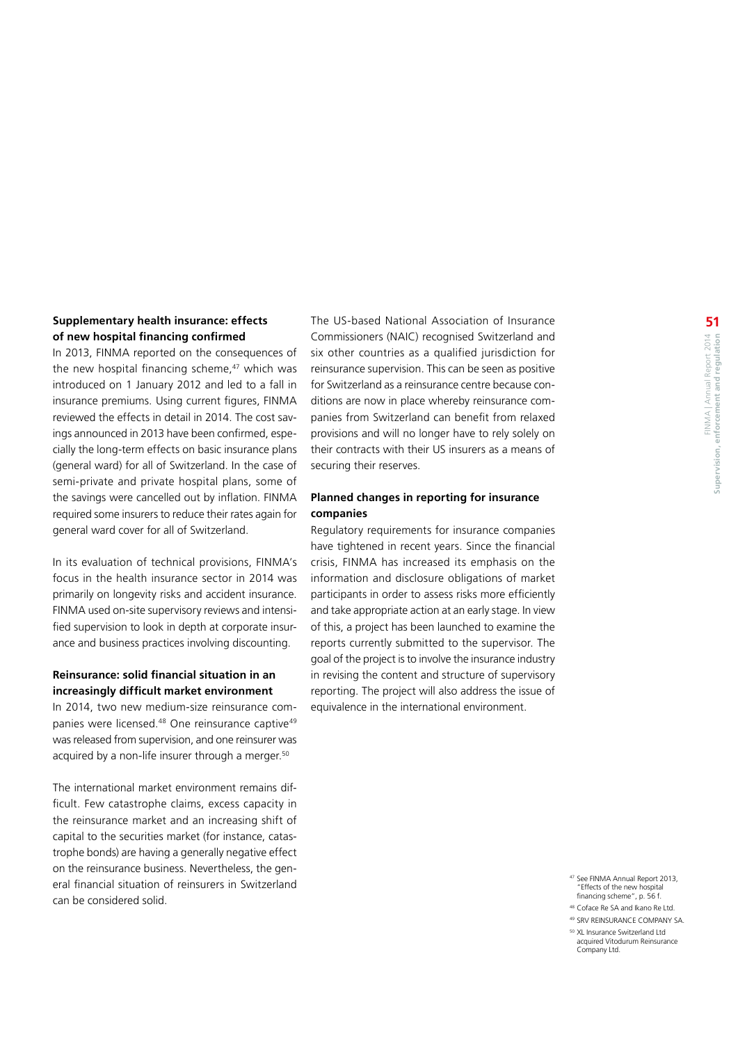### Supplementary health insurance: effects of new hospital financing confirmed

In 2013, FINMA reported on the consequences of the new hospital financing scheme,[47] which was introduced on 1 January 2012 and led to a fall in insurance premiums. Using current figures, FINMA reviewed the effects in detail in 2014. The cost savings announced in 2013 have been confirmed, especially the long-term effects on basic insurance plans (general ward) for all of Switzerland. In the case of semi-private and private hospital plans, some of the savings were cancelled out by inflation. FINMA required some insurers to reduce their rates again for general ward cover for all of Switzerland.

In its evaluation of technical provisions, FINMA's focus in the health insurance sector in 2014 was primarily on longevity risks and accident insurance. FINMA used on-site supervisory reviews and intensified supervision to look in depth at corporate insurance and business practices involving discounting.

### Reinsurance: solid financial situation in an increasingly difficult market environment

In 2014, two new medium-size reinsurance companies were licensed.[48] One reinsurance captive[49] was released from supervision, and one reinsurer was acquired by a non-life insurer through a merger.[50]

The international market environment remains difficult. Few catastrophe claims, excess capacity in the reinsurance market and an increasing shift of capital to the securities market (for instance, catastrophe bonds) are having a generally negative effect on the reinsurance business. Nevertheless, the general financial situation of reinsurers in Switzerland can be considered solid.

The US-based National Association of Insurance Commissioners (NAIC) recognised Switzerland and six other countries as a qualified jurisdiction for reinsurance supervision. This can be seen as positive for Switzerland as a reinsurance centre because conditions are now in place whereby reinsurance companies from Switzerland can benefit from relaxed provisions and will no longer have to rely solely on their contracts with their US insurers as a means of securing their reserves.

### Planned changes in reporting for insurance companies

Regulatory requirements for insurance companies have tightened in recent years. Since the financial crisis, FINMA has increased its emphasis on the information and disclosure obligations of market participants in order to assess risks more efficiently and take appropriate action at an early stage. In view of this, a project has been launched to examine the reports currently submitted to the supervisor. The goal of the project is to involve the insurance industry in revising the content and structure of supervisory reporting. The project will also address the issue of equivalence in the international environment.

[47] See FINMA Annual Report 2013, "Effects of the new hospital financing scheme", p. 56 f.

[48] Coface Re SA and Ikano Re Ltd.

[49] SRV REINSURANCE COMPANY SA.

[50] XL Insurance Switzerland Ltd acquired Vitodurum Reinsurance Company Ltd.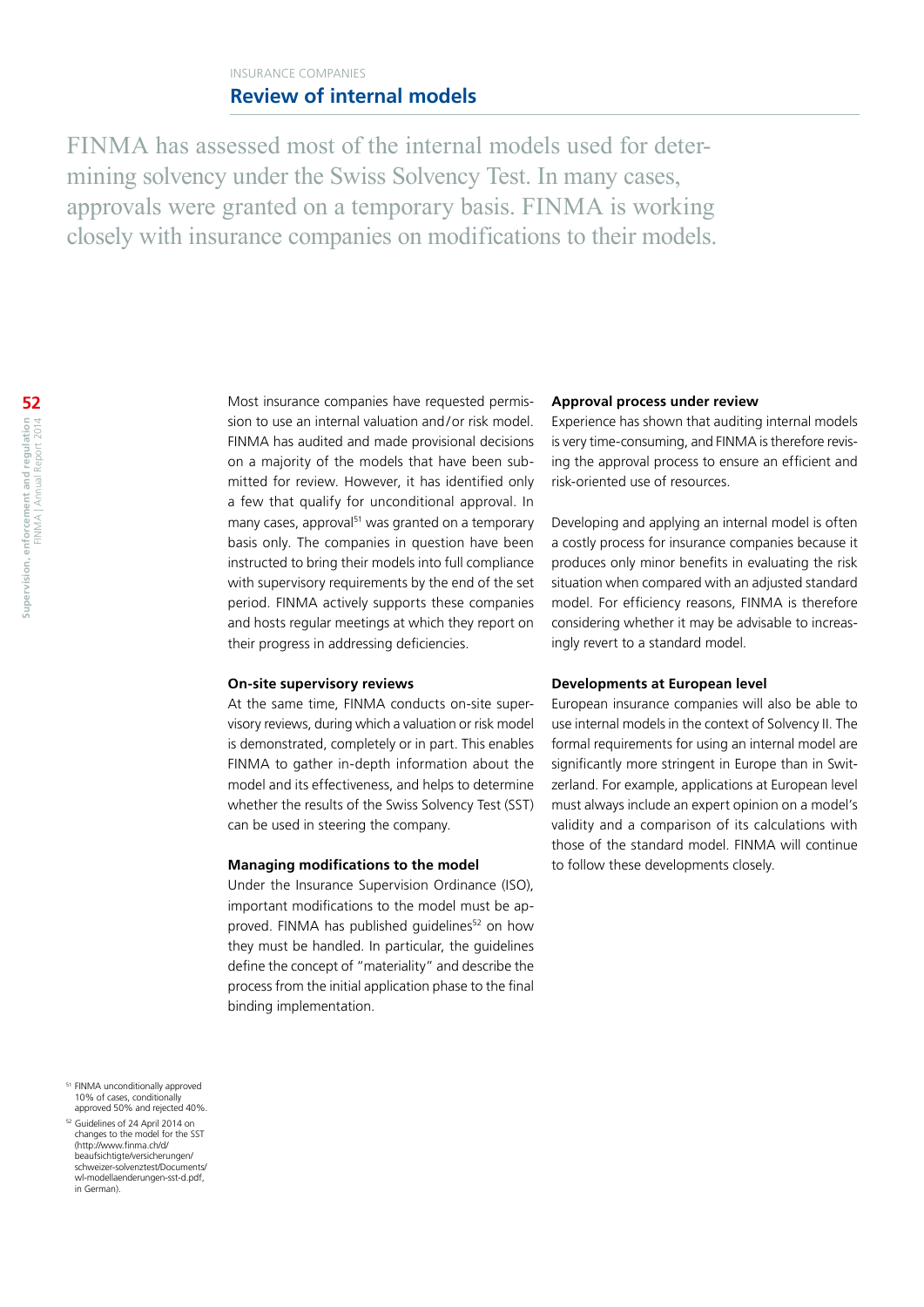INSURANCE COMPANIES

## Review of internal models

FINMA has assessed most of the internal models used for determining solvency under the Swiss Solvency Test. In many cases, approvals were granted on a temporary basis. FINMA is working closely with insurance companies on modifications to their models.

Most insurance companies have requested permission to use an internal valuation and/or risk model. FINMA has audited and made provisional decisions on a majority of the models that have been submitted for review. However, it has identified only a few that qualify for unconditional approval. In many cases, approval[51] was granted on a temporary basis only. The companies in question have been instructed to bring their models into full compliance with supervisory requirements by the end of the set period. FINMA actively supports these companies and hosts regular meetings at which they report on their progress in addressing deficiencies.

### On-site supervisory reviews

At the same time, FINMA conducts on-site supervisory reviews, during which a valuation or risk model is demonstrated, completely or in part. This enables FINMA to gather in-depth information about the model and its effectiveness, and helps to determine whether the results of the Swiss Solvency Test (SST) can be used in steering the company.

### Managing modifications to the model

Under the Insurance Supervision Ordinance (ISO), important modifications to the model must be approved. FINMA has published guidelines[52] on how they must be handled. In particular, the guidelines define the concept of "materiality" and describe the process from the initial application phase to the final binding implementation.

### Approval process under review

Experience has shown that auditing internal models is very time-consuming, and FINMA is therefore revising the approval process to ensure an efficient and risk-oriented use of resources.

Developing and applying an internal model is often a costly process for insurance companies because it produces only minor benefits in evaluating the risk situation when compared with an adjusted standard model. For efficiency reasons, FINMA is therefore considering whether it may be advisable to increasingly revert to a standard model.

### Developments at European level

European insurance companies will also be able to use internal models in the context of Solvency II. The formal requirements for using an internal model are significantly more stringent in Europe than in Switzerland. For example, applications at European level must always include an expert opinion on a model's validity and a comparison of its calculations with those of the standard model. FINMA will continue to follow these developments closely.

[51] FINMA unconditionally approved 10% of cases, conditionally approved 50% and rejected 40%.

[52] Guidelines of 24 April 2014 on changes to the model for the SST (http://www.finma.ch/d/beaufsichtigte/versicherungen/schweizer-solvenztest/Documents/wl-modellaenderungen-sst-d.pdf, in German).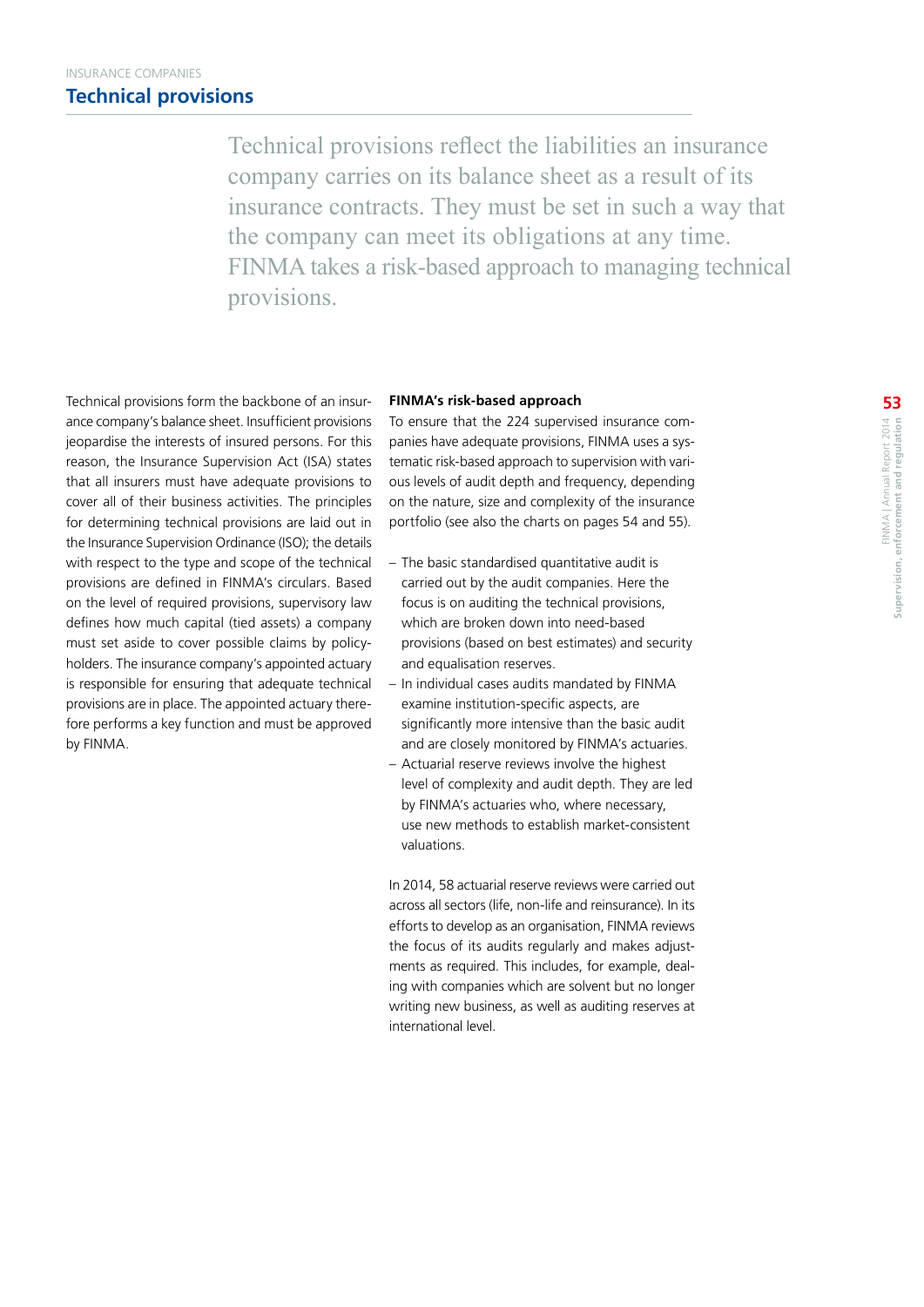INSURANCE COMPANIES

## Technical provisions

Technical provisions reflect the liabilities an insurance company carries on its balance sheet as a result of its insurance contracts. They must be set in such a way that the company can meet its obligations at any time. FINMA takes a risk-based approach to managing technical provisions.

Technical provisions form the backbone of an insurance company's balance sheet. Insufficient provisions jeopardise the interests of insured persons. For this reason, the Insurance Supervision Act (ISA) states that all insurers must have adequate provisions to cover all of their business activities. The principles for determining technical provisions are laid out in the Insurance Supervision Ordinance (ISO); the details with respect to the type and scope of the technical provisions are defined in FINMA's circulars. Based on the level of required provisions, supervisory law defines how much capital (tied assets) a company must set aside to cover possible claims by policyholders. The insurance company's appointed actuary is responsible for ensuring that adequate technical provisions are in place. The appointed actuary therefore performs a key function and must be approved by FINMA.

**FINMA's risk-based approach**

To ensure that the 224 supervised insurance companies have adequate provisions, FINMA uses a systematic risk-based approach to supervision with various levels of audit depth and frequency, depending on the nature, size and complexity of the insurance portfolio (see also the charts on pages 54 and 55).

- The basic standardised quantitative audit is carried out by the audit companies. Here the focus is on auditing the technical provisions, which are broken down into need-based provisions (based on best estimates) and security and equalisation reserves.
- In individual cases audits mandated by FINMA examine institution-specific aspects, are significantly more intensive than the basic audit and are closely monitored by FINMA's actuaries.
- Actuarial reserve reviews involve the highest level of complexity and audit depth. They are led by FINMA's actuaries who, where necessary, use new methods to establish market-consistent valuations.

In 2014, 58 actuarial reserve reviews were carried out across all sectors (life, non-life and reinsurance). In its efforts to develop as an organisation, FINMA reviews the focus of its audits regularly and makes adjustments as required. This includes, for example, dealing with companies which are solvent but no longer writing new business, as well as auditing reserves at international level.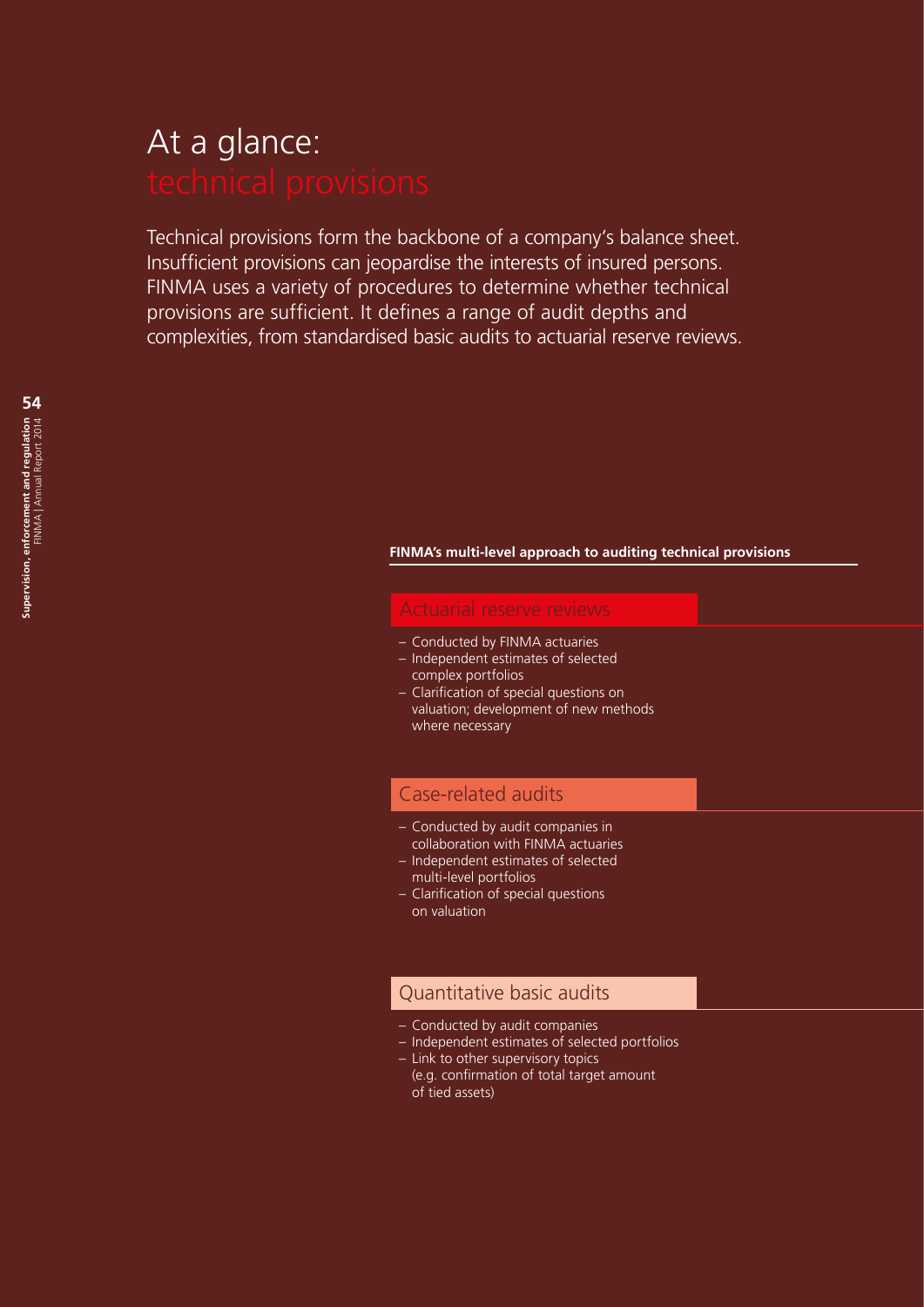# At a glance: technical provisions

Technical provisions form the backbone of a company's balance sheet. Insufficient provisions can jeopardise the interests of insured persons. FINMA uses a variety of procedures to determine whether technical provisions are sufficient. It defines a range of audit depths and complexities, from standardised basic audits to actuarial reserve reviews.

**FINMA's multi-level approach to auditing technical provisions**

### Actuarial reserve reviews

- Conducted by FINMA actuaries
- Independent estimates of selected complex portfolios
- Clarification of special questions on valuation; development of new methods where necessary

### Case-related audits

- Conducted by audit companies in collaboration with FINMA actuaries
- Independent estimates of selected multi-level portfolios
- Clarification of special questions on valuation

### Quantitative basic audits

- Conducted by audit companies
- Independent estimates of selected portfolios
- Link to other supervisory topics (e.g. confirmation of total target amount of tied assets)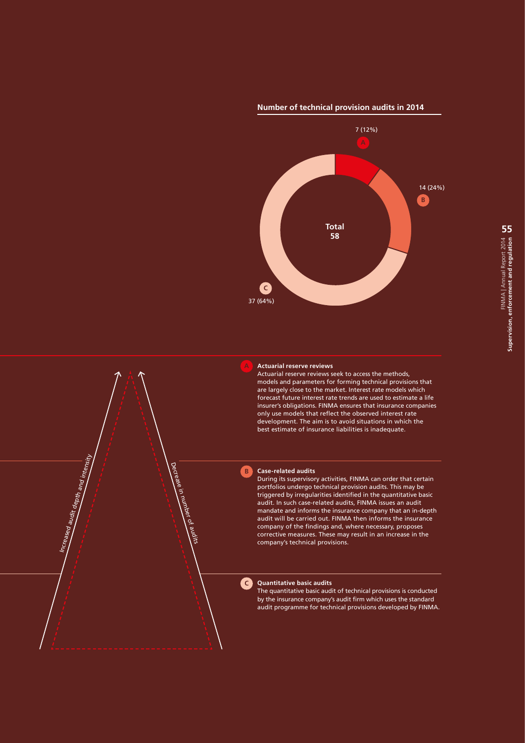## Number of technical provision audits in 2014

| Category | Number | Share |
|---|---|---|
| A | 7 | 12% |
| B | 14 | 24% |
| C | 37 | 64% |
| **Total** | **58** | |

Increased audit depth and intensity

Decrease in number of audits

**A Actuarial reserve reviews**

Actuarial reserve reviews seek to access the methods, models and parameters for forming technical provisions that are largely close to the market. Interest rate models which forecast future interest rate trends are used to estimate a life insurer's obligations. FINMA ensures that insurance companies only use models that reflect the observed interest rate development. The aim is to avoid situations in which the best estimate of insurance liabilities is inadequate.

**B Case-related audits**

During its supervisory activities, FINMA can order that certain portfolios undergo technical provision audits. This may be triggered by irregularities identified in the quantitative basic audit. In such case-related audits, FINMA issues an audit mandate and informs the insurance company that an in-depth audit will be carried out. FINMA then informs the insurance company of the findings and, where necessary, proposes corrective measures. These may result in an increase in the company's technical provisions.

**C Quantitative basic audits**

The quantitative basic audit of technical provisions is conducted by the insurance company's audit firm which uses the standard audit programme for technical provisions developed by FINMA.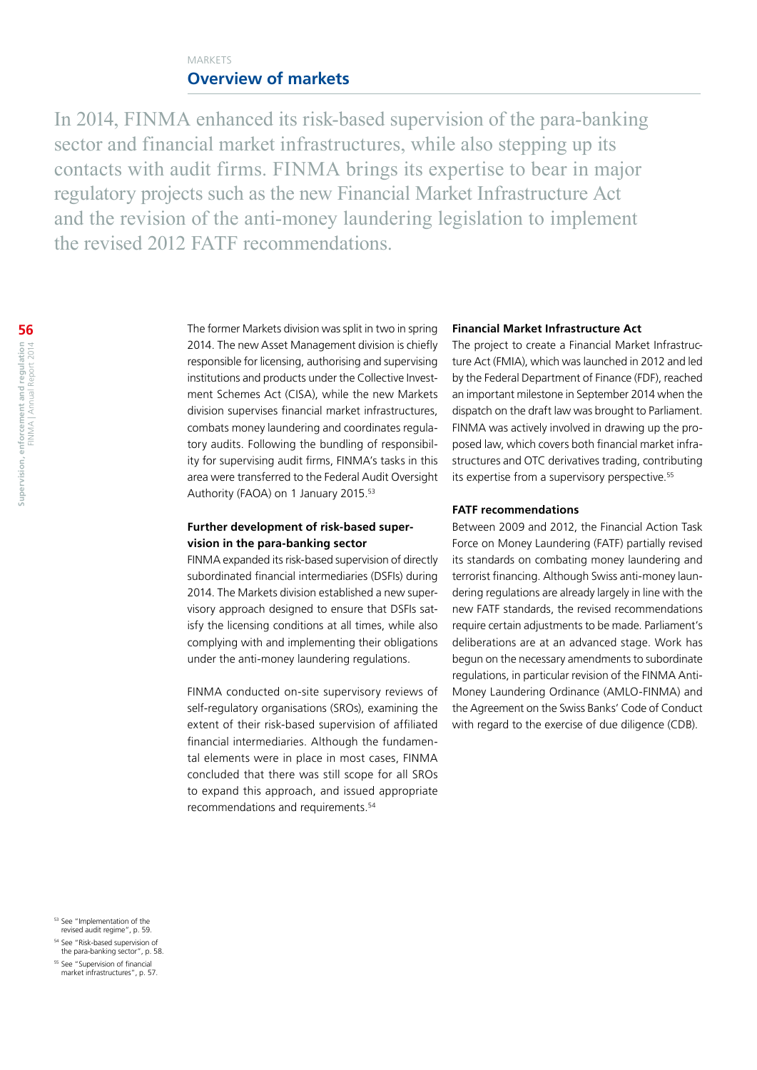MARKETS

# Overview of markets

In 2014, FINMA enhanced its risk-based supervision of the para-banking sector and financial market infrastructures, while also stepping up its contacts with audit firms. FINMA brings its expertise to bear in major regulatory projects such as the new Financial Market Infrastructure Act and the revision of the anti-money laundering legislation to implement the revised 2012 FATF recommendations.

The former Markets division was split in two in spring 2014. The new Asset Management division is chiefly responsible for licensing, authorising and supervising institutions and products under the Collective Investment Schemes Act (CISA), while the new Markets division supervises financial market infrastructures, combats money laundering and coordinates regulatory audits. Following the bundling of responsibility for supervising audit firms, FINMA's tasks in this area were transferred to the Federal Audit Oversight Authority (FAOA) on 1 January 2015.[53]

## Further development of risk-based supervision in the para-banking sector

FINMA expanded its risk-based supervision of directly subordinated financial intermediaries (DSFIs) during 2014. The Markets division established a new supervisory approach designed to ensure that DSFIs satisfy the licensing conditions at all times, while also complying with and implementing their obligations under the anti-money laundering regulations.

FINMA conducted on-site supervisory reviews of self-regulatory organisations (SROs), examining the extent of their risk-based supervision of affiliated financial intermediaries. Although the fundamental elements were in place in most cases, FINMA concluded that there was still scope for all SROs to expand this approach, and issued appropriate recommendations and requirements.[54]

## Financial Market Infrastructure Act

The project to create a Financial Market Infrastructure Act (FMIA), which was launched in 2012 and led by the Federal Department of Finance (FDF), reached an important milestone in September 2014 when the dispatch on the draft law was brought to Parliament. FINMA was actively involved in drawing up the proposed law, which covers both financial market infrastructures and OTC derivatives trading, contributing its expertise from a supervisory perspective.[55]

## FATF recommendations

Between 2009 and 2012, the Financial Action Task Force on Money Laundering (FATF) partially revised its standards on combating money laundering and terrorist financing. Although Swiss anti-money laundering regulations are already largely in line with the new FATF standards, the revised recommendations require certain adjustments to be made. Parliament's deliberations are at an advanced stage. Work has begun on the necessary amendments to subordinate regulations, in particular revision of the FINMA Anti-Money Laundering Ordinance (AMLO-FINMA) and the Agreement on the Swiss Banks' Code of Conduct with regard to the exercise of due diligence (CDB).

[53] See "Implementation of the revised audit regime", p. 59.

[54] See "Risk-based supervision of the para-banking sector", p. 58.

[55] See "Supervision of financial market infrastructures", p. 57.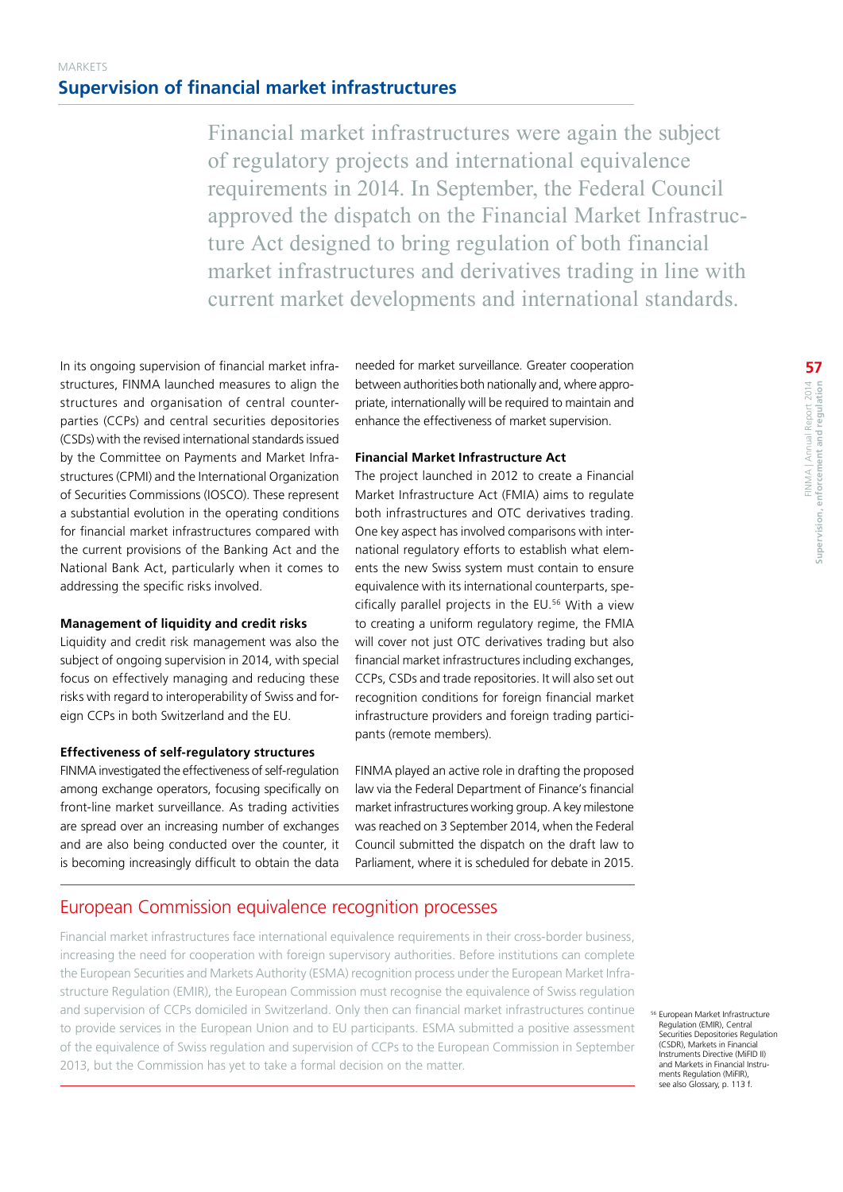MARKETS

## Supervision of financial market infrastructures

Financial market infrastructures were again the subject of regulatory projects and international equivalence requirements in 2014. In September, the Federal Council approved the dispatch on the Financial Market Infrastructure Act designed to bring regulation of both financial market infrastructures and derivatives trading in line with current market developments and international standards.

In its ongoing supervision of financial market infrastructures, FINMA launched measures to align the structures and organisation of central counterparties (CCPs) and central securities depositories (CSDs) with the revised international standards issued by the Committee on Payments and Market Infrastructures (CPMI) and the International Organization of Securities Commissions (IOSCO). These represent a substantial evolution in the operating conditions for financial market infrastructures compared with the current provisions of the Banking Act and the National Bank Act, particularly when it comes to addressing the specific risks involved.

**Management of liquidity and credit risks**

Liquidity and credit risk management was also the subject of ongoing supervision in 2014, with special focus on effectively managing and reducing these risks with regard to interoperability of Swiss and foreign CCPs in both Switzerland and the EU.

**Effectiveness of self-regulatory structures**

FINMA investigated the effectiveness of self-regulation among exchange operators, focusing specifically on front-line market surveillance. As trading activities are spread over an increasing number of exchanges and are also being conducted over the counter, it is becoming increasingly difficult to obtain the data needed for market surveillance. Greater cooperation between authorities both nationally and, where appropriate, internationally will be required to maintain and enhance the effectiveness of market supervision.

**Financial Market Infrastructure Act**

The project launched in 2012 to create a Financial Market Infrastructure Act (FMIA) aims to regulate both infrastructures and OTC derivatives trading. One key aspect has involved comparisons with international regulatory efforts to establish what elements the new Swiss system must contain to ensure equivalence with its international counterparts, specifically parallel projects in the EU.[56] With a view to creating a uniform regulatory regime, the FMIA will cover not just OTC derivatives trading but also financial market infrastructures including exchanges, CCPs, CSDs and trade repositories. It will also set out recognition conditions for foreign financial market infrastructure providers and foreign trading participants (remote members).

FINMA played an active role in drafting the proposed law via the Federal Department of Finance's financial market infrastructures working group. A key milestone was reached on 3 September 2014, when the Federal Council submitted the dispatch on the draft law to Parliament, where it is scheduled for debate in 2015.

## European Commission equivalence recognition processes

Financial market infrastructures face international equivalence requirements in their cross-border business, increasing the need for cooperation with foreign supervisory authorities. Before institutions can complete the European Securities and Markets Authority (ESMA) recognition process under the European Market Infrastructure Regulation (EMIR), the European Commission must recognise the equivalence of Swiss regulation and supervision of CCPs domiciled in Switzerland. Only then can financial market infrastructures continue to provide services in the European Union and to EU participants. ESMA submitted a positive assessment of the equivalence of Swiss regulation and supervision of CCPs to the European Commission in September 2013, but the Commission has yet to take a formal decision on the matter.

[56] European Market Infrastructure Regulation (EMIR), Central Securities Depositories Regulation (CSDR), Markets in Financial Instruments Directive (MiFID II) and Markets in Financial Instruments Regulation (MiFIR), see also Glossary, p. 113 f.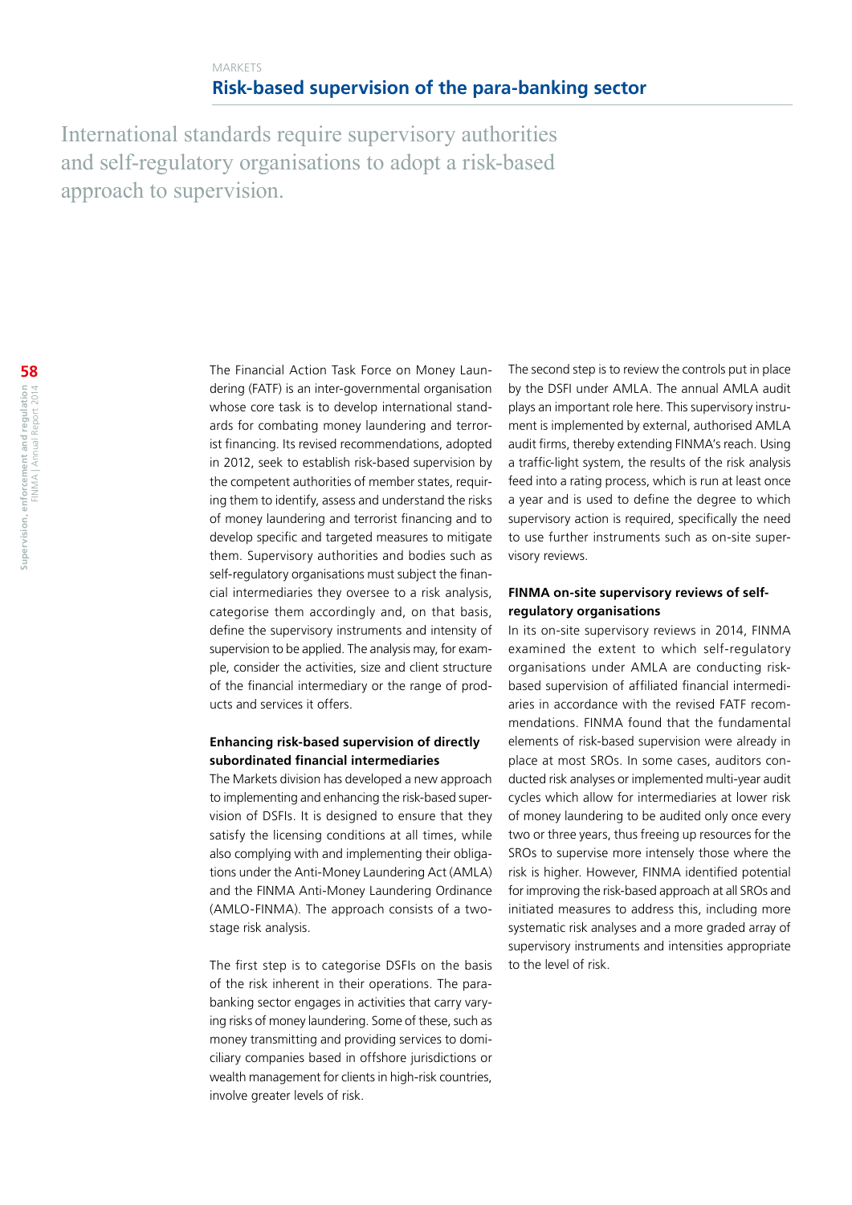## Risk-based supervision of the para-banking sector

International standards require supervisory authorities and self-regulatory organisations to adopt a risk-based approach to supervision.

The Financial Action Task Force on Money Laundering (FATF) is an inter-governmental organisation whose core task is to develop international standards for combating money laundering and terrorist financing. Its revised recommendations, adopted in 2012, seek to establish risk-based supervision by the competent authorities of member states, requiring them to identify, assess and understand the risks of money laundering and terrorist financing and to develop specific and targeted measures to mitigate them. Supervisory authorities and bodies such as self-regulatory organisations must subject the financial intermediaries they oversee to a risk analysis, categorise them accordingly and, on that basis, define the supervisory instruments and intensity of supervision to be applied. The analysis may, for example, consider the activities, size and client structure of the financial intermediary or the range of products and services it offers.

### Enhancing risk-based supervision of directly subordinated financial intermediaries

The Markets division has developed a new approach to implementing and enhancing the risk-based supervision of DSFIs. It is designed to ensure that they satisfy the licensing conditions at all times, while also complying with and implementing their obligations under the Anti-Money Laundering Act (AMLA) and the FINMA Anti-Money Laundering Ordinance (AMLO-FINMA). The approach consists of a two-stage risk analysis.

The first step is to categorise DSFIs on the basis of the risk inherent in their operations. The para-banking sector engages in activities that carry varying risks of money laundering. Some of these, such as money transmitting and providing services to domiciliary companies based in offshore jurisdictions or wealth management for clients in high-risk countries, involve greater levels of risk.

The second step is to review the controls put in place by the DSFI under AMLA. The annual AMLA audit plays an important role here. This supervisory instrument is implemented by external, authorised AMLA audit firms, thereby extending FINMA's reach. Using a traffic-light system, the results of the risk analysis feed into a rating process, which is run at least once a year and is used to define the degree to which supervisory action is required, specifically the need to use further instruments such as on-site supervisory reviews.

### FINMA on-site supervisory reviews of self-regulatory organisations

In its on-site supervisory reviews in 2014, FINMA examined the extent to which self-regulatory organisations under AMLA are conducting risk-based supervision of affiliated financial intermediaries in accordance with the revised FATF recommendations. FINMA found that the fundamental elements of risk-based supervision were already in place at most SROs. In some cases, auditors conducted risk analyses or implemented multi-year audit cycles which allow for intermediaries at lower risk of money laundering to be audited only once every two or three years, thus freeing up resources for the SROs to supervise more intensely those where the risk is higher. However, FINMA identified potential for improving the risk-based approach at all SROs and initiated measures to address this, including more systematic risk analyses and a more graded array of supervisory instruments and intensities appropriate to the level of risk.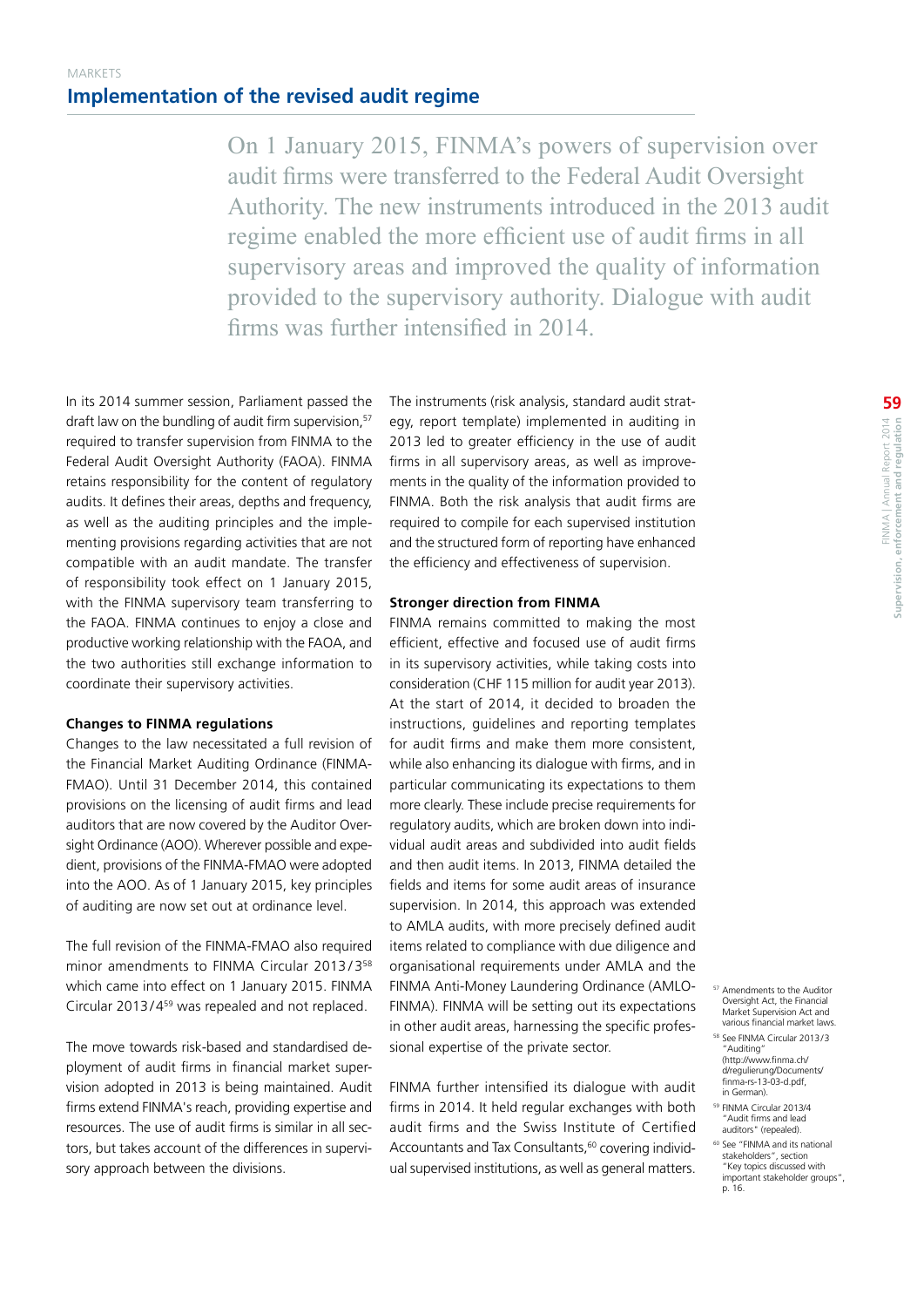MARKETS

## Implementation of the revised audit regime

On 1 January 2015, FINMA's powers of supervision over audit firms were transferred to the Federal Audit Oversight Authority. The new instruments introduced in the 2013 audit regime enabled the more efficient use of audit firms in all supervisory areas and improved the quality of information provided to the supervisory authority. Dialogue with audit firms was further intensified in 2014.

In its 2014 summer session, Parliament passed the draft law on the bundling of audit firm supervision,[57] required to transfer supervision from FINMA to the Federal Audit Oversight Authority (FAOA). FINMA retains responsibility for the content of regulatory audits. It defines their areas, depths and frequency, as well as the auditing principles and the implementing provisions regarding activities that are not compatible with an audit mandate. The transfer of responsibility took effect on 1 January 2015, with the FINMA supervisory team transferring to the FAOA. FINMA continues to enjoy a close and productive working relationship with the FAOA, and the two authorities still exchange information to coordinate their supervisory activities.

**Changes to FINMA regulations**

Changes to the law necessitated a full revision of the Financial Market Auditing Ordinance (FINMA-FMAO). Until 31 December 2014, this contained provisions on the licensing of audit firms and lead auditors that are now covered by the Auditor Oversight Ordinance (AOO). Wherever possible and expedient, provisions of the FINMA-FMAO were adopted into the AOO. As of 1 January 2015, key principles of auditing are now set out at ordinance level.

The full revision of the FINMA-FMAO also required minor amendments to FINMA Circular 2013/3[58] which came into effect on 1 January 2015. FINMA Circular 2013/4[59] was repealed and not replaced.

The move towards risk-based and standardised deployment of audit firms in financial market supervision adopted in 2013 is being maintained. Audit firms extend FINMA's reach, providing expertise and resources. The use of audit firms is similar in all sectors, but takes account of the differences in supervisory approach between the divisions.

The instruments (risk analysis, standard audit strategy, report template) implemented in auditing in 2013 led to greater efficiency in the use of audit firms in all supervisory areas, as well as improvements in the quality of the information provided to FINMA. Both the risk analysis that audit firms are required to compile for each supervised institution and the structured form of reporting have enhanced the efficiency and effectiveness of supervision.

**Stronger direction from FINMA**

FINMA remains committed to making the most efficient, effective and focused use of audit firms in its supervisory activities, while taking costs into consideration (CHF 115 million for audit year 2013). At the start of 2014, it decided to broaden the instructions, guidelines and reporting templates for audit firms and make them more consistent, while also enhancing its dialogue with firms, and in particular communicating its expectations to them more clearly. These include precise requirements for regulatory audits, which are broken down into individual audit areas and subdivided into audit fields and then audit items. In 2013, FINMA detailed the fields and items for some audit areas of insurance supervision. In 2014, this approach was extended to AMLA audits, with more precisely defined audit items related to compliance with due diligence and organisational requirements under AMLA and the FINMA Anti-Money Laundering Ordinance (AMLO-FINMA). FINMA will be setting out its expectations in other audit areas, harnessing the specific professional expertise of the private sector.

FINMA further intensified its dialogue with audit firms in 2014. It held regular exchanges with both audit firms and the Swiss Institute of Certified Accountants and Tax Consultants,[60] covering individual supervised institutions, as well as general matters.

[57] Amendments to the Auditor Oversight Act, the Financial Market Supervision Act and various financial market laws.

[58] See FINMA Circular 2013/3 "Auditing" (http://www.finma.ch/d/regulierung/Documents/finma-rs-13-03-d.pdf, in German).

[59] FINMA Circular 2013/4 "Audit firms and lead auditors" (repealed).

[60] See "FINMA and its national stakeholders", section "Key topics discussed with important stakeholder groups", p. 16.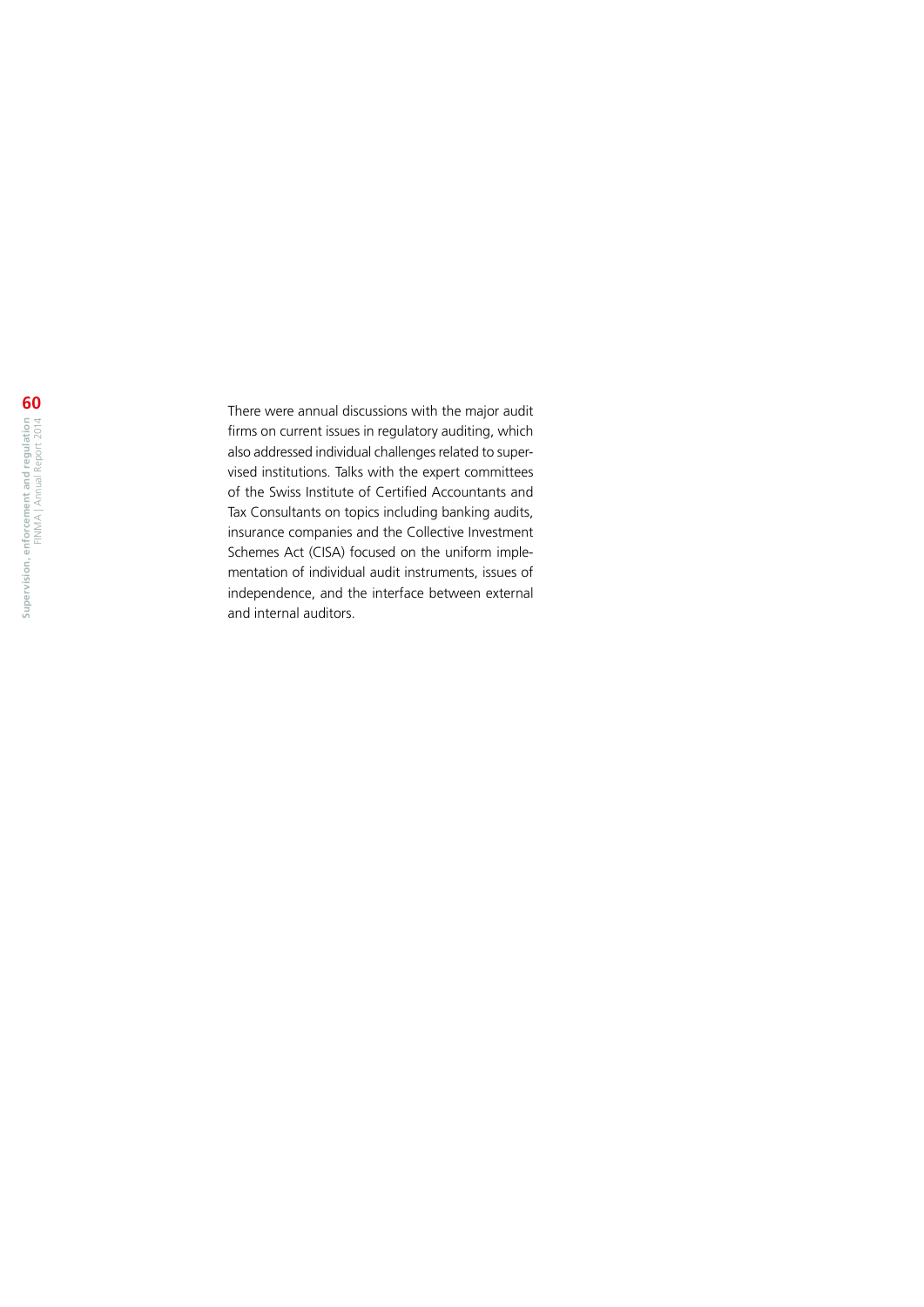There were annual discussions with the major audit firms on current issues in regulatory auditing, which also addressed individual challenges related to supervised institutions. Talks with the expert committees of the Swiss Institute of Certified Accountants and Tax Consultants on topics including banking audits, insurance companies and the Collective Investment Schemes Act (CISA) focused on the uniform implementation of individual audit instruments, issues of independence, and the interface between external and internal auditors.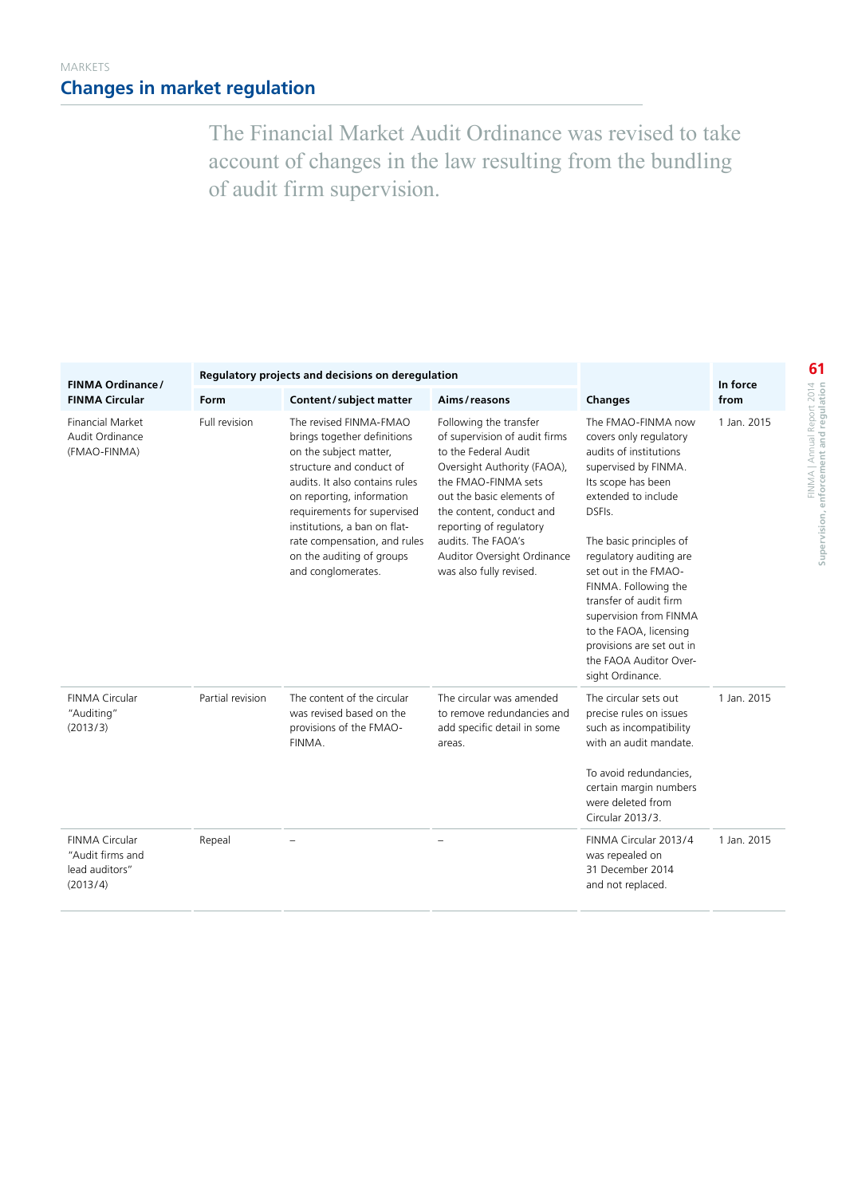MARKETS

## Changes in market regulation

The Financial Market Audit Ordinance was revised to take account of changes in the law resulting from the bundling of audit firm supervision.

| FINMA Ordinance / FINMA Circular | Regulatory projects and decisions on deregulation | | | Changes | In force from |
|---|---|---|---|---|---|
| | Form | Content / subject matter | Aims / reasons | | |
| Financial Market Audit Ordinance (FMAO-FINMA) | Full revision | The revised FINMA-FMAO brings together definitions on the subject matter, structure and conduct of audits. It also contains rules on reporting, information requirements for supervised institutions, a ban on flat-rate compensation, and rules on the auditing of groups and conglomerates. | Following the transfer of supervision of audit firms to the Federal Audit Oversight Authority (FAOA), the FMAO-FINMA sets out the basic elements of the content, conduct and reporting of regulatory audits. The FAOA's Auditor Oversight Ordinance was also fully revised. | The FMAO-FINMA now covers only regulatory audits of institutions supervised by FINMA. Its scope has been extended to include DSFIs.<br><br>The basic principles of regulatory auditing are set out in the FMAO-FINMA. Following the transfer of audit firm supervision from FINMA to the FAOA, licensing provisions are set out in the FAOA Auditor Oversight Ordinance. | 1 Jan. 2015 |
| FINMA Circular "Auditing" (2013/3) | Partial revision | The content of the circular was revised based on the provisions of the FMAO-FINMA. | The circular was amended to remove redundancies and add specific detail in some areas. | The circular sets out precise rules on issues such as incompatibility with an audit mandate.<br><br>To avoid redundancies, certain margin numbers were deleted from Circular 2013/3. | 1 Jan. 2015 |
| FINMA Circular "Audit firms and lead auditors" (2013/4) | Repeal | – | – | FINMA Circular 2013/4 was repealed on 31 December 2014 and not replaced. | 1 Jan. 2015 |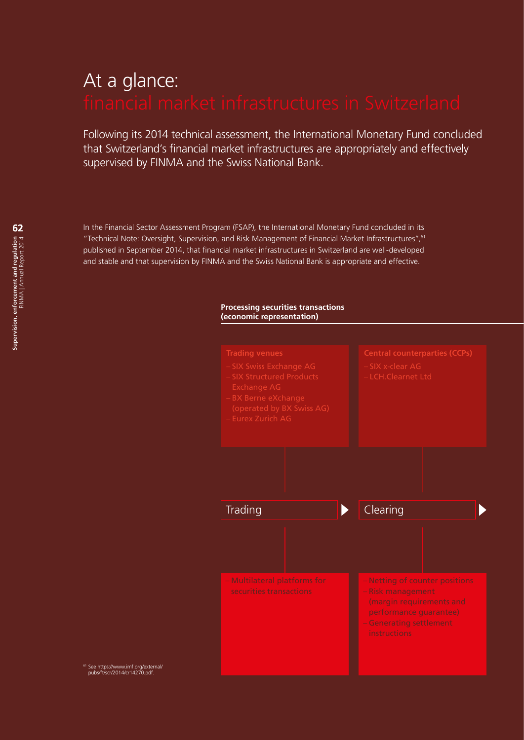# At a glance: financial market infrastructures in Switzerland

Following its 2014 technical assessment, the International Monetary Fund concluded that Switzerland's financial market infrastructures are appropriately and effectively supervised by FINMA and the Swiss National Bank.

In the Financial Sector Assessment Program (FSAP), the International Monetary Fund concluded in its "Technical Note: Oversight, Supervision, and Risk Management of Financial Market Infrastructures",[61] published in September 2014, that financial market infrastructures in Switzerland are well-developed and stable and that supervision by FINMA and the Swiss National Bank is appropriate and effective.

**Processing securities transactions (economic representation)**

**Trading venues**

- SIX Swiss Exchange AG
- SIX Structured Products Exchange AG
- BX Berne eXchange (operated by BX Swiss AG)
- Eurex Zurich AG

**Central counterparties (CCPs)**

- SIX x-clear AG
- LCH.Clearnet Ltd

**Trading**

- Multilateral platforms for securities transactions

**Clearing**

- Netting of counter positions
- Risk management (margin requirements and performance guarantee)
- Generating settlement instructions

[61] See https://www.imf.org/external/pubs/ft/scr/2014/cr14270.pdf.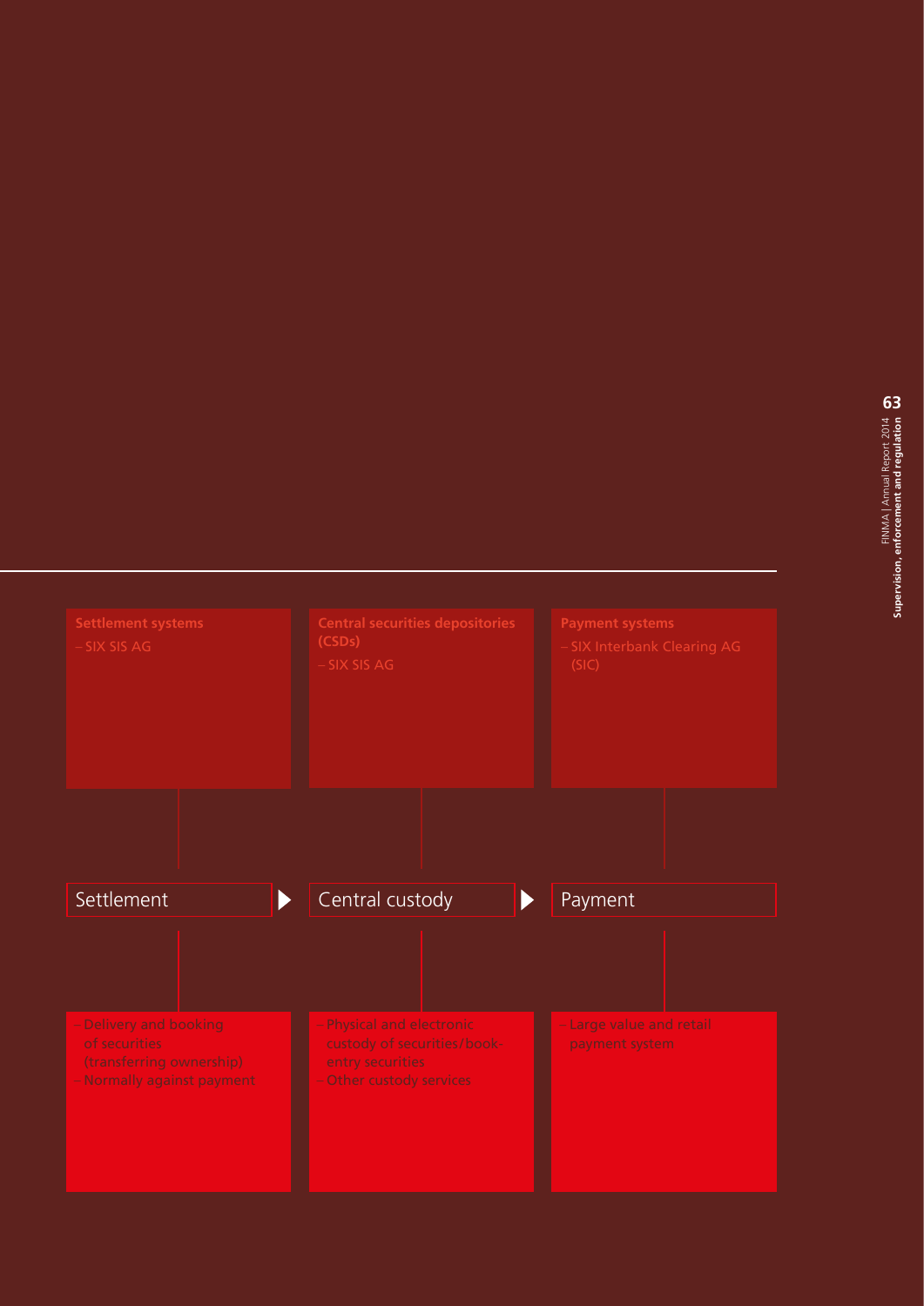**Settlement systems**
- SIX SIS AG

**Central securities depositories (CSDs)**
- SIX SIS AG

**Payment systems**
- SIX Interbank Clearing AG (SIC)

Settlement ▶ Central custody ▶ Payment

**Settlement**
- Delivery and booking of securities (transferring ownership)
- Normally against payment

**Central custody**
- Physical and electronic custody of securities/book-entry securities
- Other custody services

**Payment**
- Large value and retail payment system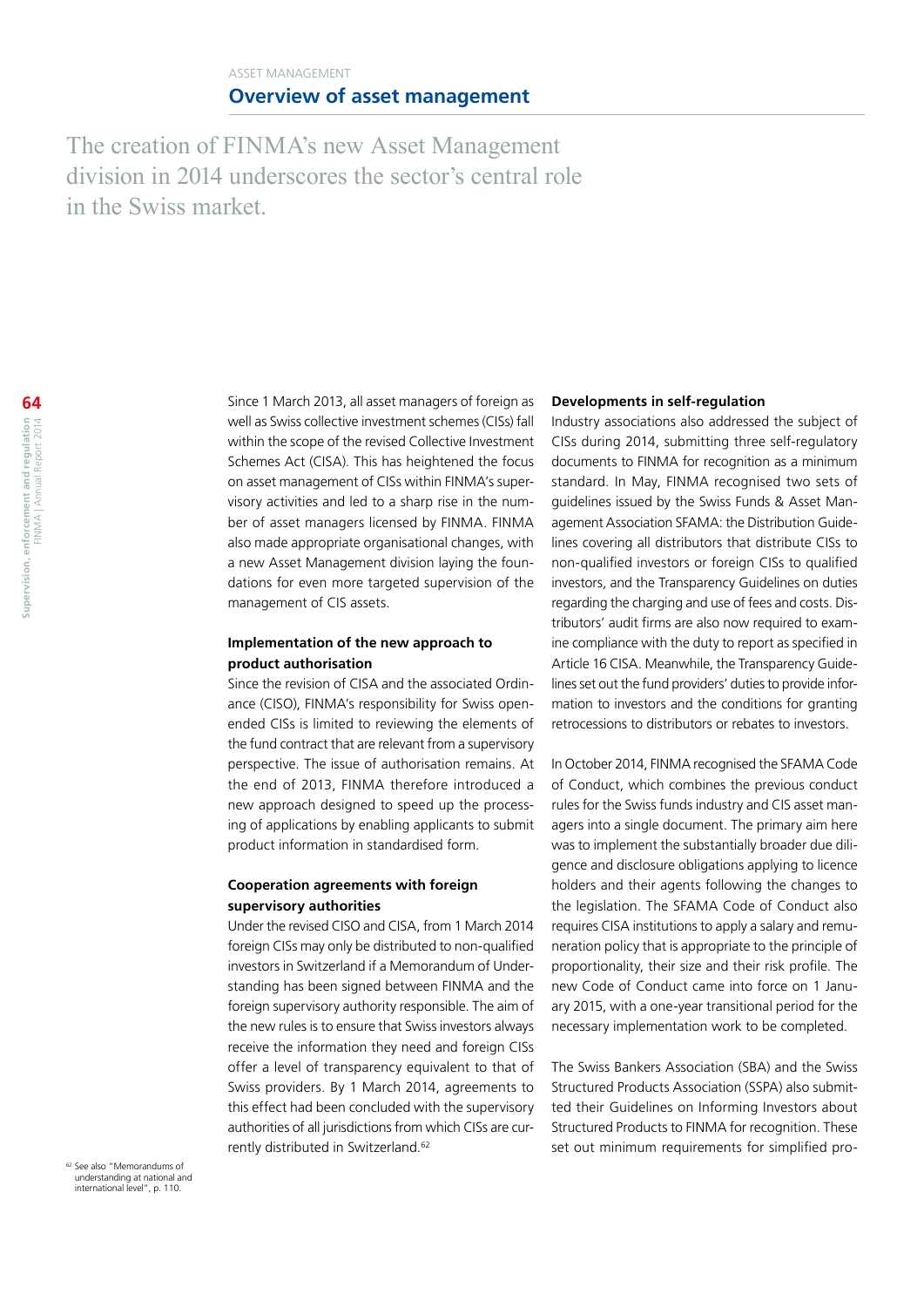ASSET MANAGEMENT

# Overview of asset management

The creation of FINMA's new Asset Management division in 2014 underscores the sector's central role in the Swiss market.

Since 1 March 2013, all asset managers of foreign as well as Swiss collective investment schemes (CISs) fall within the scope of the revised Collective Investment Schemes Act (CISA). This has heightened the focus on asset management of CISs within FINMA's supervisory activities and led to a sharp rise in the number of asset managers licensed by FINMA. FINMA also made appropriate organisational changes, with a new Asset Management division laying the foundations for even more targeted supervision of the management of CIS assets.

## Implementation of the new approach to product authorisation

Since the revision of CISA and the associated Ordinance (CISO), FINMA's responsibility for Swiss open-ended CISs is limited to reviewing the elements of the fund contract that are relevant from a supervisory perspective. The issue of authorisation remains. At the end of 2013, FINMA therefore introduced a new approach designed to speed up the processing of applications by enabling applicants to submit product information in standardised form.

## Cooperation agreements with foreign supervisory authorities

Under the revised CISO and CISA, from 1 March 2014 foreign CISs may only be distributed to non-qualified investors in Switzerland if a Memorandum of Understanding has been signed between FINMA and the foreign supervisory authority responsible. The aim of the new rules is to ensure that Swiss investors always receive the information they need and foreign CISs offer a level of transparency equivalent to that of Swiss providers. By 1 March 2014, agreements to this effect had been concluded with the supervisory authorities of all jurisdictions from which CISs are currently distributed in Switzerland.[62]

## Developments in self-regulation

Industry associations also addressed the subject of CISs during 2014, submitting three self-regulatory documents to FINMA for recognition as a minimum standard. In May, FINMA recognised two sets of guidelines issued by the Swiss Funds & Asset Management Association SFAMA: the Distribution Guidelines covering all distributors that distribute CISs to non-qualified investors or foreign CISs to qualified investors, and the Transparency Guidelines on duties regarding the charging and use of fees and costs. Distributors' audit firms are also now required to examine compliance with the duty to report as specified in Article 16 CISA. Meanwhile, the Transparency Guidelines set out the fund providers' duties to provide information to investors and the conditions for granting retrocessions to distributors or rebates to investors.

In October 2014, FINMA recognised the SFAMA Code of Conduct, which combines the previous conduct rules for the Swiss funds industry and CIS asset managers into a single document. The primary aim here was to implement the substantially broader due diligence and disclosure obligations applying to licence holders and their agents following the changes to the legislation. The SFAMA Code of Conduct also requires CISA institutions to apply a salary and remuneration policy that is appropriate to the principle of proportionality, their size and their risk profile. The new Code of Conduct came into force on 1 January 2015, with a one-year transitional period for the necessary implementation work to be completed.

The Swiss Bankers Association (SBA) and the Swiss Structured Products Association (SSPA) also submitted their Guidelines on Informing Investors about Structured Products to FINMA for recognition. These set out minimum requirements for simplified pro-

[62] See also "Memorandums of understanding at national and international level", p. 110.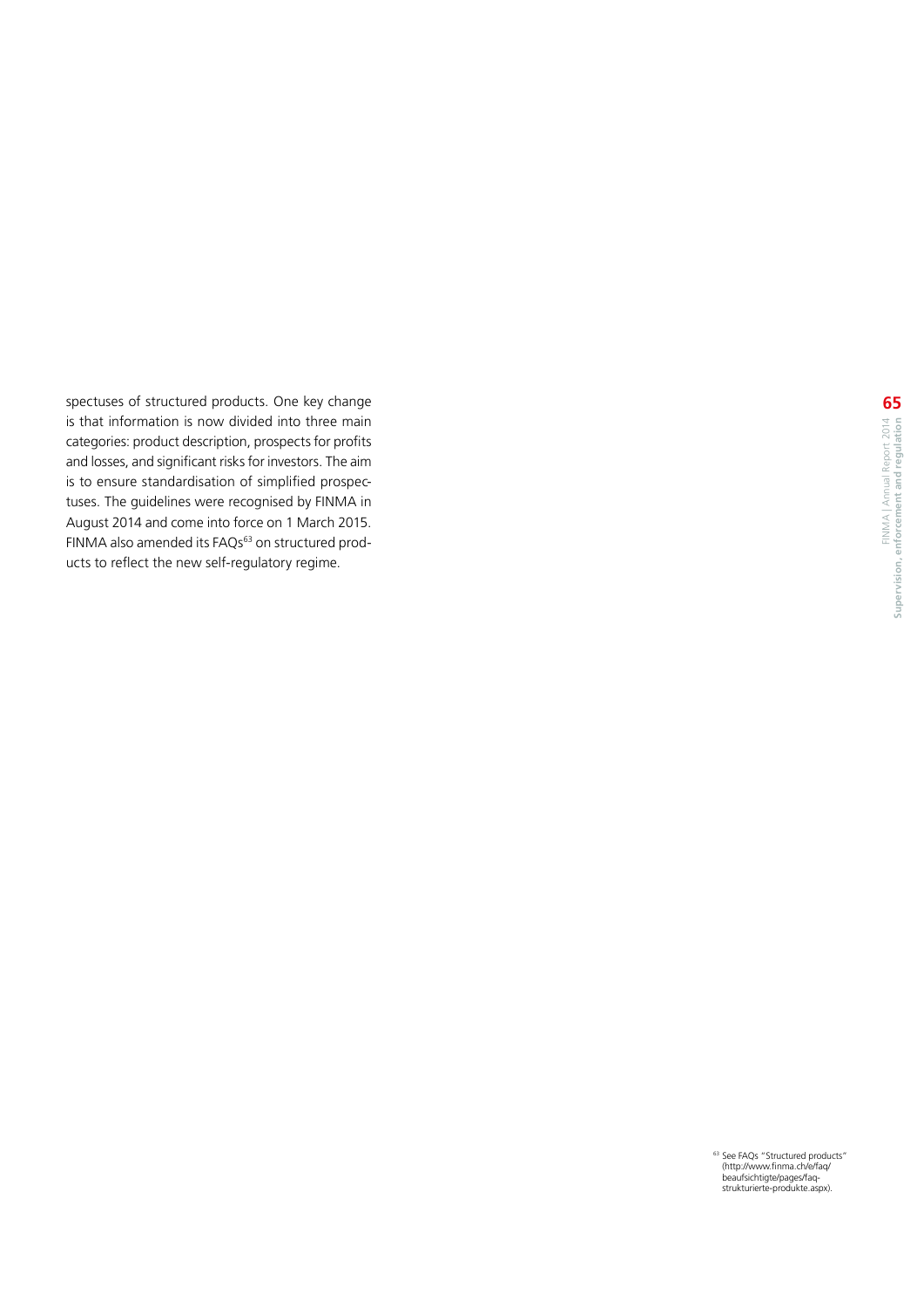spectuses of structured products. One key change is that information is now divided into three main categories: product description, prospects for profits and losses, and significant risks for investors. The aim is to ensure standardisation of simplified prospectuses. The guidelines were recognised by FINMA in August 2014 and come into force on 1 March 2015. FINMA also amended its FAQs[63] on structured products to reflect the new self-regulatory regime.

[63] See FAQs "Structured products" (http://www.finma.ch/e/faq/beaufsichtigte/pages/faq-strukturierte-produkte.aspx).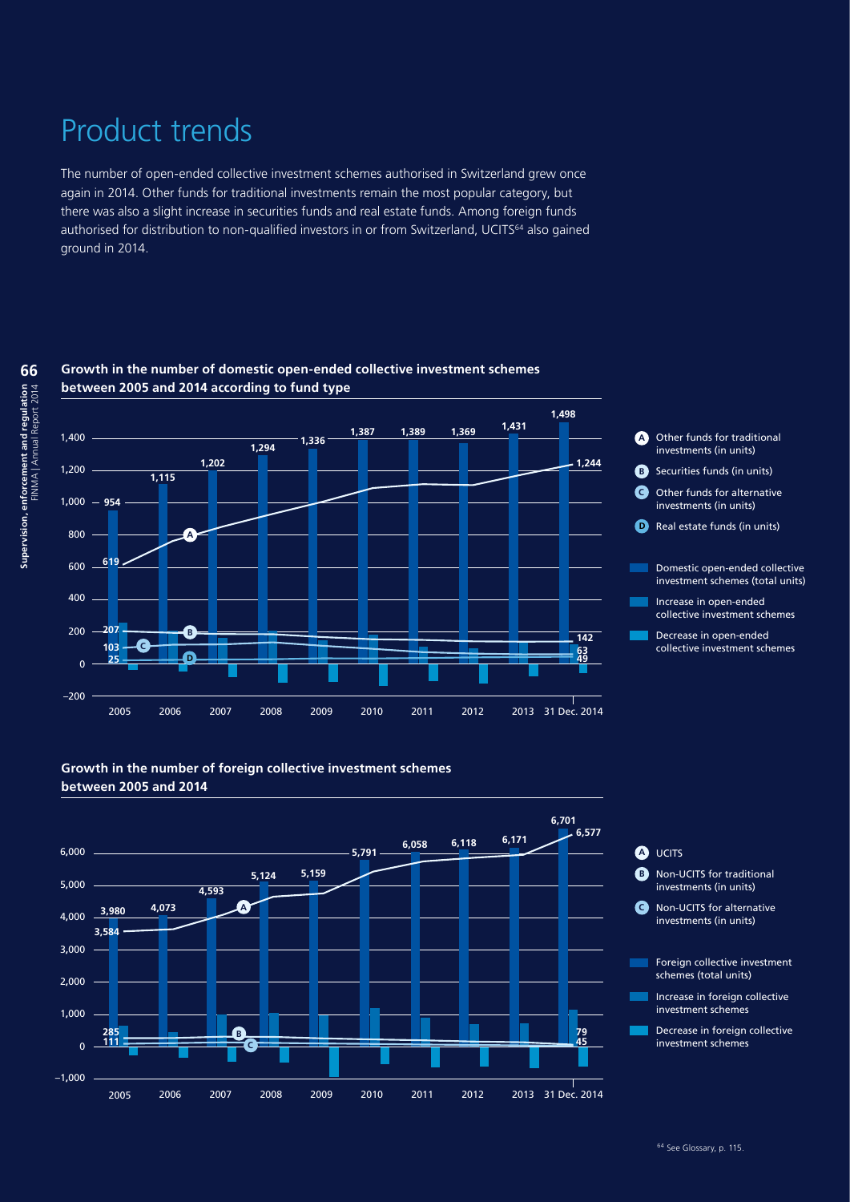# Product trends

The number of open-ended collective investment schemes authorised in Switzerland grew once again in 2014. Other funds for traditional investments remain the most popular category, but there was also a slight increase in securities funds and real estate funds. Among foreign funds authorised for distribution to non-qualified investors in or from Switzerland, UCITS[64] also gained ground in 2014.

### Growth in the number of domestic open-ended collective investment schemes between 2005 and 2014 according to fund type

| | 2005 | 2006 | 2007 | 2008 | 2009 | 2010 | 2011 | 2012 | 2013 | 31 Dec. 2014 |
|---|---|---|---|---|---|---|---|---|---|---|
| Domestic open-ended collective investment schemes (total units) | 954 | 1,115 | 1,202 | 1,294 | 1,336 | 1,387 | 1,389 | 1,369 | 1,431 | 1,498 |

- A: Other funds for traditional investments (in units) — 2005: 619; 31 Dec. 2014: 1,244
- B: Securities funds (in units) — 2005: 207; 31 Dec. 2014: 142
- C: Other funds for alternative investments (in units) — 2005: 103; 31 Dec. 2014: 63
- D: Real estate funds (in units) — 2005: 25; 31 Dec. 2014: 49
- Increase in open-ended collective investment schemes
- Decrease in open-ended collective investment schemes

### Growth in the number of foreign collective investment schemes between 2005 and 2014

| | 2005 | 2006 | 2007 | 2008 | 2009 | 2010 | 2011 | 2012 | 2013 | 31 Dec. 2014 |
|---|---|---|---|---|---|---|---|---|---|---|
| Foreign collective investment schemes (total units) | 3,980 | 4,073 | 4,593 | 5,124 | 5,159 | 5,791 | 6,058 | 6,118 | 6,171 | 6,701 |

- A: UCITS — 2005: 3,584; 31 Dec. 2014: 6,577
- B: Non-UCITS for traditional investments (in units) — 2005: 285; 31 Dec. 2014: 79
- C: Non-UCITS for alternative investments (in units) — 2005: 111; 31 Dec. 2014: 45
- Increase in foreign collective investment schemes
- Decrease in foreign collective investment schemes

[64] See Glossary, p. 115.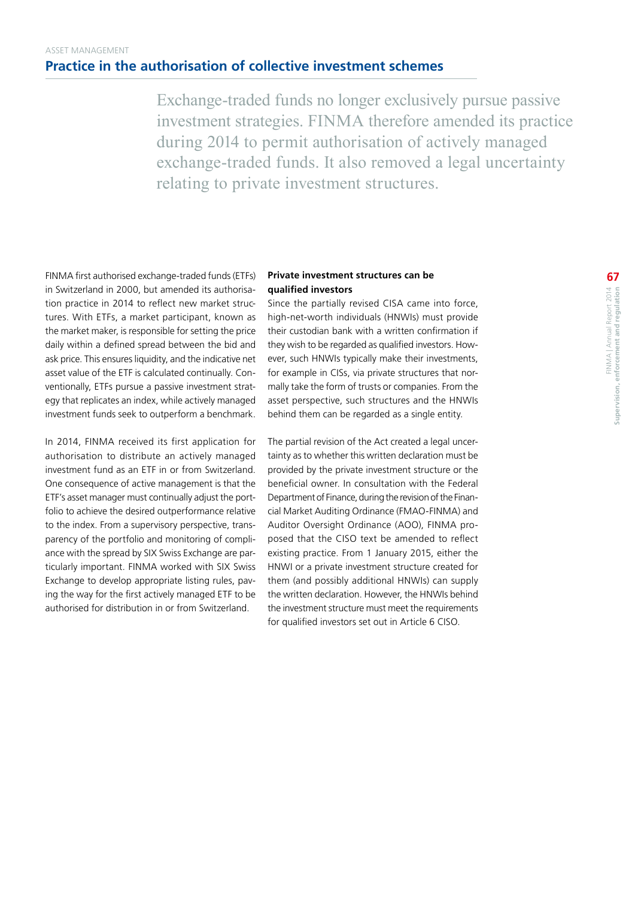ASSET MANAGEMENT

## Practice in the authorisation of collective investment schemes

Exchange-traded funds no longer exclusively pursue passive investment strategies. FINMA therefore amended its practice during 2014 to permit authorisation of actively managed exchange-traded funds. It also removed a legal uncertainty relating to private investment structures.

FINMA first authorised exchange-traded funds (ETFs) in Switzerland in 2000, but amended its authorisation practice in 2014 to reflect new market structures. With ETFs, a market participant, known as the market maker, is responsible for setting the price daily within a defined spread between the bid and ask price. This ensures liquidity, and the indicative net asset value of the ETF is calculated continually. Conventionally, ETFs pursue a passive investment strategy that replicates an index, while actively managed investment funds seek to outperform a benchmark.

In 2014, FINMA received its first application for authorisation to distribute an actively managed investment fund as an ETF in or from Switzerland. One consequence of active management is that the ETF's asset manager must continually adjust the portfolio to achieve the desired outperformance relative to the index. From a supervisory perspective, transparency of the portfolio and monitoring of compliance with the spread by SIX Swiss Exchange are particularly important. FINMA worked with SIX Swiss Exchange to develop appropriate listing rules, paving the way for the first actively managed ETF to be authorised for distribution in or from Switzerland.

### Private investment structures can be qualified investors

Since the partially revised CISA came into force, high-net-worth individuals (HNWIs) must provide their custodian bank with a written confirmation if they wish to be regarded as qualified investors. However, such HNWIs typically make their investments, for example in CISs, via private structures that normally take the form of trusts or companies. From the asset perspective, such structures and the HNWIs behind them can be regarded as a single entity.

The partial revision of the Act created a legal uncertainty as to whether this written declaration must be provided by the private investment structure or the beneficial owner. In consultation with the Federal Department of Finance, during the revision of the Financial Market Auditing Ordinance (FMAO-FINMA) and Auditor Oversight Ordinance (AOO), FINMA proposed that the CISO text be amended to reflect existing practice. From 1 January 2015, either the HNWI or a private investment structure created for them (and possibly additional HNWIs) can supply the written declaration. However, the HNWIs behind the investment structure must meet the requirements for qualified investors set out in Article 6 CISO.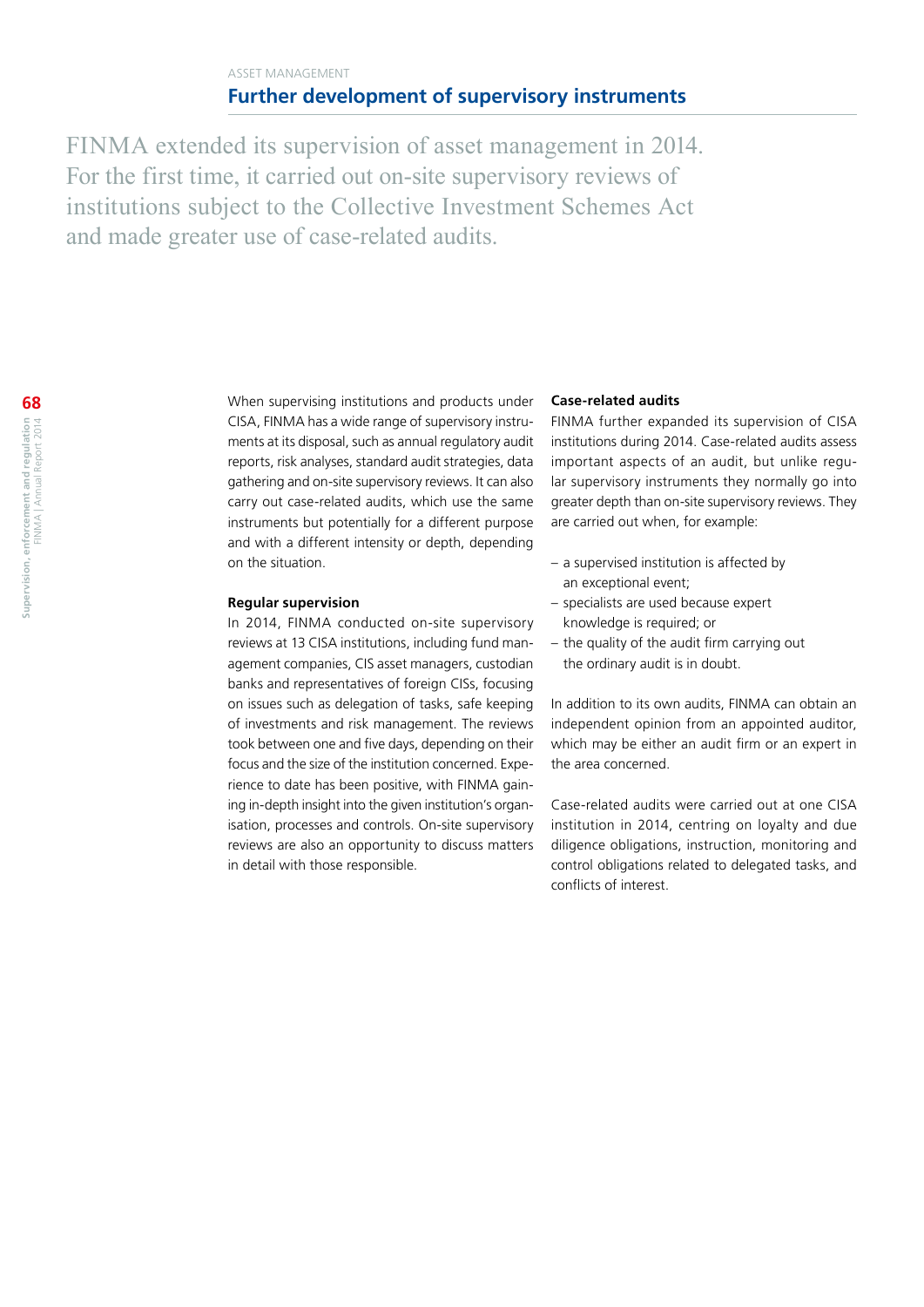ASSET MANAGEMENT

## Further development of supervisory instruments

FINMA extended its supervision of asset management in 2014. For the first time, it carried out on-site supervisory reviews of institutions subject to the Collective Investment Schemes Act and made greater use of case-related audits.

When supervising institutions and products under CISA, FINMA has a wide range of supervisory instruments at its disposal, such as annual regulatory audit reports, risk analyses, standard audit strategies, data gathering and on-site supervisory reviews. It can also carry out case-related audits, which use the same instruments but potentially for a different purpose and with a different intensity or depth, depending on the situation.

**Regular supervision**

In 2014, FINMA conducted on-site supervisory reviews at 13 CISA institutions, including fund management companies, CIS asset managers, custodian banks and representatives of foreign CISs, focusing on issues such as delegation of tasks, safe keeping of investments and risk management. The reviews took between one and five days, depending on their focus and the size of the institution concerned. Experience to date has been positive, with FINMA gaining in-depth insight into the given institution's organisation, processes and controls. On-site supervisory reviews are also an opportunity to discuss matters in detail with those responsible.

**Case-related audits**

FINMA further expanded its supervision of CISA institutions during 2014. Case-related audits assess important aspects of an audit, but unlike regular supervisory instruments they normally go into greater depth than on-site supervisory reviews. They are carried out when, for example:

- a supervised institution is affected by an exceptional event;
- specialists are used because expert knowledge is required; or
- the quality of the audit firm carrying out the ordinary audit is in doubt.

In addition to its own audits, FINMA can obtain an independent opinion from an appointed auditor, which may be either an audit firm or an expert in the area concerned.

Case-related audits were carried out at one CISA institution in 2014, centring on loyalty and due diligence obligations, instruction, monitoring and control obligations related to delegated tasks, and conflicts of interest.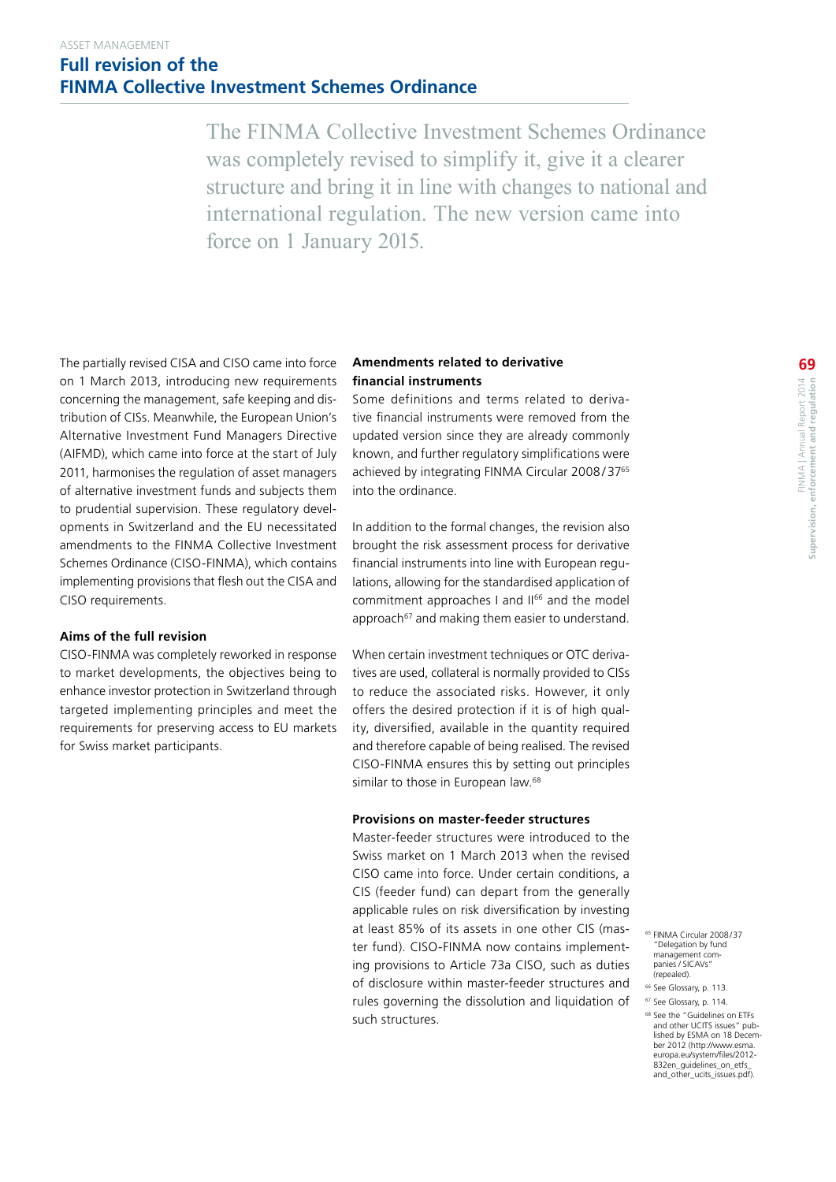ASSET MANAGEMENT

# Full revision of the FINMA Collective Investment Schemes Ordinance

The FINMA Collective Investment Schemes Ordinance was completely revised to simplify it, give it a clearer structure and bring it in line with changes to national and international regulation. The new version came into force on 1 January 2015.

The partially revised CISA and CISO came into force on 1 March 2013, introducing new requirements concerning the management, safe keeping and distribution of CISs. Meanwhile, the European Union's Alternative Investment Fund Managers Directive (AIFMD), which came into force at the start of July 2011, harmonises the regulation of asset managers of alternative investment funds and subjects them to prudential supervision. These regulatory developments in Switzerland and the EU necessitated amendments to the FINMA Collective Investment Schemes Ordinance (CISO-FINMA), which contains implementing provisions that flesh out the CISA and CISO requirements.

**Aims of the full revision**

CISO-FINMA was completely reworked in response to market developments, the objectives being to enhance investor protection in Switzerland through targeted implementing principles and meet the requirements for preserving access to EU markets for Swiss market participants.

**Amendments related to derivative financial instruments**

Some definitions and terms related to derivative financial instruments were removed from the updated version since they are already commonly known, and further regulatory simplifications were achieved by integrating FINMA Circular 2008/37[65] into the ordinance.

In addition to the formal changes, the revision also brought the risk assessment process for derivative financial instruments into line with European regulations, allowing for the standardised application of commitment approaches I and II[66] and the model approach[67] and making them easier to understand.

When certain investment techniques or OTC derivatives are used, collateral is normally provided to CISs to reduce the associated risks. However, it only offers the desired protection if it is of high quality, diversified, available in the quantity required and therefore capable of being realised. The revised CISO-FINMA ensures this by setting out principles similar to those in European law.[68]

**Provisions on master-feeder structures**

Master-feeder structures were introduced to the Swiss market on 1 March 2013 when the revised CISO came into force. Under certain conditions, a CIS (feeder fund) can depart from the generally applicable rules on risk diversification by investing at least 85% of its assets in one other CIS (master fund). CISO-FINMA now contains implementing provisions to Article 73a CISO, such as duties of disclosure within master-feeder structures and rules governing the dissolution and liquidation of such structures.

[65] FINMA Circular 2008/37 "Delegation by fund management companies / SICAVs" (repealed).

[66] See Glossary, p. 113.

[67] See Glossary, p. 114.

[68] See the "Guidelines on ETFs and other UCITS issues" published by ESMA on 18 December 2012 (http://www.esma.europa.eu/system/files/2012-832en_guidelines_on_etfs_and_other_ucits_issues.pdf).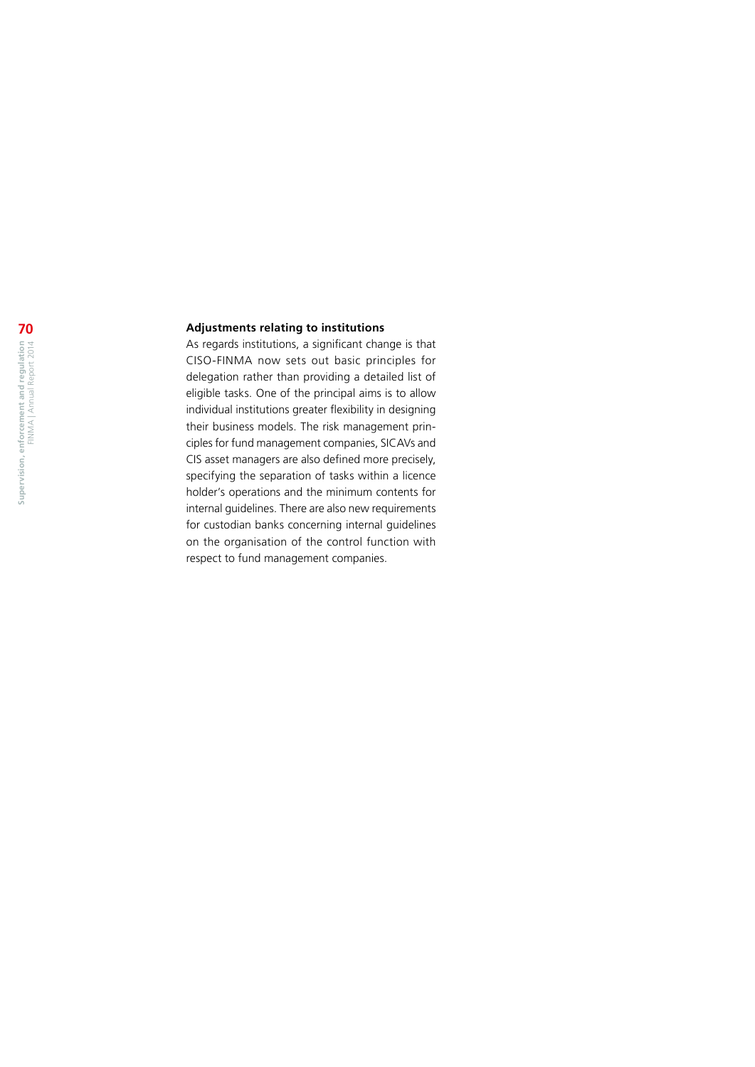### Adjustments relating to institutions

As regards institutions, a significant change is that CISO-FINMA now sets out basic principles for delegation rather than providing a detailed list of eligible tasks. One of the principal aims is to allow individual institutions greater flexibility in designing their business models. The risk management principles for fund management companies, SICAVs and CIS asset managers are also defined more precisely, specifying the separation of tasks within a licence holder's operations and the minimum contents for internal guidelines. There are also new requirements for custodian banks concerning internal guidelines on the organisation of the control function with respect to fund management companies.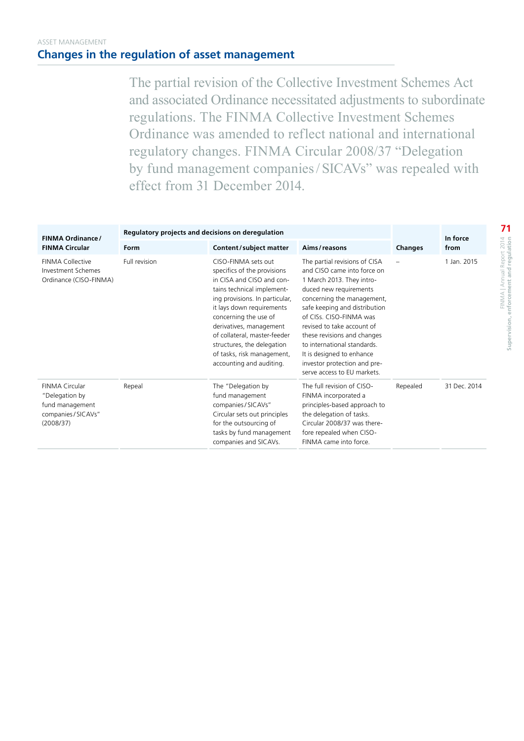ASSET MANAGEMENT

## Changes in the regulation of asset management

The partial revision of the Collective Investment Schemes Act and associated Ordinance necessitated adjustments to subordinate regulations. The FINMA Collective Investment Schemes Ordinance was amended to reflect national and international regulatory changes. FINMA Circular 2008/37 "Delegation by fund management companies / SICAVs" was repealed with effect from 31 December 2014.

| FINMA Ordinance / FINMA Circular | Regulatory projects and decisions on deregulation | | | Changes | In force from |
|---|---|---|---|---|---|
| | **Form** | **Content / subject matter** | **Aims / reasons** | | |
| FINMA Collective Investment Schemes Ordinance (CISO-FINMA) | Full revision | CISO-FINMA sets out specifics of the provisions in CISA and CISO and contains technical implementing provisions. In particular, it lays down requirements concerning the use of derivatives, management of collateral, master-feeder structures, the delegation of tasks, risk management, accounting and auditing. | The partial revisions of CISA and CISO came into force on 1 March 2013. They introduced new requirements concerning the management, safe keeping and distribution of CISs. CISO-FINMA was revised to take account of these revisions and changes to international standards. It is designed to enhance investor protection and preserve access to EU markets. | – | 1 Jan. 2015 |
| FINMA Circular "Delegation by fund management companies / SICAVs" (2008/37) | Repeal | The "Delegation by fund management companies / SICAVs" Circular sets out principles for the outsourcing of tasks by fund management companies and SICAVs. | The full revision of CISO-FINMA incorporated a principles-based approach to the delegation of tasks. Circular 2008/37 was therefore repealed when CISO-FINMA came into force. | Repealed | 31 Dec. 2014 |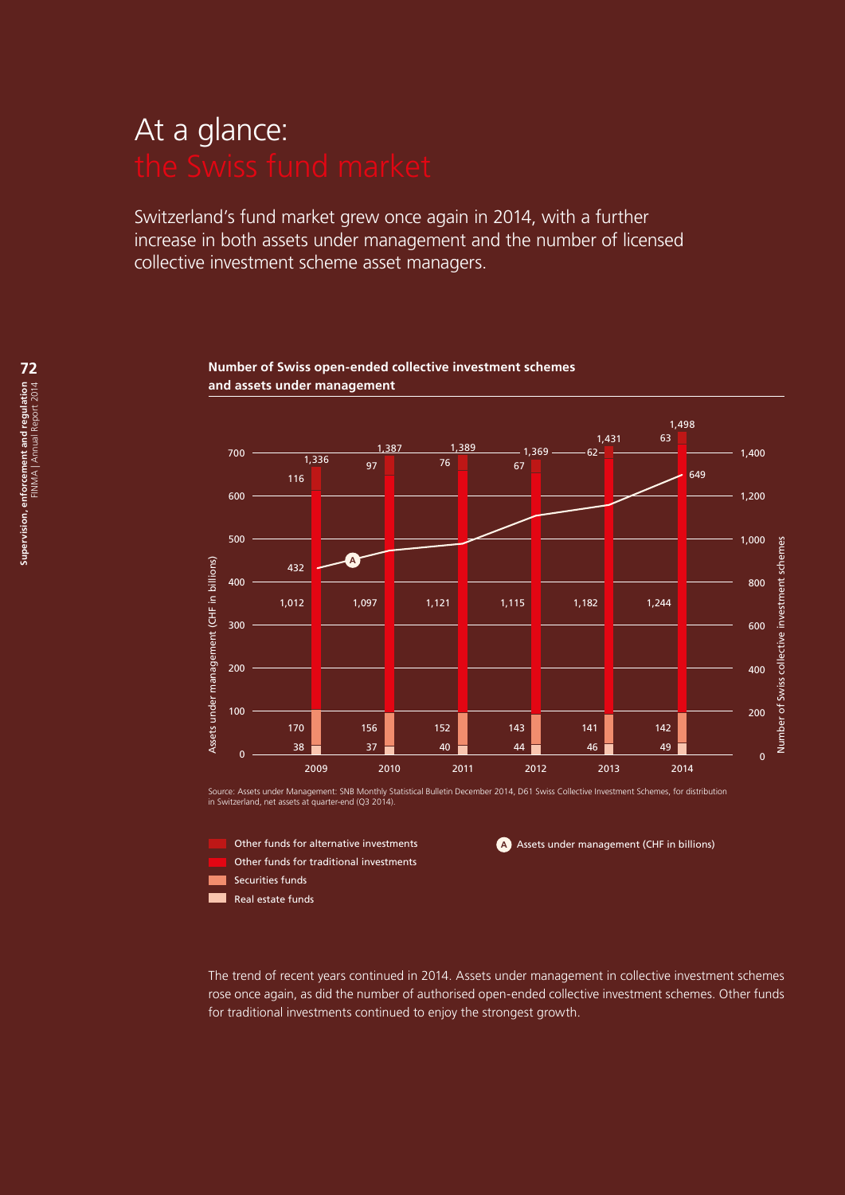# At a glance: the Swiss fund market

Switzerland's fund market grew once again in 2014, with a further increase in both assets under management and the number of licensed collective investment scheme asset managers.

**Number of Swiss open-ended collective investment schemes and assets under management**

| Year | Total number of schemes | Other funds for alternative investments | Other funds for traditional investments | Securities funds | Real estate funds | Assets under management (CHF in billions) |
|---|---|---|---|---|---|---|
| 2009 | 1,336 | 116 | 1,012 | 170 | 38 | 432 |
| 2010 | 1,387 | 97 | 1,097 | 156 | 37 | |
| 2011 | 1,389 | 76 | 1,121 | 152 | 40 | |
| 2012 | 1,369 | 67 | 1,115 | 143 | 44 | |
| 2013 | 1,431 | 62 | 1,182 | 141 | 46 | |
| 2014 | 1,498 | 63 | 1,244 | 142 | 49 | 649 |

Source: Assets under Management: SNB Monthly Statistical Bulletin December 2014, D61 Swiss Collective Investment Schemes, for distribution in Switzerland, net assets at quarter-end (Q3 2014).

The trend of recent years continued in 2014. Assets under management in collective investment schemes rose once again, as did the number of authorised open-ended collective investment schemes. Other funds for traditional investments continued to enjoy the strongest growth.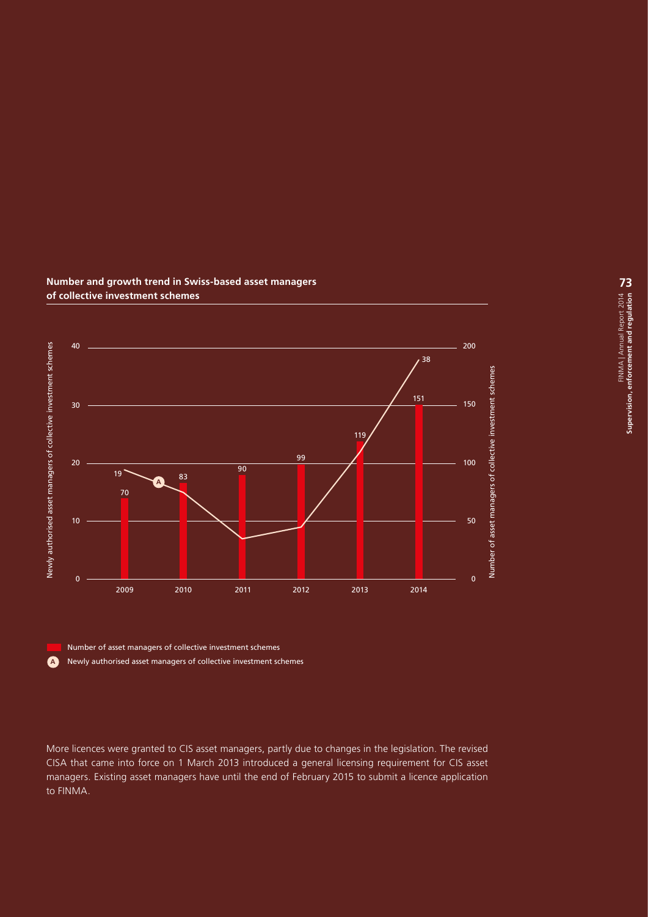**Number and growth trend in Swiss-based asset managers of collective investment schemes**

| Year | Number of asset managers of collective investment schemes | Newly authorised asset managers of collective investment schemes |
|---|---|---|
| 2009 | 70 | 19 |
| 2010 | 83 | |
| 2011 | 90 | |
| 2012 | 99 | |
| 2013 | 119 | |
| 2014 | 151 | 38 |

Number of asset managers of collective investment schemes

A Newly authorised asset managers of collective investment schemes

More licences were granted to CIS asset managers, partly due to changes in the legislation. The revised CISA that came into force on 1 March 2013 introduced a general licensing requirement for CIS asset managers. Existing asset managers have until the end of February 2015 to submit a licence application to FINMA.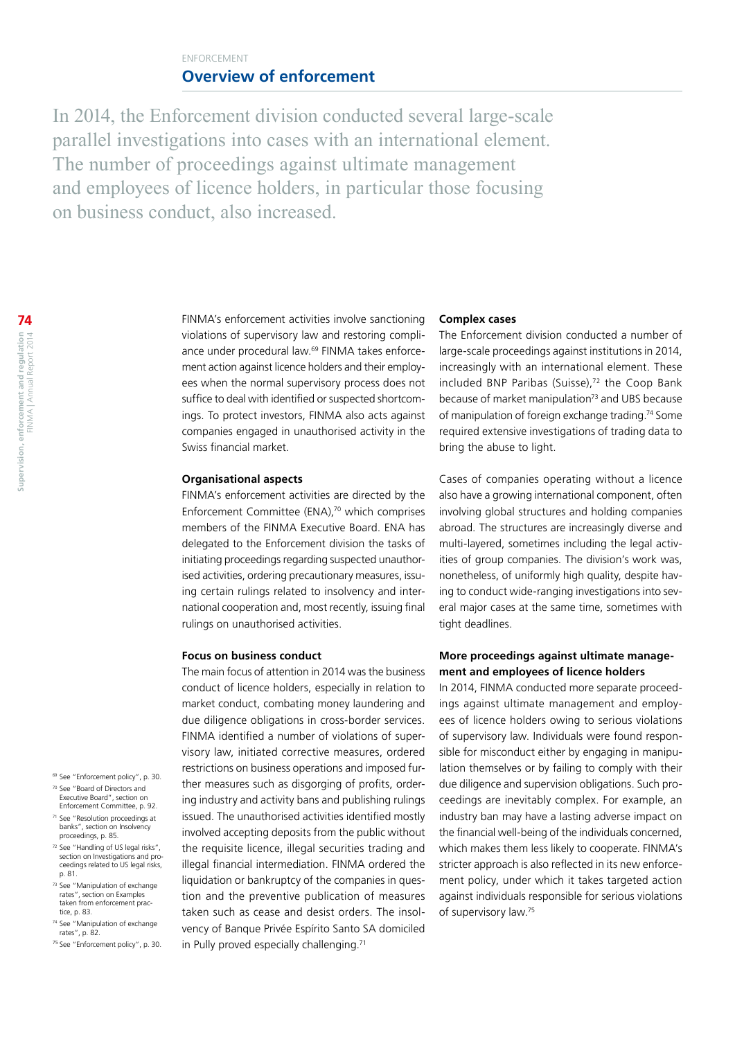ENFORCEMENT

## Overview of enforcement

In 2014, the Enforcement division conducted several large-scale parallel investigations into cases with an international element. The number of proceedings against ultimate management and employees of licence holders, in particular those focusing on business conduct, also increased.

FINMA's enforcement activities involve sanctioning violations of supervisory law and restoring compliance under procedural law.[69] FINMA takes enforcement action against licence holders and their employees when the normal supervisory process does not suffice to deal with identified or suspected shortcomings. To protect investors, FINMA also acts against companies engaged in unauthorised activity in the Swiss financial market.

### Organisational aspects

FINMA's enforcement activities are directed by the Enforcement Committee (ENA),[70] which comprises members of the FINMA Executive Board. ENA has delegated to the Enforcement division the tasks of initiating proceedings regarding suspected unauthorised activities, ordering precautionary measures, issuing certain rulings related to insolvency and international cooperation and, most recently, issuing final rulings on unauthorised activities.

### Focus on business conduct

The main focus of attention in 2014 was the business conduct of licence holders, especially in relation to market conduct, combating money laundering and due diligence obligations in cross-border services. FINMA identified a number of violations of supervisory law, initiated corrective measures, ordered restrictions on business operations and imposed further measures such as disgorging of profits, ordering industry and activity bans and publishing rulings issued. The unauthorised activities identified mostly involved accepting deposits from the public without the requisite licence, illegal securities trading and illegal financial intermediation. FINMA ordered the liquidation or bankruptcy of the companies in question and the preventive publication of measures taken such as cease and desist orders. The insolvency of Banque Privée Espírito Santo SA domiciled in Pully proved especially challenging.[71]

### Complex cases

The Enforcement division conducted a number of large-scale proceedings against institutions in 2014, increasingly with an international element. These included BNP Paribas (Suisse),[72] the Coop Bank because of market manipulation[73] and UBS because of manipulation of foreign exchange trading.[74] Some required extensive investigations of trading data to bring the abuse to light.

Cases of companies operating without a licence also have a growing international component, often involving global structures and holding companies abroad. The structures are increasingly diverse and multi-layered, sometimes including the legal activities of group companies. The division's work was, nonetheless, of uniformly high quality, despite having to conduct wide-ranging investigations into several major cases at the same time, sometimes with tight deadlines.

### More proceedings against ultimate management and employees of licence holders

In 2014, FINMA conducted more separate proceedings against ultimate management and employees of licence holders owing to serious violations of supervisory law. Individuals were found responsible for misconduct either by engaging in manipulation themselves or by failing to comply with their due diligence and supervision obligations. Such proceedings are inevitably complex. For example, an industry ban may have a lasting adverse impact on the financial well-being of the individuals concerned, which makes them less likely to cooperate. FINMA's stricter approach is also reflected in its new enforcement policy, under which it takes targeted action against individuals responsible for serious violations of supervisory law.[75]

[69] See "Enforcement policy", p. 30.

[70] See "Board of Directors and Executive Board", section on Enforcement Committee, p. 92.

[71] See "Resolution proceedings at banks", section on Insolvency proceedings, p. 85.

[72] See "Handling of US legal risks", section on Investigations and proceedings related to US legal risks, p. 81.

[73] See "Manipulation of exchange rates", section on Examples taken from enforcement practice, p. 83.

[74] See "Manipulation of exchange rates", p. 82.

[75] See "Enforcement policy", p. 30.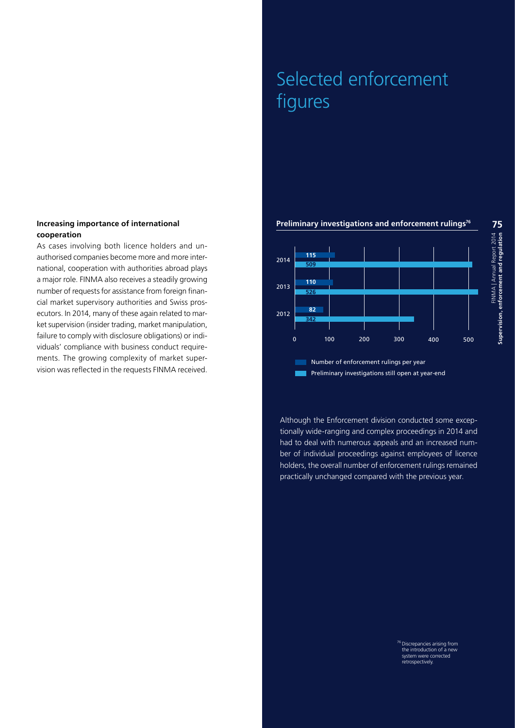# Selected enforcement figures

### Increasing importance of international cooperation

As cases involving both licence holders and unauthorised companies become more and more international, cooperation with authorities abroad plays a major role. FINMA also receives a steadily growing number of requests for assistance from foreign financial market supervisory authorities and Swiss prosecutors. In 2014, many of these again related to market supervision (insider trading, market manipulation, failure to comply with disclosure obligations) or individuals' compliance with business conduct requirements. The growing complexity of market supervision was reflected in the requests FINMA received.

**Preliminary investigations and enforcement rulings**[76]

| Year | Number of enforcement rulings per year | Preliminary investigations still open at year-end |
| --- | --- | --- |
| 2014 | 115 | 509 |
| 2013 | 110 | 526 |
| 2012 | 82 | 342 |

Although the Enforcement division conducted some exceptionally wide-ranging and complex proceedings in 2014 and had to deal with numerous appeals and an increased number of individual proceedings against employees of licence holders, the overall number of enforcement rulings remained practically unchanged compared with the previous year.

[76] Discrepancies arising from the introduction of a new system were corrected retrospectively.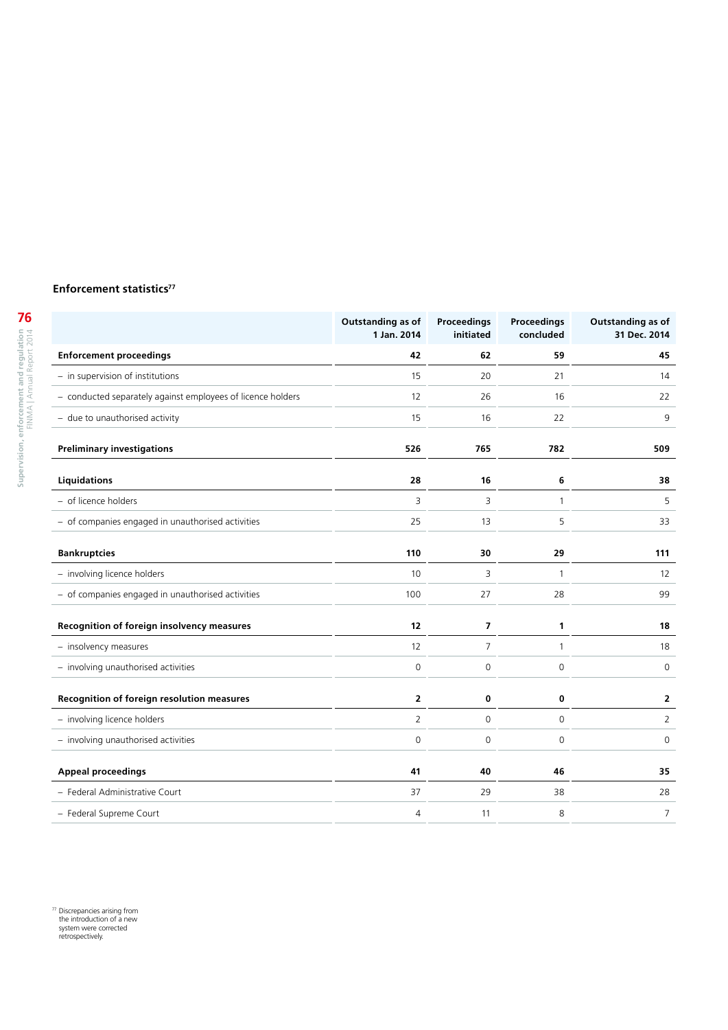### Enforcement statistics[77]

| | Outstanding as of 1 Jan. 2014 | Proceedings initiated | Proceedings concluded | Outstanding as of 31 Dec. 2014 |
|---|---|---|---|---|
| **Enforcement proceedings** | **42** | **62** | **59** | **45** |
| – in supervision of institutions | 15 | 20 | 21 | 14 |
| – conducted separately against employees of licence holders | 12 | 26 | 16 | 22 |
| – due to unauthorised activity | 15 | 16 | 22 | 9 |
| **Preliminary investigations** | **526** | **765** | **782** | **509** |
| **Liquidations** | **28** | **16** | **6** | **38** |
| – of licence holders | 3 | 3 | 1 | 5 |
| – of companies engaged in unauthorised activities | 25 | 13 | 5 | 33 |
| **Bankruptcies** | **110** | **30** | **29** | **111** |
| – involving licence holders | 10 | 3 | 1 | 12 |
| – of companies engaged in unauthorised activities | 100 | 27 | 28 | 99 |
| **Recognition of foreign insolvency measures** | **12** | **7** | **1** | **18** |
| – insolvency measures | 12 | 7 | 1 | 18 |
| – involving unauthorised activities | 0 | 0 | 0 | 0 |
| **Recognition of foreign resolution measures** | **2** | **0** | **0** | **2** |
| – involving licence holders | 2 | 0 | 0 | 2 |
| – involving unauthorised activities | 0 | 0 | 0 | 0 |
| **Appeal proceedings** | **41** | **40** | **46** | **35** |
| – Federal Administrative Court | 37 | 29 | 38 | 28 |
| – Federal Supreme Court | 4 | 11 | 8 | 7 |

[77] Discrepancies arising from the introduction of a new system were corrected retrospectively.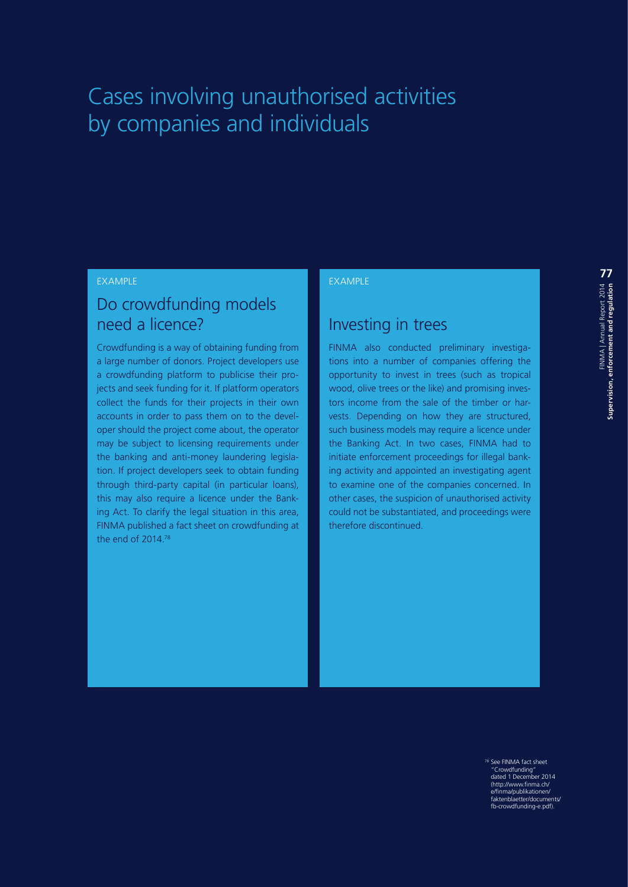# Cases involving unauthorised activities by companies and individuals

EXAMPLE

## Do crowdfunding models need a licence?

Crowdfunding is a way of obtaining funding from a large number of donors. Project developers use a crowdfunding platform to publicise their projects and seek funding for it. If platform operators collect the funds for their projects in their own accounts in order to pass them on to the developer should the project come about, the operator may be subject to licensing requirements under the banking and anti-money laundering legislation. If project developers seek to obtain funding through third-party capital (in particular loans), this may also require a licence under the Banking Act. To clarify the legal situation in this area, FINMA published a fact sheet on crowdfunding at the end of 2014.[78]

EXAMPLE

## Investing in trees

FINMA also conducted preliminary investigations into a number of companies offering the opportunity to invest in trees (such as tropical wood, olive trees or the like) and promising investors income from the sale of the timber or harvests. Depending on how they are structured, such business models may require a licence under the Banking Act. In two cases, FINMA had to initiate enforcement proceedings for illegal banking activity and appointed an investigating agent to examine one of the companies concerned. In other cases, the suspicion of unauthorised activity could not be substantiated, and proceedings were therefore discontinued.

[78] See FINMA fact sheet "Crowdfunding" dated 1 December 2014 (http://www.finma.ch/e/finma/publikationen/faktenblaetter/documents/fb-crowdfunding-e.pdf).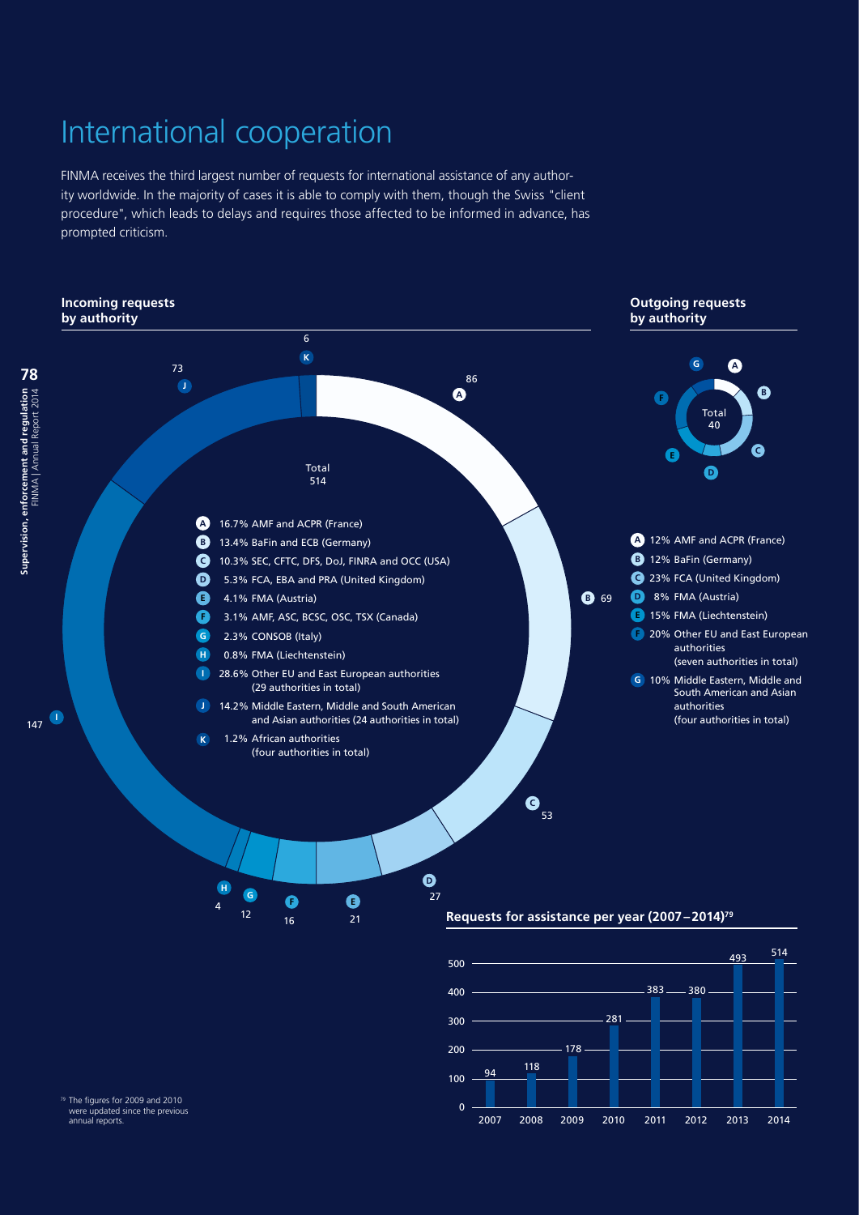# International cooperation

FINMA receives the third largest number of requests for international assistance of any authority worldwide. In the majority of cases it is able to comply with them, though the Swiss "client procedure", which leads to delays and requires those affected to be informed in advance, has prompted criticism.

## Incoming requests by authority

Total 514

| | Share | Authority | Number |
|---|---|---|---|
| A | 16.7% | AMF and ACPR (France) | 86 |
| B | 13.4% | BaFin and ECB (Germany) | 69 |
| C | 10.3% | SEC, CFTC, DFS, DoJ, FINRA and OCC (USA) | 53 |
| D | 5.3% | FCA, EBA and PRA (United Kingdom) | 27 |
| E | 4.1% | FMA (Austria) | 21 |
| F | 3.1% | AMF, ASC, BCSC, OSC, TSX (Canada) | 16 |
| G | 2.3% | CONSOB (Italy) | 12 |
| H | 0.8% | FMA (Liechtenstein) | 4 |
| I | 28.6% | Other EU and East European authorities (29 authorities in total) | 147 |
| J | 14.2% | Middle Eastern, Middle and South American and Asian authorities (24 authorities in total) | 73 |
| K | 1.2% | African authorities (four authorities in total) | 6 |

## Outgoing requests by authority

Total 40

| | Share | Authority |
|---|---|---|
| A | 12% | AMF and ACPR (France) |
| B | 12% | BaFin (Germany) |
| C | 23% | FCA (United Kingdom) |
| D | 8% | FMA (Austria) |
| E | 15% | FMA (Liechtenstein) |
| F | 20% | Other EU and East European authorities (seven authorities in total) |
| G | 10% | Middle Eastern, Middle and South American and Asian authorities (four authorities in total) |

## Requests for assistance per year (2007–2014)[79]

| Year | 2007 | 2008 | 2009 | 2010 | 2011 | 2012 | 2013 | 2014 |
|---|---|---|---|---|---|---|---|---|
| Requests | 94 | 118 | 178 | 281 | 383 | 380 | 493 | 514 |

[79] The figures for 2009 and 2010 were updated since the previous annual reports.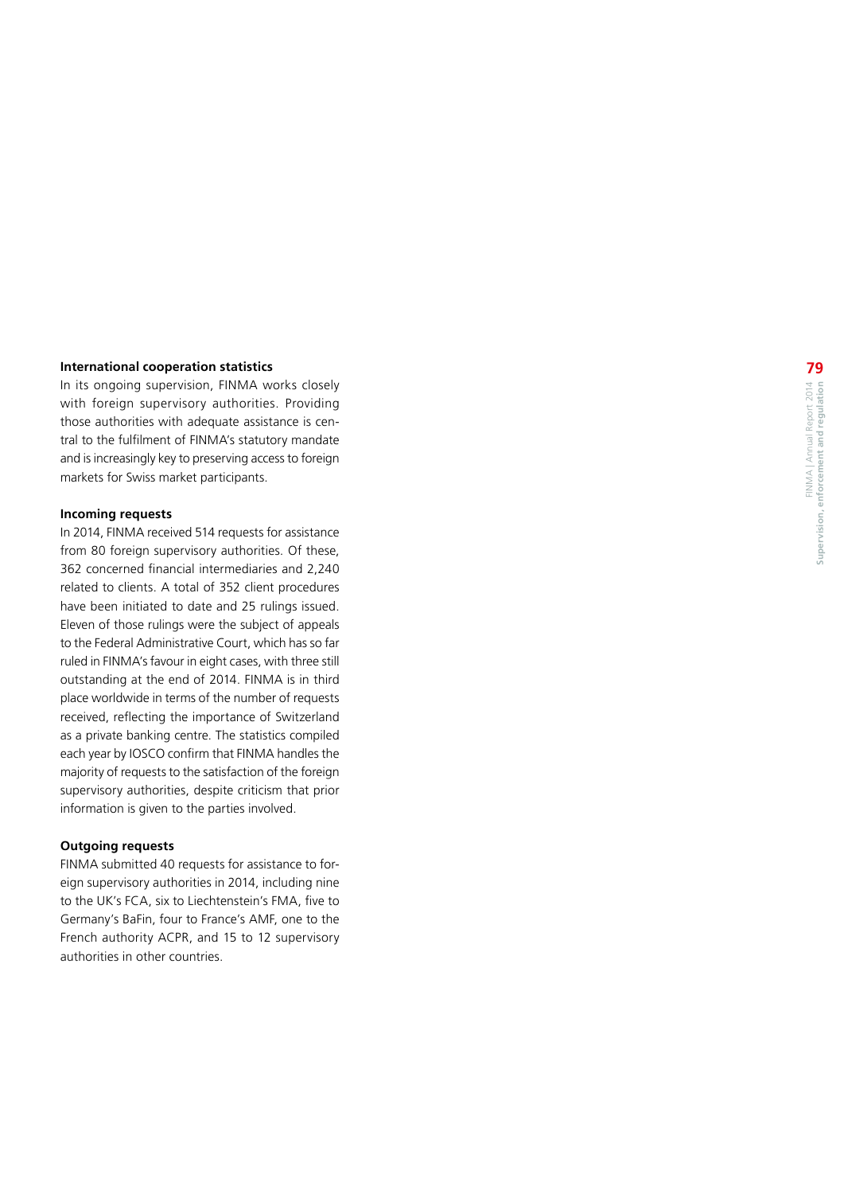### International cooperation statistics

In its ongoing supervision, FINMA works closely with foreign supervisory authorities. Providing those authorities with adequate assistance is central to the fulfilment of FINMA's statutory mandate and is increasingly key to preserving access to foreign markets for Swiss market participants.

#### Incoming requests

In 2014, FINMA received 514 requests for assistance from 80 foreign supervisory authorities. Of these, 362 concerned financial intermediaries and 2,240 related to clients. A total of 352 client procedures have been initiated to date and 25 rulings issued. Eleven of those rulings were the subject of appeals to the Federal Administrative Court, which has so far ruled in FINMA's favour in eight cases, with three still outstanding at the end of 2014. FINMA is in third place worldwide in terms of the number of requests received, reflecting the importance of Switzerland as a private banking centre. The statistics compiled each year by IOSCO confirm that FINMA handles the majority of requests to the satisfaction of the foreign supervisory authorities, despite criticism that prior information is given to the parties involved.

#### Outgoing requests

FINMA submitted 40 requests for assistance to foreign supervisory authorities in 2014, including nine to the UK's FCA, six to Liechtenstein's FMA, five to Germany's BaFin, four to France's AMF, one to the French authority ACPR, and 15 to 12 supervisory authorities in other countries.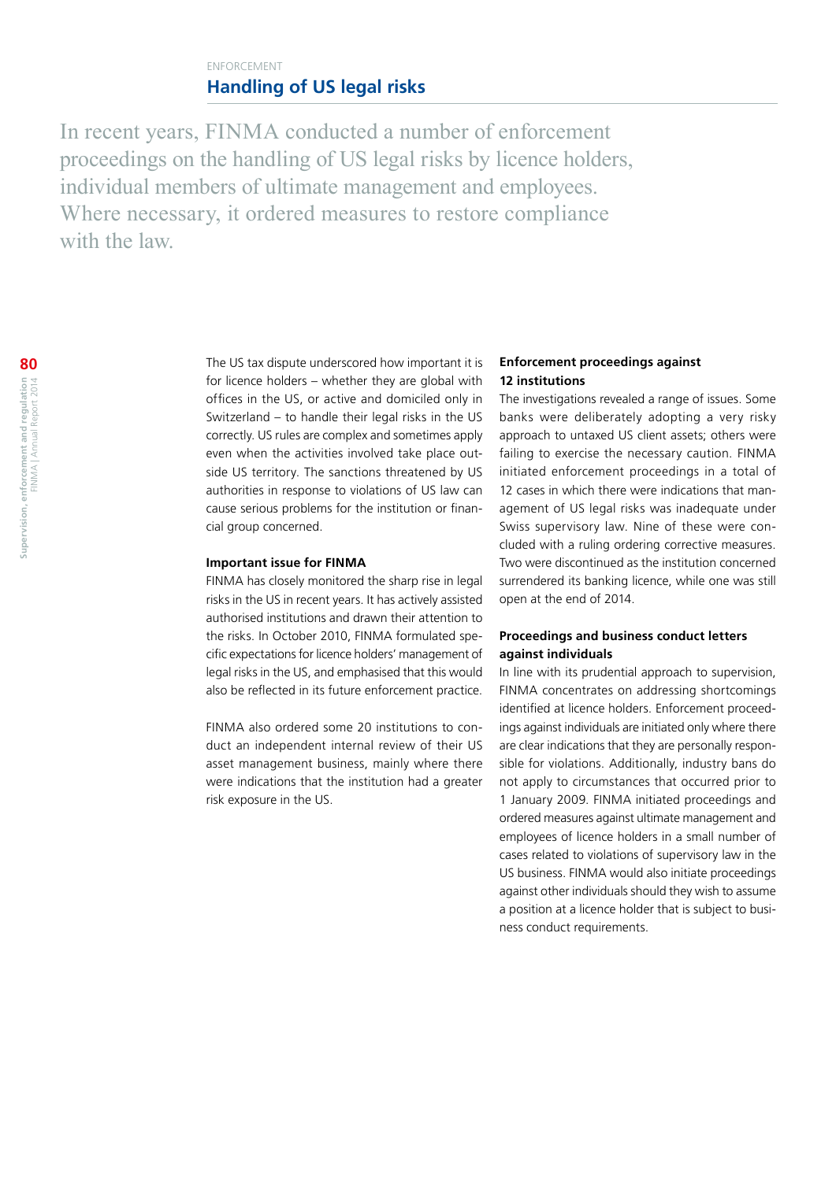ENFORCEMENT

## Handling of US legal risks

In recent years, FINMA conducted a number of enforcement proceedings on the handling of US legal risks by licence holders, individual members of ultimate management and employees. Where necessary, it ordered measures to restore compliance with the law.

The US tax dispute underscored how important it is for licence holders – whether they are global with offices in the US, or active and domiciled only in Switzerland – to handle their legal risks in the US correctly. US rules are complex and sometimes apply even when the activities involved take place outside US territory. The sanctions threatened by US authorities in response to violations of US law can cause serious problems for the institution or financial group concerned.

### Important issue for FINMA

FINMA has closely monitored the sharp rise in legal risks in the US in recent years. It has actively assisted authorised institutions and drawn their attention to the risks. In October 2010, FINMA formulated specific expectations for licence holders' management of legal risks in the US, and emphasised that this would also be reflected in its future enforcement practice.

FINMA also ordered some 20 institutions to conduct an independent internal review of their US asset management business, mainly where there were indications that the institution had a greater risk exposure in the US.

### Enforcement proceedings against 12 institutions

The investigations revealed a range of issues. Some banks were deliberately adopting a very risky approach to untaxed US client assets; others were failing to exercise the necessary caution. FINMA initiated enforcement proceedings in a total of 12 cases in which there were indications that management of US legal risks was inadequate under Swiss supervisory law. Nine of these were concluded with a ruling ordering corrective measures. Two were discontinued as the institution concerned surrendered its banking licence, while one was still open at the end of 2014.

### Proceedings and business conduct letters against individuals

In line with its prudential approach to supervision, FINMA concentrates on addressing shortcomings identified at licence holders. Enforcement proceedings against individuals are initiated only where there are clear indications that they are personally responsible for violations. Additionally, industry bans do not apply to circumstances that occurred prior to 1 January 2009. FINMA initiated proceedings and ordered measures against ultimate management and employees of licence holders in a small number of cases related to violations of supervisory law in the US business. FINMA would also initiate proceedings against other individuals should they wish to assume a position at a licence holder that is subject to business conduct requirements.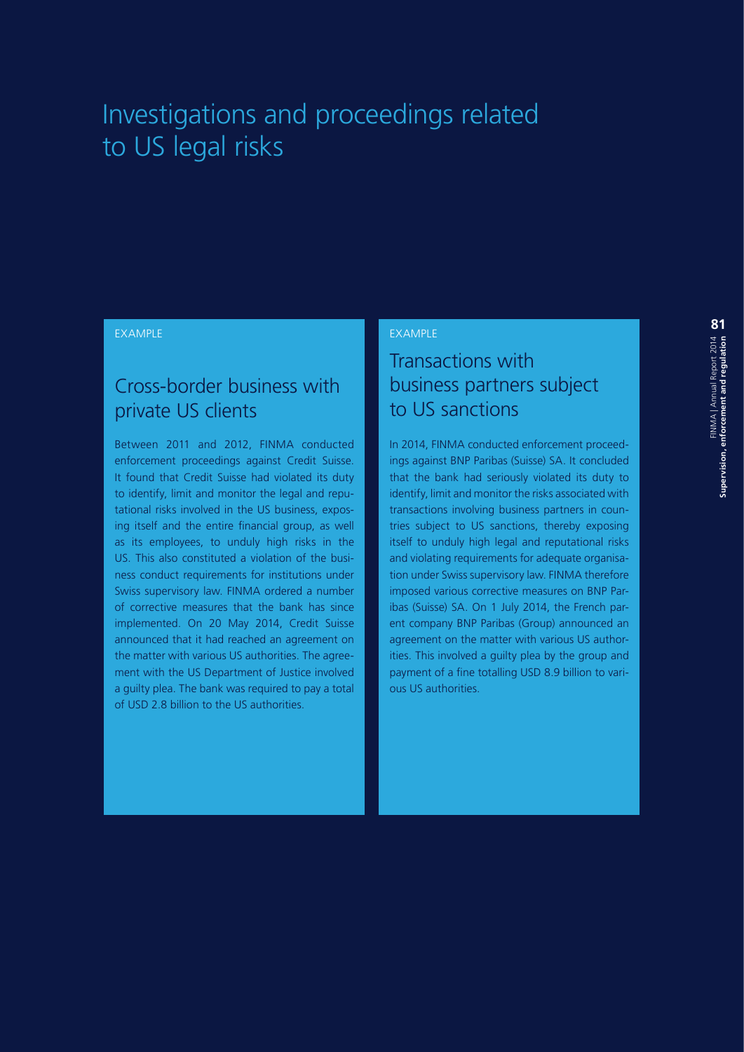# Investigations and proceedings related to US legal risks

EXAMPLE

## Cross-border business with private US clients

Between 2011 and 2012, FINMA conducted enforcement proceedings against Credit Suisse. It found that Credit Suisse had violated its duty to identify, limit and monitor the legal and reputational risks involved in the US business, exposing itself and the entire financial group, as well as its employees, to unduly high risks in the US. This also constituted a violation of the business conduct requirements for institutions under Swiss supervisory law. FINMA ordered a number of corrective measures that the bank has since implemented. On 20 May 2014, Credit Suisse announced that it had reached an agreement on the matter with various US authorities. The agreement with the US Department of Justice involved a guilty plea. The bank was required to pay a total of USD 2.8 billion to the US authorities.

EXAMPLE

## Transactions with business partners subject to US sanctions

In 2014, FINMA conducted enforcement proceedings against BNP Paribas (Suisse) SA. It concluded that the bank had seriously violated its duty to identify, limit and monitor the risks associated with transactions involving business partners in countries subject to US sanctions, thereby exposing itself to unduly high legal and reputational risks and violating requirements for adequate organisation under Swiss supervisory law. FINMA therefore imposed various corrective measures on BNP Paribas (Suisse) SA. On 1 July 2014, the French parent company BNP Paribas (Group) announced an agreement on the matter with various US authorities. This involved a guilty plea by the group and payment of a fine totalling USD 8.9 billion to various US authorities.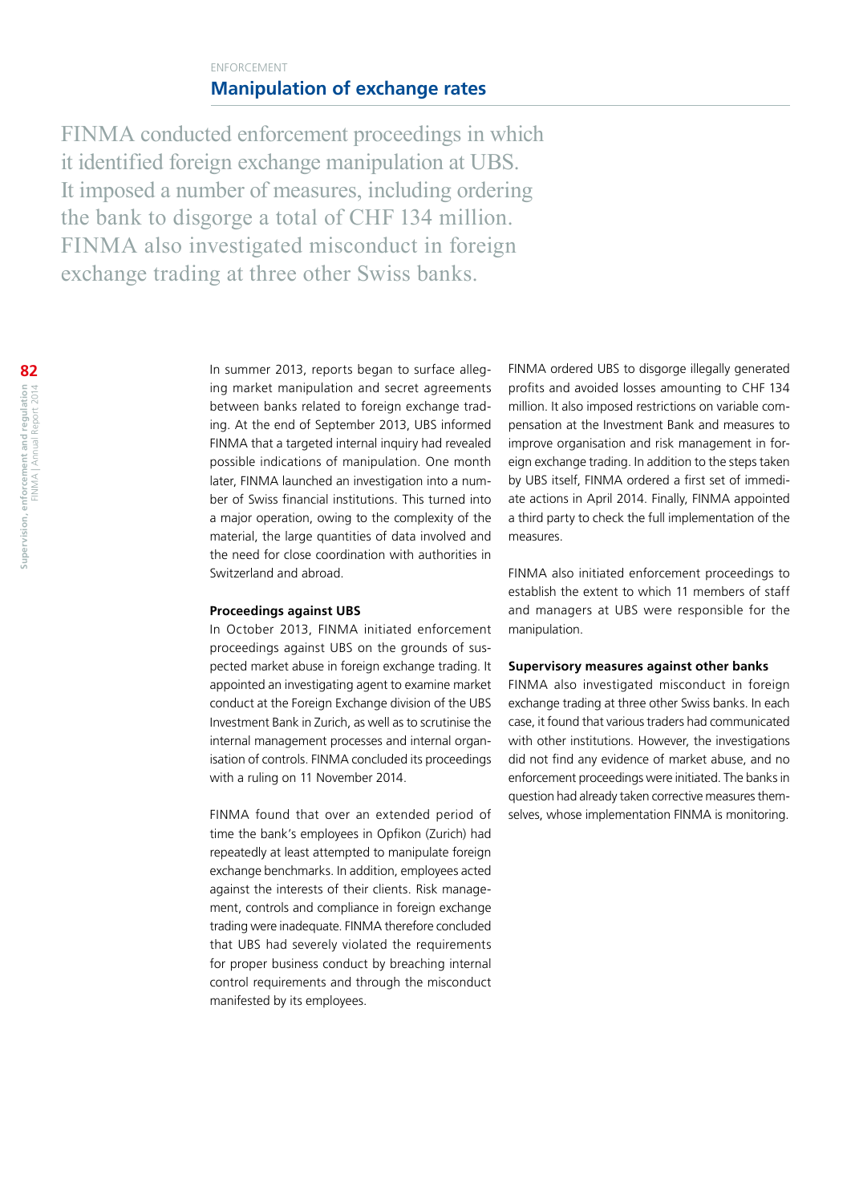ENFORCEMENT

## Manipulation of exchange rates

FINMA conducted enforcement proceedings in which it identified foreign exchange manipulation at UBS. It imposed a number of measures, including ordering the bank to disgorge a total of CHF 134 million. FINMA also investigated misconduct in foreign exchange trading at three other Swiss banks.

In summer 2013, reports began to surface alleging market manipulation and secret agreements between banks related to foreign exchange trading. At the end of September 2013, UBS informed FINMA that a targeted internal inquiry had revealed possible indications of manipulation. One month later, FINMA launched an investigation into a number of Swiss financial institutions. This turned into a major operation, owing to the complexity of the material, the large quantities of data involved and the need for close coordination with authorities in Switzerland and abroad.

**Proceedings against UBS**

In October 2013, FINMA initiated enforcement proceedings against UBS on the grounds of suspected market abuse in foreign exchange trading. It appointed an investigating agent to examine market conduct at the Foreign Exchange division of the UBS Investment Bank in Zurich, as well as to scrutinise the internal management processes and internal organisation of controls. FINMA concluded its proceedings with a ruling on 11 November 2014.

FINMA found that over an extended period of time the bank's employees in Opfikon (Zurich) had repeatedly at least attempted to manipulate foreign exchange benchmarks. In addition, employees acted against the interests of their clients. Risk management, controls and compliance in foreign exchange trading were inadequate. FINMA therefore concluded that UBS had severely violated the requirements for proper business conduct by breaching internal control requirements and through the misconduct manifested by its employees.

FINMA ordered UBS to disgorge illegally generated profits and avoided losses amounting to CHF 134 million. It also imposed restrictions on variable compensation at the Investment Bank and measures to improve organisation and risk management in foreign exchange trading. In addition to the steps taken by UBS itself, FINMA ordered a first set of immediate actions in April 2014. Finally, FINMA appointed a third party to check the full implementation of the measures.

FINMA also initiated enforcement proceedings to establish the extent to which 11 members of staff and managers at UBS were responsible for the manipulation.

**Supervisory measures against other banks**

FINMA also investigated misconduct in foreign exchange trading at three other Swiss banks. In each case, it found that various traders had communicated with other institutions. However, the investigations did not find any evidence of market abuse, and no enforcement proceedings were initiated. The banks in question had already taken corrective measures themselves, whose implementation FINMA is monitoring.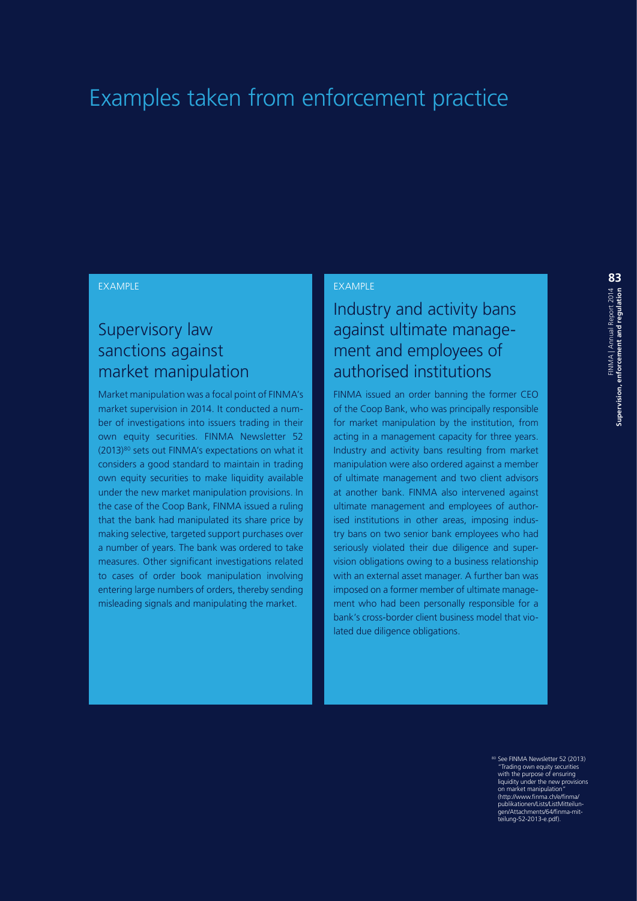# Examples taken from enforcement practice

EXAMPLE

## Supervisory law sanctions against market manipulation

Market manipulation was a focal point of FINMA's market supervision in 2014. It conducted a number of investigations into issuers trading in their own equity securities. FINMA Newsletter 52 (2013)[80] sets out FINMA's expectations on what it considers a good standard to maintain in trading own equity securities to make liquidity available under the new market manipulation provisions. In the case of the Coop Bank, FINMA issued a ruling that the bank had manipulated its share price by making selective, targeted support purchases over a number of years. The bank was ordered to take measures. Other significant investigations related to cases of order book manipulation involving entering large numbers of orders, thereby sending misleading signals and manipulating the market.

EXAMPLE

## Industry and activity bans against ultimate management and employees of authorised institutions

FINMA issued an order banning the former CEO of the Coop Bank, who was principally responsible for market manipulation by the institution, from acting in a management capacity for three years. Industry and activity bans resulting from market manipulation were also ordered against a member of ultimate management and two client advisors at another bank. FINMA also intervened against ultimate management and employees of authorised institutions in other areas, imposing industry bans on two senior bank employees who had seriously violated their due diligence and supervision obligations owing to a business relationship with an external asset manager. A further ban was imposed on a former member of ultimate management who had been personally responsible for a bank's cross-border client business model that violated due diligence obligations.

[80] See FINMA Newsletter 52 (2013) "Trading own equity securities with the purpose of ensuring liquidity under the new provisions on market manipulation" (http://www.finma.ch/e/finma/publikationen/Lists/ListMitteilungen/Attachments/64/finma-mitteilung-52-2013-e.pdf).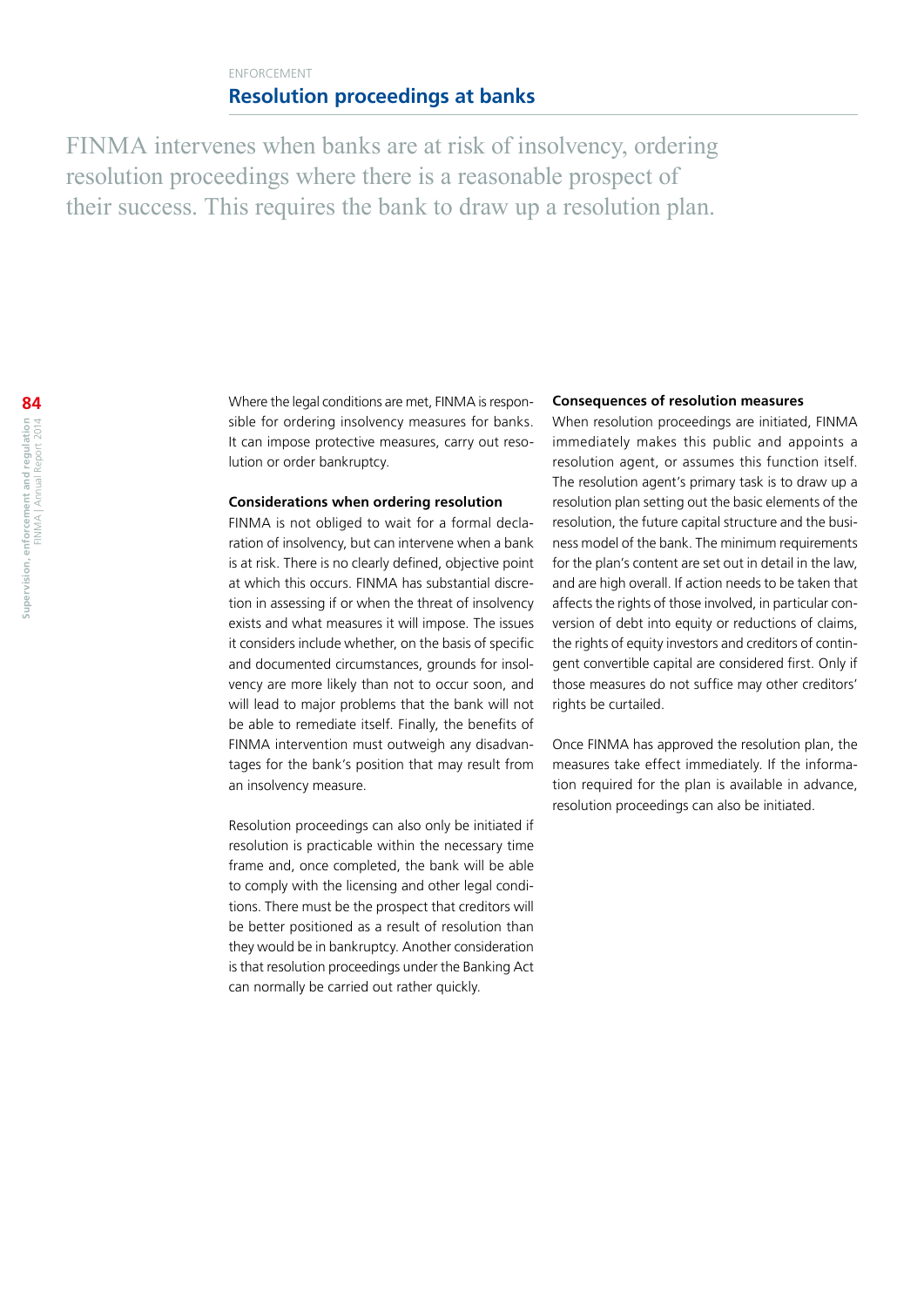ENFORCEMENT

## Resolution proceedings at banks

FINMA intervenes when banks are at risk of insolvency, ordering resolution proceedings where there is a reasonable prospect of their success. This requires the bank to draw up a resolution plan.

Where the legal conditions are met, FINMA is responsible for ordering insolvency measures for banks. It can impose protective measures, carry out resolution or order bankruptcy.

### Considerations when ordering resolution

FINMA is not obliged to wait for a formal declaration of insolvency, but can intervene when a bank is at risk. There is no clearly defined, objective point at which this occurs. FINMA has substantial discretion in assessing if or when the threat of insolvency exists and what measures it will impose. The issues it considers include whether, on the basis of specific and documented circumstances, grounds for insolvency are more likely than not to occur soon, and will lead to major problems that the bank will not be able to remediate itself. Finally, the benefits of FINMA intervention must outweigh any disadvantages for the bank's position that may result from an insolvency measure.

Resolution proceedings can also only be initiated if resolution is practicable within the necessary time frame and, once completed, the bank will be able to comply with the licensing and other legal conditions. There must be the prospect that creditors will be better positioned as a result of resolution than they would be in bankruptcy. Another consideration is that resolution proceedings under the Banking Act can normally be carried out rather quickly.

### Consequences of resolution measures

When resolution proceedings are initiated, FINMA immediately makes this public and appoints a resolution agent, or assumes this function itself. The resolution agent's primary task is to draw up a resolution plan setting out the basic elements of the resolution, the future capital structure and the business model of the bank. The minimum requirements for the plan's content are set out in detail in the law, and are high overall. If action needs to be taken that affects the rights of those involved, in particular conversion of debt into equity or reductions of claims, the rights of equity investors and creditors of contingent convertible capital are considered first. Only if those measures do not suffice may other creditors' rights be curtailed.

Once FINMA has approved the resolution plan, the measures take effect immediately. If the information required for the plan is available in advance, resolution proceedings can also be initiated.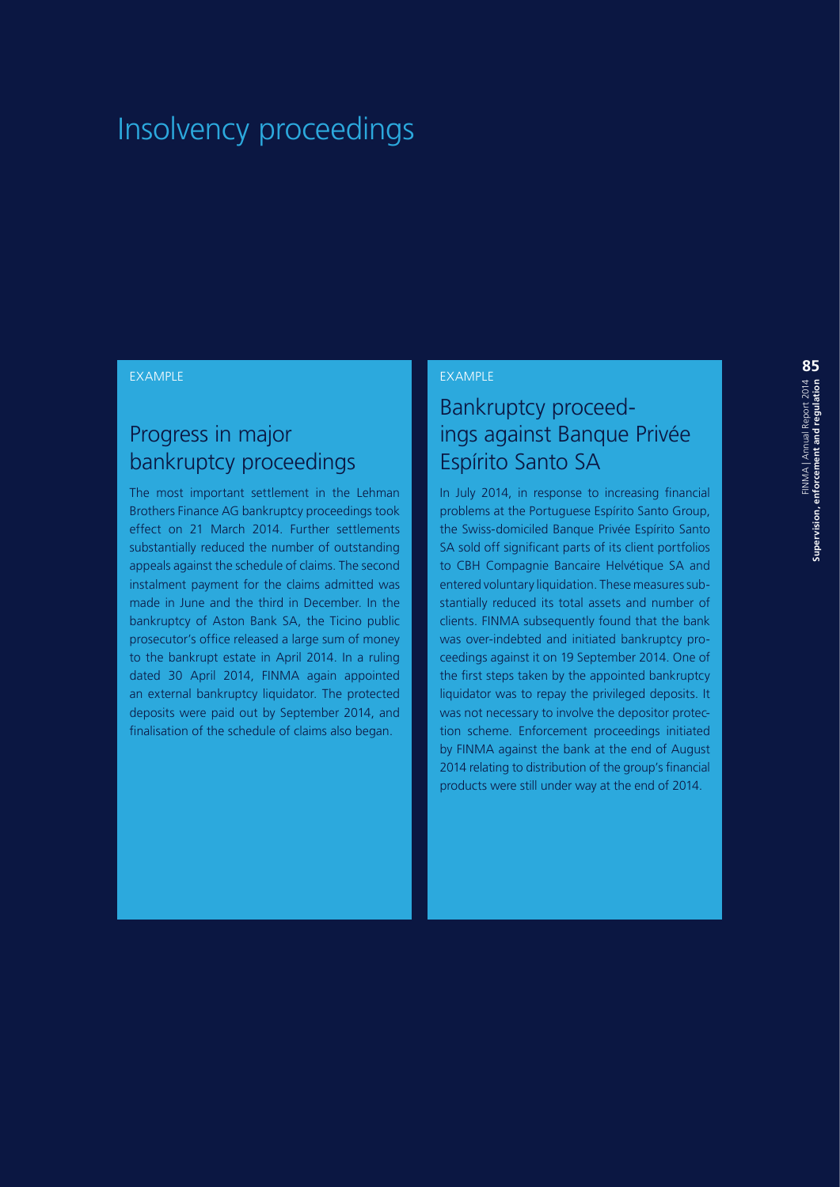# Insolvency proceedings

EXAMPLE

## Progress in major bankruptcy proceedings

The most important settlement in the Lehman Brothers Finance AG bankruptcy proceedings took effect on 21 March 2014. Further settlements substantially reduced the number of outstanding appeals against the schedule of claims. The second instalment payment for the claims admitted was made in June and the third in December. In the bankruptcy of Aston Bank SA, the Ticino public prosecutor's office released a large sum of money to the bankrupt estate in April 2014. In a ruling dated 30 April 2014, FINMA again appointed an external bankruptcy liquidator. The protected deposits were paid out by September 2014, and finalisation of the schedule of claims also began.

EXAMPLE

## Bankruptcy proceedings against Banque Privée Espírito Santo SA

In July 2014, in response to increasing financial problems at the Portuguese Espírito Santo Group, the Swiss-domiciled Banque Privée Espírito Santo SA sold off significant parts of its client portfolios to CBH Compagnie Bancaire Helvétique SA and entered voluntary liquidation. These measures substantially reduced its total assets and number of clients. FINMA subsequently found that the bank was over-indebted and initiated bankruptcy proceedings against it on 19 September 2014. One of the first steps taken by the appointed bankruptcy liquidator was to repay the privileged deposits. It was not necessary to involve the depositor protection scheme. Enforcement proceedings initiated by FINMA against the bank at the end of August 2014 relating to distribution of the group's financial products were still under way at the end of 2014.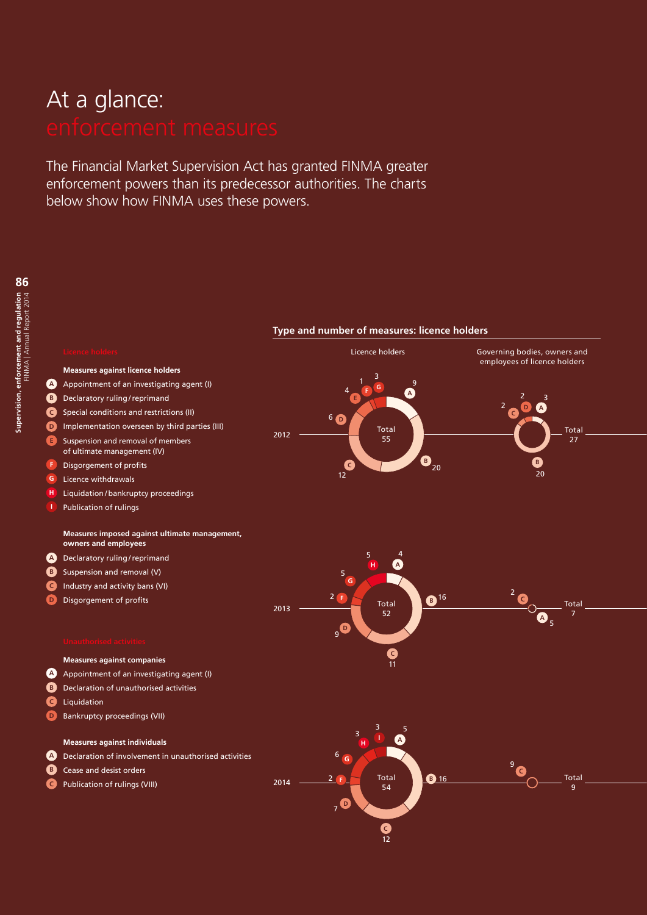# At a glance: enforcement measures

The Financial Market Supervision Act has granted FINMA greater enforcement powers than its predecessor authorities. The charts below show how FINMA uses these powers.

### Licence holders

**Measures against licence holders**

- **A** Appointment of an investigating agent (I)
- **B** Declaratory ruling / reprimand
- **C** Special conditions and restrictions (II)
- **D** Implementation overseen by third parties (III)
- **E** Suspension and removal of members of ultimate management (IV)
- **F** Disgorgement of profits
- **G** Licence withdrawals
- **H** Liquidation / bankruptcy proceedings
- **I** Publication of rulings

**Measures imposed against ultimate management, owners and employees**

- **A** Declaratory ruling / reprimand
- **B** Suspension and removal (V)
- **C** Industry and activity bans (VI)
- **D** Disgorgement of profits

### Unauthorised activities

**Measures against companies**

- **A** Appointment of an investigating agent (I)
- **B** Declaration of unauthorised activities
- **C** Liquidation
- **D** Bankruptcy proceedings (VII)

**Measures against individuals**

- **A** Declaration of involvement in unauthorised activities
- **B** Cease and desist orders
- **C** Publication of rulings (VIII)

**Type and number of measures: licence holders**

Licence holders

| Year | A | B | C | D | E | F | G | H | I | Total |
|---|---|---|---|---|---|---|---|---|---|---|
| 2012 | 9 | 20 | 12 | 6 | 4 | 1 | 3 | | | 55 |
| 2013 | 4 | 16 | 11 | 9 | | 2 | 5 | 5 | | 52 |
| 2014 | 5 | 16 | 12 | 7 | | 2 | 6 | 3 | 3 | 54 |

Governing bodies, owners and employees of licence holders

| Year | A | B | C | D | Total |
|---|---|---|---|---|---|
| 2012 | 3 | 20 | 2 | 2 | 27 |
| 2013 | 5 | | 2 | | 7 |
| 2014 | | | 9 | | 9 |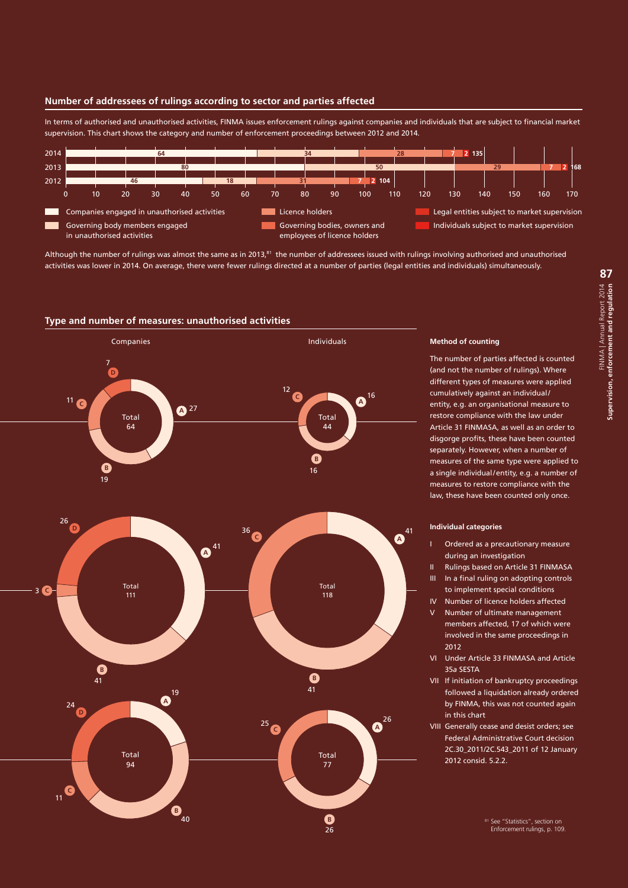## Number of addressees of rulings according to sector and parties affected

In terms of authorised and unauthorised activities, FINMA issues enforcement rulings against companies and individuals that are subject to financial market supervision. This chart shows the category and number of enforcement proceedings between 2012 and 2014.

2014: 64, 34, 28, 7, 2, 135
2013: 80, 50, 29, 7, 2, 168
2012: 46, 18, 31, 7, 2, 104

0 10 20 30 40 50 60 70 80 90 100 110 120 130 140 150 160 170

Companies engaged in unauthorised activities
Governing body members engaged in unauthorised activities
Licence holders
Governing bodies, owners and employees of licence holders
Legal entities subject to market supervision
Individuals subject to market supervision

Although the number of rulings was almost the same as in 2013,[81] the number of addressees issued with rulings involving authorised and unauthorised activities was lower in 2014. On average, there were fewer rulings directed at a number of parties (legal entities and individuals) simultaneously.

## Type and number of measures: unauthorised activities

Companies

Individuals

A 27, B 19, C 11, D 7 — Total 64

A 16, B 16, C 12 — Total 44

A 41, B 41, C 3, D 26 — Total 111

A 41, B 41, C 36 — Total 118

A 19, B 40, C 11, D 24 — Total 94

A 26, B 26, C 25 — Total 77

#### Method of counting

The number of parties affected is counted (and not the number of rulings). Where different types of measures were applied cumulatively against an individual/entity, e.g. an organisational measure to restore compliance with the law under Article 31 FINMASA, as well as an order to disgorge profits, these have been counted separately. However, when a number of measures of the same type were applied to a single individual/entity, e.g. a number of measures to restore compliance with the law, these have been counted only once.

#### Individual categories

- I Ordered as a precautionary measure during an investigation
- II Rulings based on Article 31 FINMASA
- III In a final ruling on adopting controls to implement special conditions
- IV Number of licence holders affected
- V Number of ultimate management members affected, 17 of which were involved in the same proceedings in 2012
- VI Under Article 33 FINMASA and Article 35a SESTA
- VII If initiation of bankruptcy proceedings followed a liquidation already ordered by FINMA, this was not counted again in this chart
- VIII Generally cease and desist orders; see Federal Administrative Court decision 2C.30_2011/2C.543_2011 of 12 January 2012 consid. 5.2.2.

[81] See "Statistics", section on Enforcement rulings, p. 109.